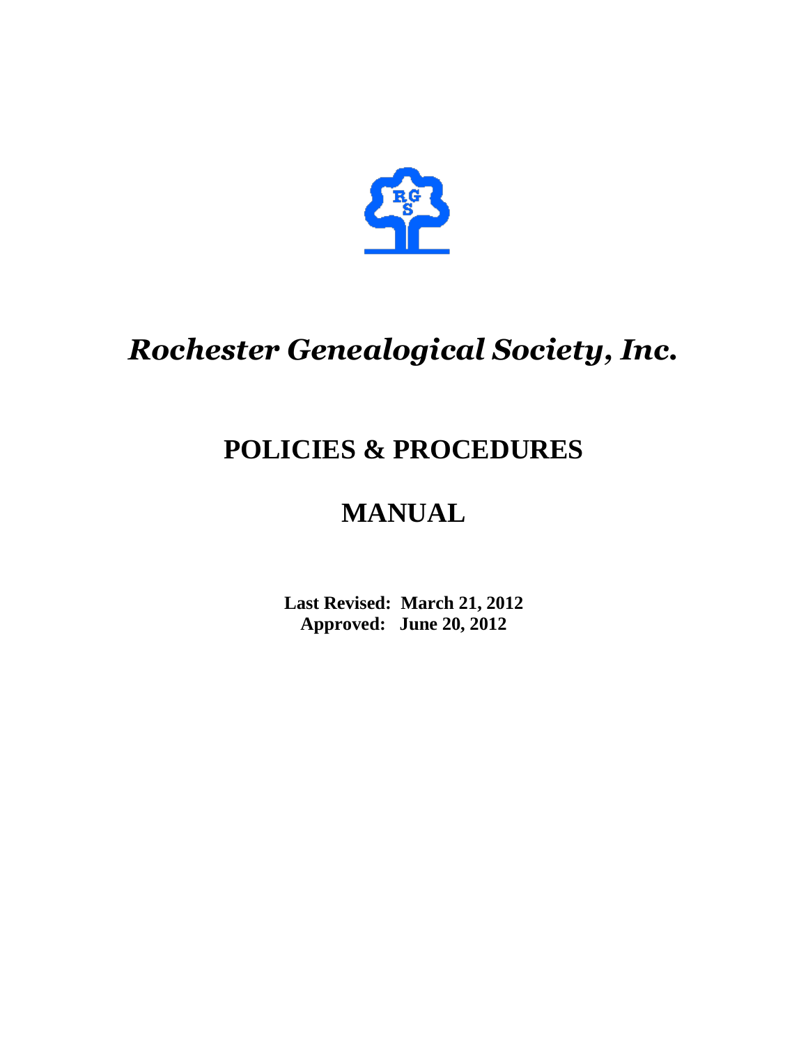# *Rochester Genealogical Society, Inc.*

## POLICIES & PROCEDURES

## MANUAL

**Last Revised: March 21, 2012**
**Approved: June 20, 2012**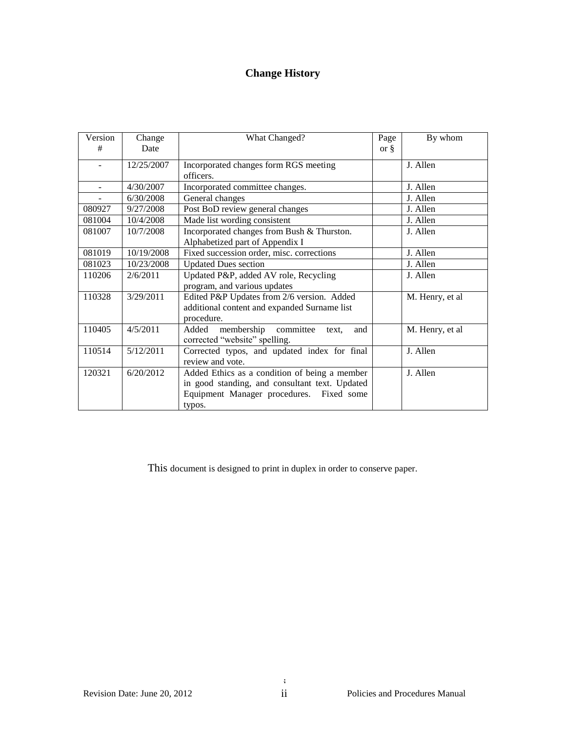# Change History

| Version # | Change Date | What Changed? | Page or § | By whom |
|---|---|---|---|---|
| - | 12/25/2007 | Incorporated changes form RGS meeting officers. | | J. Allen |
| - | 4/30/2007 | Incorporated committee changes. | | J. Allen |
| - | 6/30/2008 | General changes | | J. Allen |
| 080927 | 9/27/2008 | Post BoD review general changes | | J. Allen |
| 081004 | 10/4/2008 | Made list wording consistent | | J. Allen |
| 081007 | 10/7/2008 | Incorporated changes from Bush & Thurston. Alphabetized part of Appendix I | | J. Allen |
| 081019 | 10/19/2008 | Fixed succession order, misc. corrections | | J. Allen |
| 081023 | 10/23/2008 | Updated Dues section | | J. Allen |
| 110206 | 2/6/2011 | Updated P&P, added AV role, Recycling program, and various updates | | J. Allen |
| 110328 | 3/29/2011 | Edited P&P Updates from 2/6 version. Added additional content and expanded Surname list procedure. | | M. Henry, et al |
| 110405 | 4/5/2011 | Added membership committee text, and corrected "website" spelling. | | M. Henry, et al |
| 110514 | 5/12/2011 | Corrected typos, and updated index for final review and vote. | | J. Allen |
| 120321 | 6/20/2012 | Added Ethics as a condition of being a member in good standing, and consultant text. Updated Equipment Manager procedures. Fixed some typos. | | J. Allen |

This document is designed to print in duplex in order to conserve paper.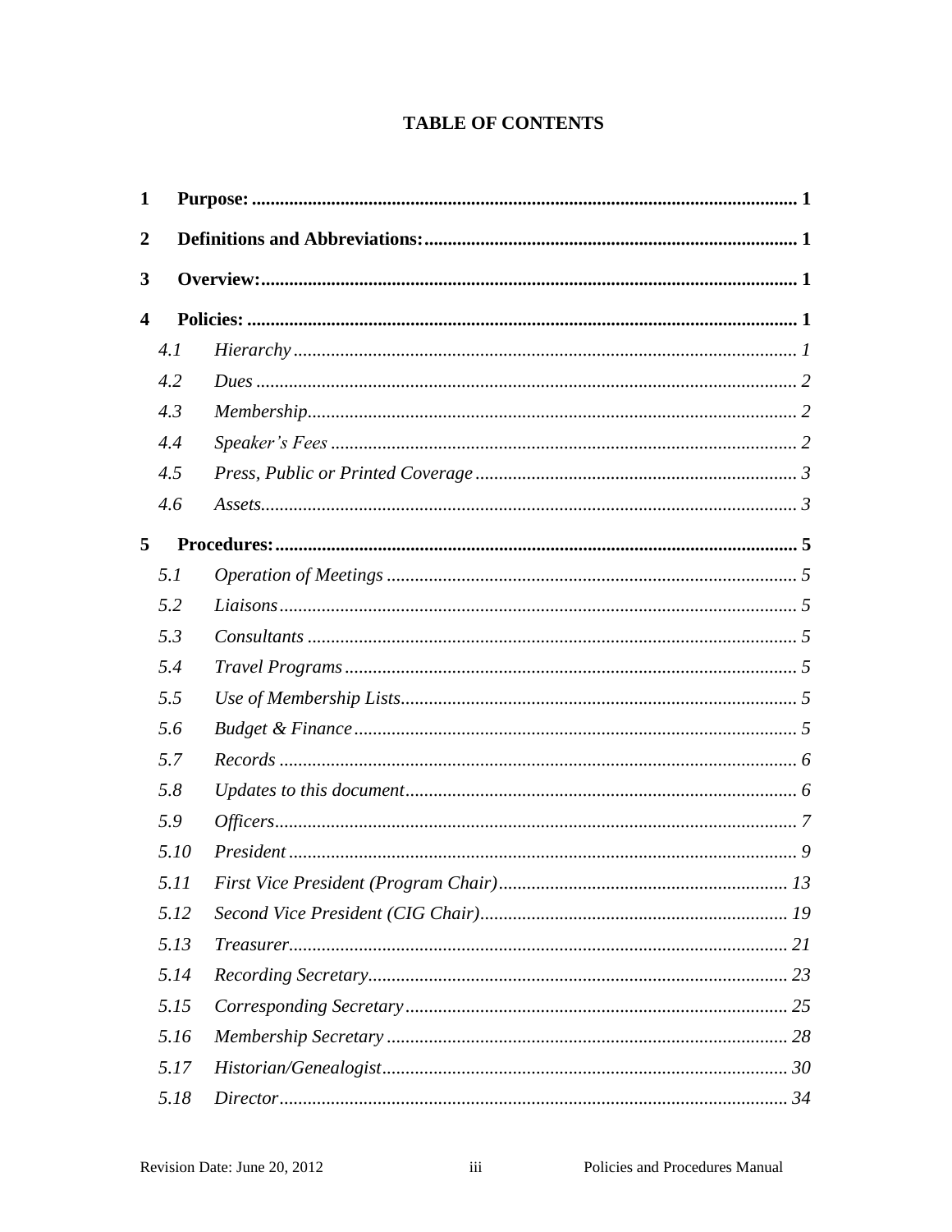# TABLE OF CONTENTS

**1 Purpose:** .......... **1**

**2 Definitions and Abbreviations:** .......... **1**

**3 Overview:** .......... **1**

**4 Policies:** .......... **1**

- *4.1 Hierarchy* .......... *1*
- *4.2 Dues* .......... *2*
- *4.3 Membership* .......... *2*
- *4.4 Speaker's Fees* .......... *2*
- *4.5 Press, Public or Printed Coverage* .......... *3*
- *4.6 Assets* .......... *3*

**5 Procedures:** .......... **5**

- *5.1 Operation of Meetings* .......... *5*
- *5.2 Liaisons* .......... *5*
- *5.3 Consultants* .......... *5*
- *5.4 Travel Programs* .......... *5*
- *5.5 Use of Membership Lists* .......... *5*
- *5.6 Budget & Finance* .......... *5*
- *5.7 Records* .......... *6*
- *5.8 Updates to this document* .......... *6*
- *5.9 Officers* .......... *7*
- *5.10 President* .......... *9*
- *5.11 First Vice President (Program Chair)* .......... *13*
- *5.12 Second Vice President (CIG Chair)* .......... *19*
- *5.13 Treasurer* .......... *21*
- *5.14 Recording Secretary* .......... *23*
- *5.15 Corresponding Secretary* .......... *25*
- *5.16 Membership Secretary* .......... *28*
- *5.17 Historian/Genealogist* .......... *30*
- *5.18 Director* .......... *34*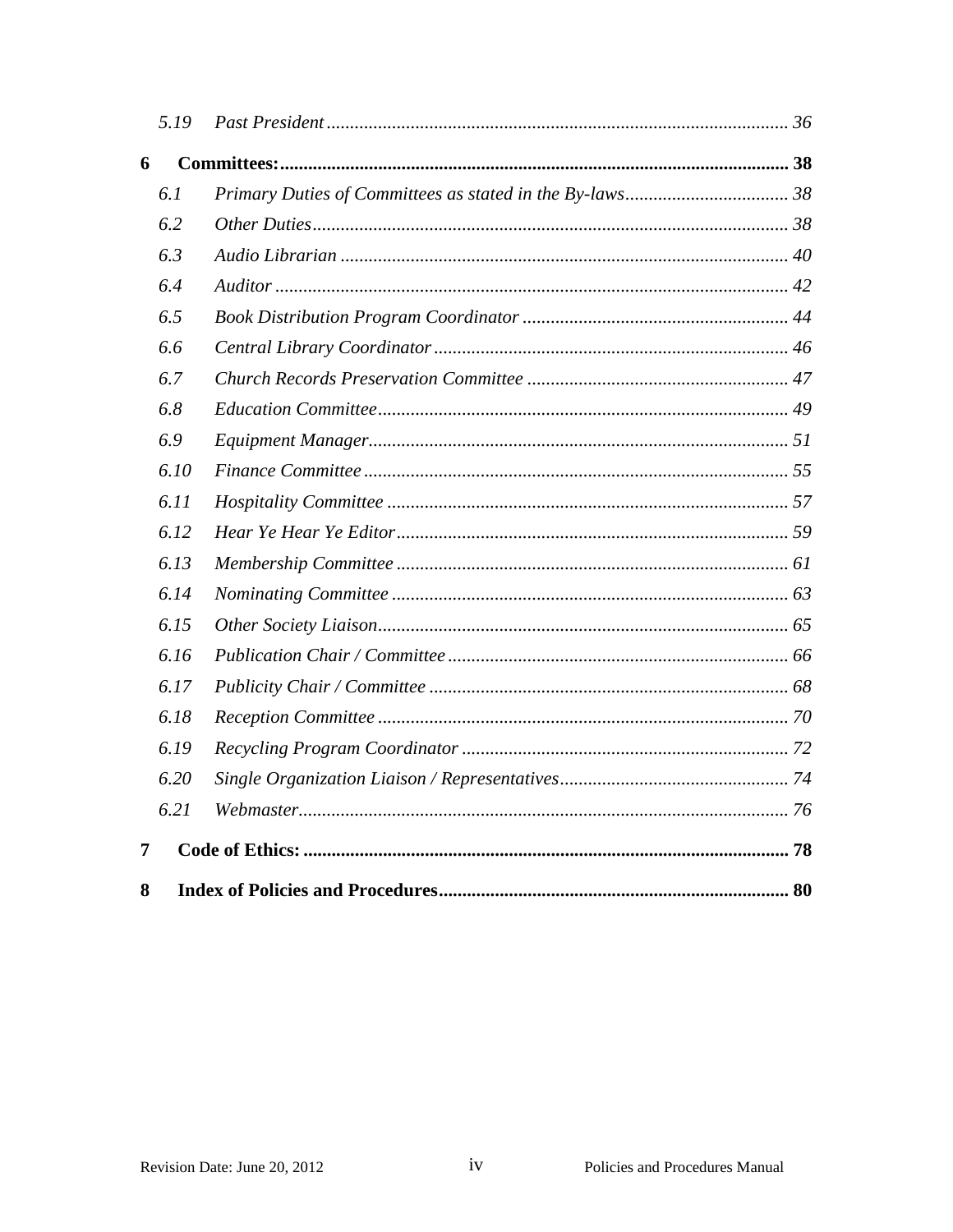*5.19 Past President .......... 36*

**6 Committees: .......... 38**

*6.1 Primary Duties of Committees as stated in the By-laws .......... 38*

*6.2 Other Duties .......... 38*

*6.3 Audio Librarian .......... 40*

*6.4 Auditor .......... 42*

*6.5 Book Distribution Program Coordinator .......... 44*

*6.6 Central Library Coordinator .......... 46*

*6.7 Church Records Preservation Committee .......... 47*

*6.8 Education Committee .......... 49*

*6.9 Equipment Manager .......... 51*

*6.10 Finance Committee .......... 55*

*6.11 Hospitality Committee .......... 57*

*6.12 Hear Ye Hear Ye Editor .......... 59*

*6.13 Membership Committee .......... 61*

*6.14 Nominating Committee .......... 63*

*6.15 Other Society Liaison .......... 65*

*6.16 Publication Chair / Committee .......... 66*

*6.17 Publicity Chair / Committee .......... 68*

*6.18 Reception Committee .......... 70*

*6.19 Recycling Program Coordinator .......... 72*

*6.20 Single Organization Liaison / Representatives .......... 74*

*6.21 Webmaster .......... 76*

**7 Code of Ethics: .......... 78**

**8 Index of Policies and Procedures .......... 80**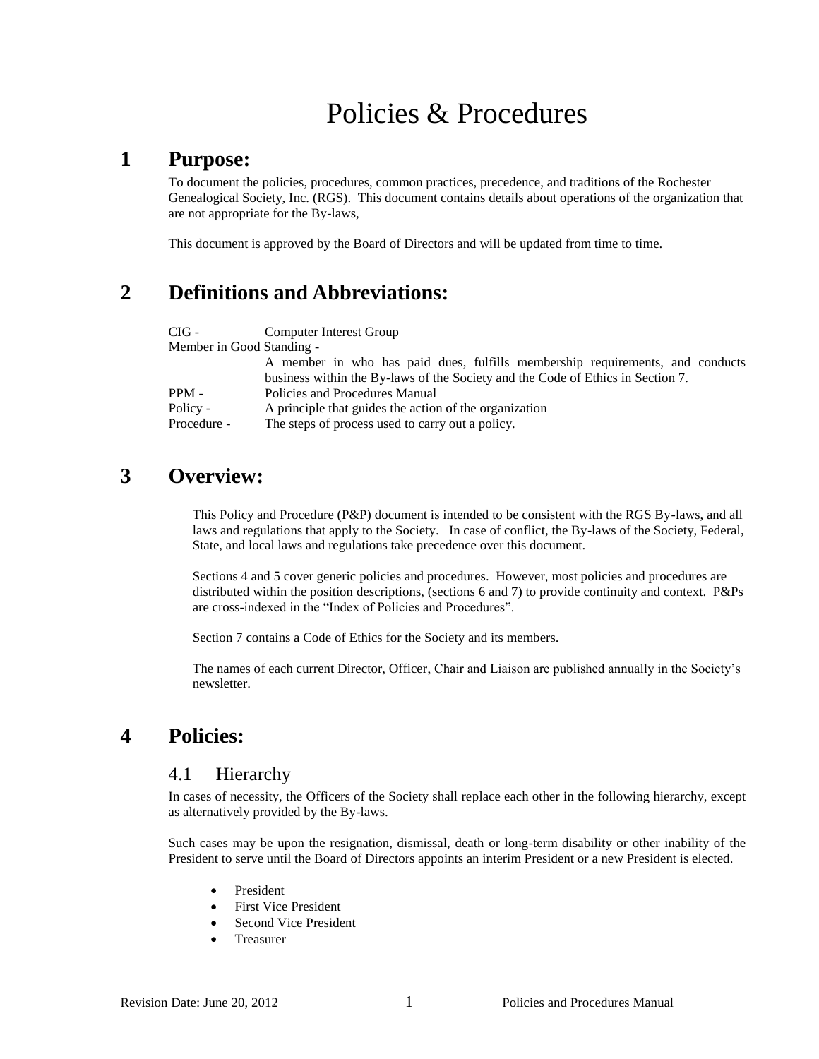# Policies & Procedures

## 1 Purpose:

To document the policies, procedures, common practices, precedence, and traditions of the Rochester Genealogical Society, Inc. (RGS). This document contains details about operations of the organization that are not appropriate for the By-laws,

This document is approved by the Board of Directors and will be updated from time to time.

## 2 Definitions and Abbreviations:

CIG - Computer Interest Group

Member in Good Standing - A member in who has paid dues, fulfills membership requirements, and conducts business within the By-laws of the Society and the Code of Ethics in Section 7.

PPM - Policies and Procedures Manual

Policy - A principle that guides the action of the organization

Procedure - The steps of process used to carry out a policy.

## 3 Overview:

This Policy and Procedure (P&P) document is intended to be consistent with the RGS By-laws, and all laws and regulations that apply to the Society. In case of conflict, the By-laws of the Society, Federal, State, and local laws and regulations take precedence over this document.

Sections 4 and 5 cover generic policies and procedures. However, most policies and procedures are distributed within the position descriptions, (sections 6 and 7) to provide continuity and context. P&Ps are cross-indexed in the "Index of Policies and Procedures".

Section 7 contains a Code of Ethics for the Society and its members.

The names of each current Director, Officer, Chair and Liaison are published annually in the Society's newsletter.

## 4 Policies:

### 4.1 Hierarchy

In cases of necessity, the Officers of the Society shall replace each other in the following hierarchy, except as alternatively provided by the By-laws.

Such cases may be upon the resignation, dismissal, death or long-term disability or other inability of the President to serve until the Board of Directors appoints an interim President or a new President is elected.

- President
- First Vice President
- Second Vice President
- Treasurer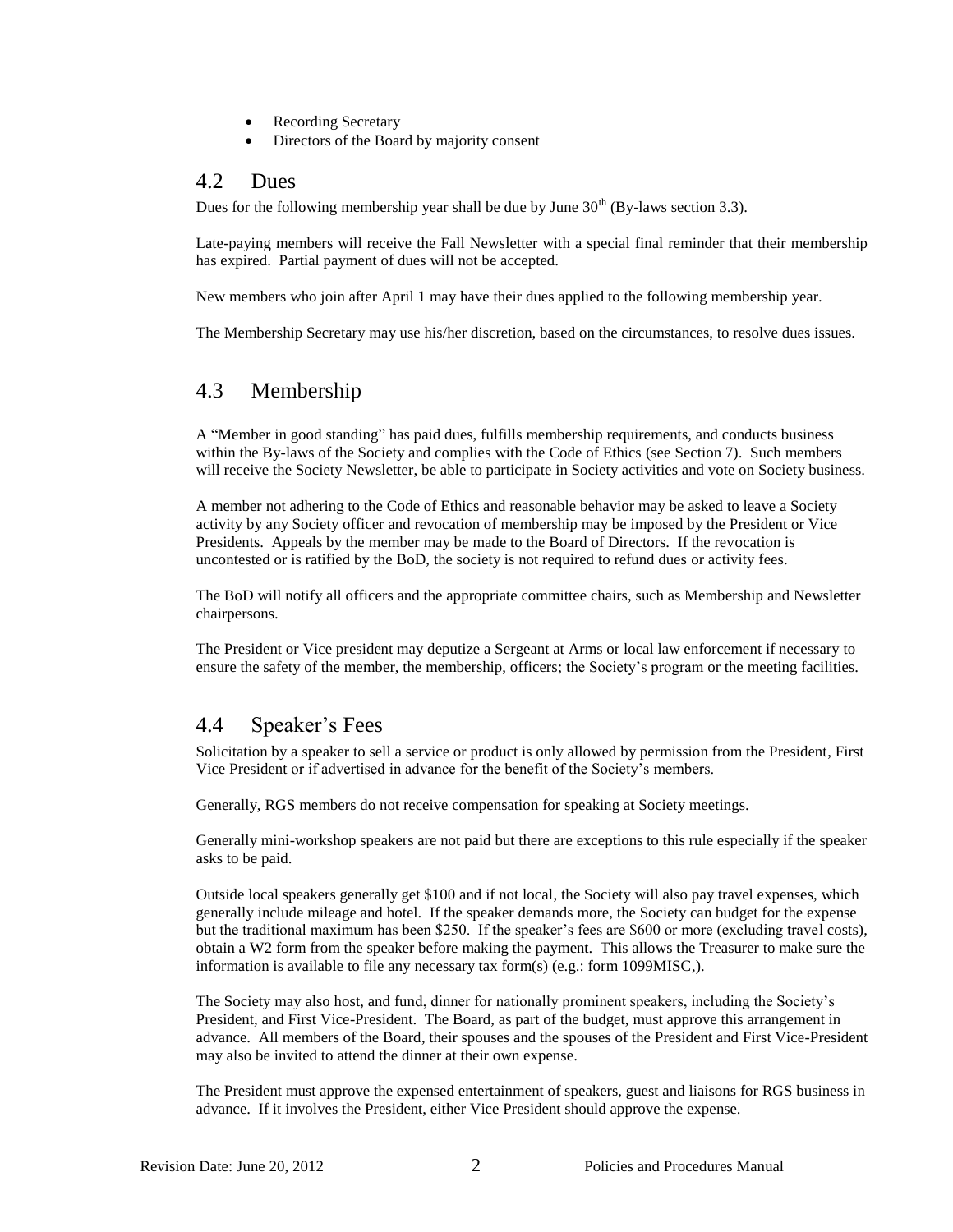- Recording Secretary
- Directors of the Board by majority consent

## 4.2 Dues

Dues for the following membership year shall be due by June 30th (By-laws section 3.3).

Late-paying members will receive the Fall Newsletter with a special final reminder that their membership has expired. Partial payment of dues will not be accepted.

New members who join after April 1 may have their dues applied to the following membership year.

The Membership Secretary may use his/her discretion, based on the circumstances, to resolve dues issues.

## 4.3 Membership

A "Member in good standing" has paid dues, fulfills membership requirements, and conducts business within the By-laws of the Society and complies with the Code of Ethics (see Section 7). Such members will receive the Society Newsletter, be able to participate in Society activities and vote on Society business.

A member not adhering to the Code of Ethics and reasonable behavior may be asked to leave a Society activity by any Society officer and revocation of membership may be imposed by the President or Vice Presidents. Appeals by the member may be made to the Board of Directors. If the revocation is uncontested or is ratified by the BoD, the society is not required to refund dues or activity fees.

The BoD will notify all officers and the appropriate committee chairs, such as Membership and Newsletter chairpersons.

The President or Vice president may deputize a Sergeant at Arms or local law enforcement if necessary to ensure the safety of the member, the membership, officers; the Society's program or the meeting facilities.

## 4.4 Speaker's Fees

Solicitation by a speaker to sell a service or product is only allowed by permission from the President, First Vice President or if advertised in advance for the benefit of the Society's members.

Generally, RGS members do not receive compensation for speaking at Society meetings.

Generally mini-workshop speakers are not paid but there are exceptions to this rule especially if the speaker asks to be paid.

Outside local speakers generally get $100 and if not local, the Society will also pay travel expenses, which generally include mileage and hotel. If the speaker demands more, the Society can budget for the expense but the traditional maximum has been $250. If the speaker's fees are $600 or more (excluding travel costs), obtain a W2 form from the speaker before making the payment. This allows the Treasurer to make sure the information is available to file any necessary tax form(s) (e.g.: form 1099MISC,).

The Society may also host, and fund, dinner for nationally prominent speakers, including the Society's President, and First Vice-President. The Board, as part of the budget, must approve this arrangement in advance. All members of the Board, their spouses and the spouses of the President and First Vice-President may also be invited to attend the dinner at their own expense.

The President must approve the expensed entertainment of speakers, guest and liaisons for RGS business in advance. If it involves the President, either Vice President should approve the expense.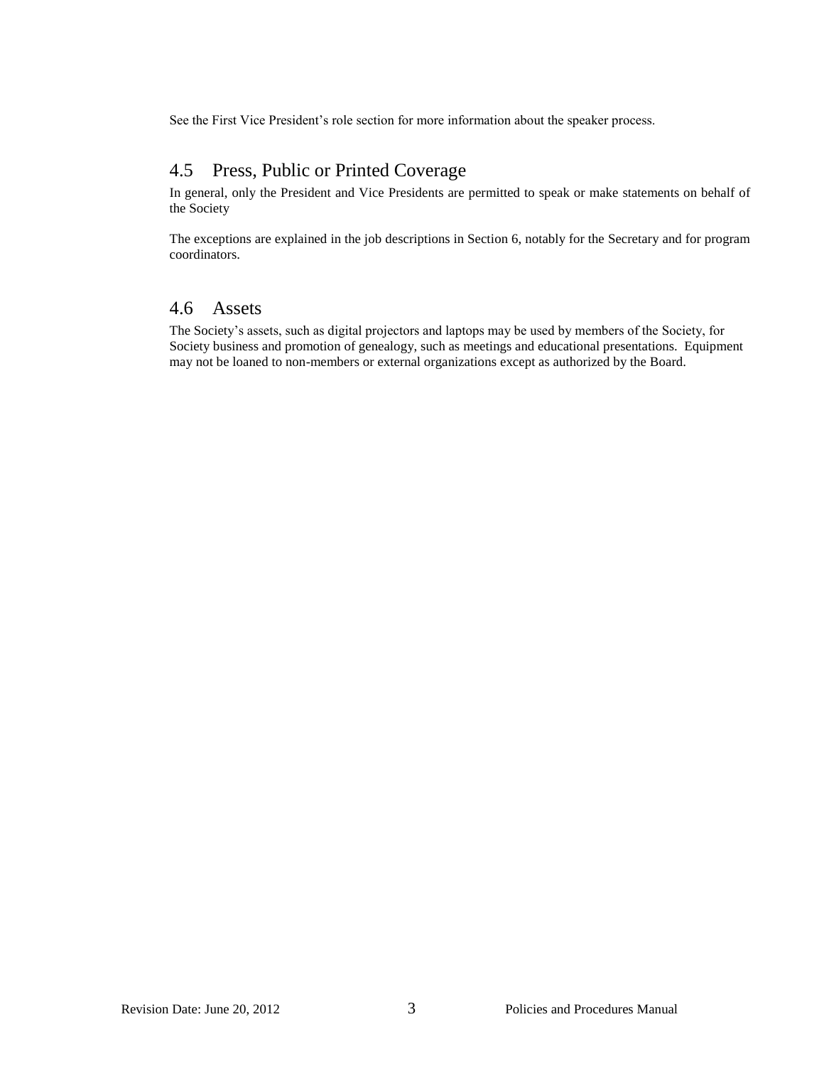See the First Vice President's role section for more information about the speaker process.

## 4.5 Press, Public or Printed Coverage

In general, only the President and Vice Presidents are permitted to speak or make statements on behalf of the Society

The exceptions are explained in the job descriptions in Section 6, notably for the Secretary and for program coordinators.

## 4.6 Assets

The Society's assets, such as digital projectors and laptops may be used by members of the Society, for Society business and promotion of genealogy, such as meetings and educational presentations. Equipment may not be loaned to non-members or external organizations except as authorized by the Board.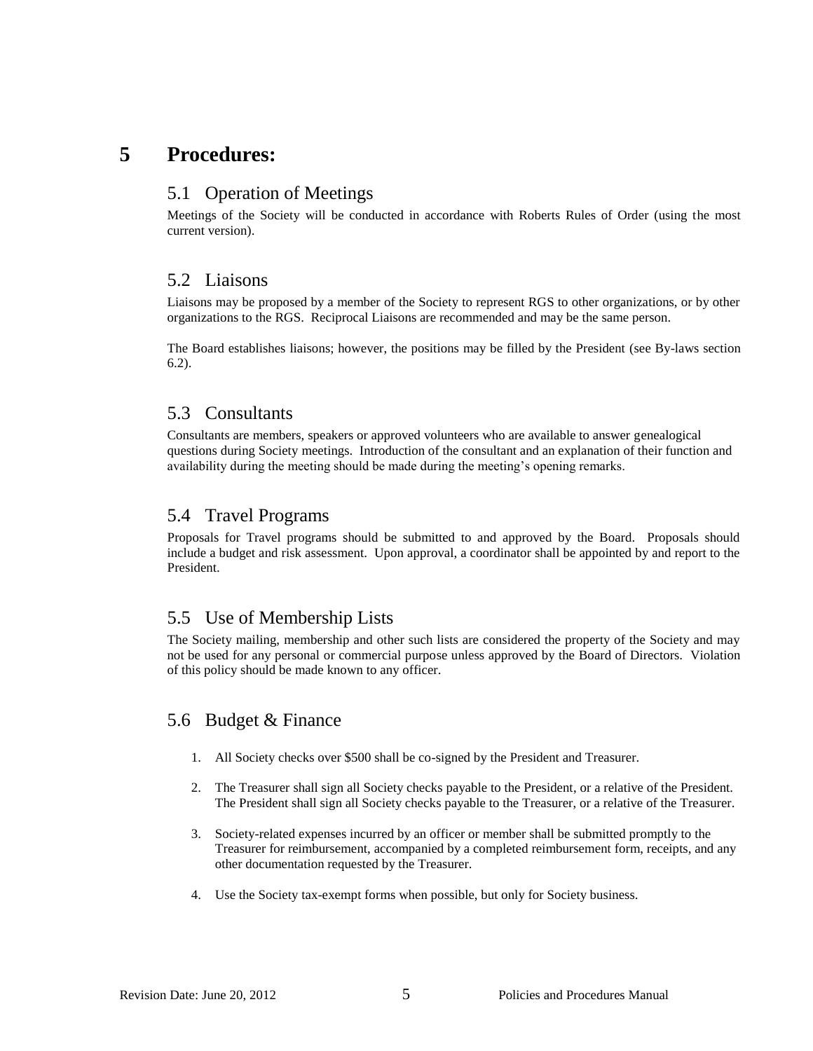# 5 Procedures:

## 5.1 Operation of Meetings

Meetings of the Society will be conducted in accordance with Roberts Rules of Order (using the most current version).

## 5.2 Liaisons

Liaisons may be proposed by a member of the Society to represent RGS to other organizations, or by other organizations to the RGS. Reciprocal Liaisons are recommended and may be the same person.

The Board establishes liaisons; however, the positions may be filled by the President (see By-laws section 6.2).

## 5.3 Consultants

Consultants are members, speakers or approved volunteers who are available to answer genealogical questions during Society meetings. Introduction of the consultant and an explanation of their function and availability during the meeting should be made during the meeting's opening remarks.

## 5.4 Travel Programs

Proposals for Travel programs should be submitted to and approved by the Board. Proposals should include a budget and risk assessment. Upon approval, a coordinator shall be appointed by and report to the President.

## 5.5 Use of Membership Lists

The Society mailing, membership and other such lists are considered the property of the Society and may not be used for any personal or commercial purpose unless approved by the Board of Directors. Violation of this policy should be made known to any officer.

## 5.6 Budget & Finance

1. All Society checks over $500 shall be co-signed by the President and Treasurer.
2. The Treasurer shall sign all Society checks payable to the President, or a relative of the President. The President shall sign all Society checks payable to the Treasurer, or a relative of the Treasurer.
3. Society-related expenses incurred by an officer or member shall be submitted promptly to the Treasurer for reimbursement, accompanied by a completed reimbursement form, receipts, and any other documentation requested by the Treasurer.
4. Use the Society tax-exempt forms when possible, but only for Society business.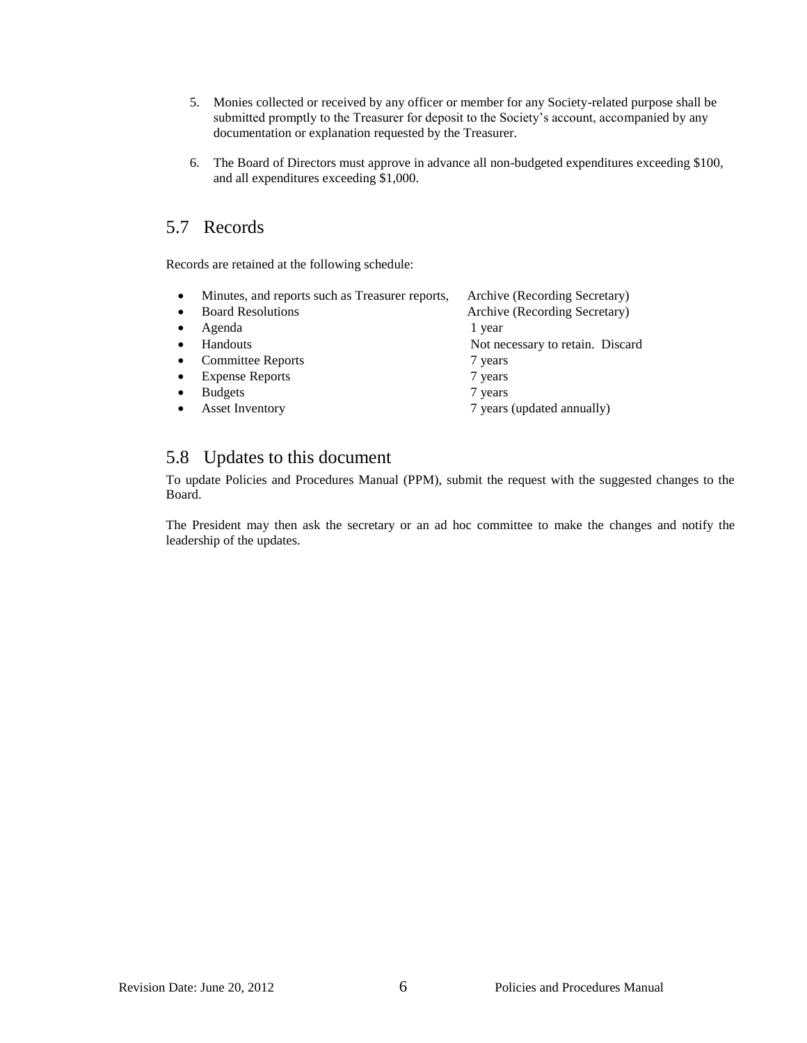5. Monies collected or received by any officer or member for any Society-related purpose shall be submitted promptly to the Treasurer for deposit to the Society's account, accompanied by any documentation or explanation requested by the Treasurer.

6. The Board of Directors must approve in advance all non-budgeted expenditures exceeding $100, and all expenditures exceeding $1,000.

## 5.7 Records

Records are retained at the following schedule:

- Minutes, and reports such as Treasurer reports, — Archive (Recording Secretary)
- Board Resolutions — Archive (Recording Secretary)
- Agenda — 1 year
- Handouts — Not necessary to retain. Discard
- Committee Reports — 7 years
- Expense Reports — 7 years
- Budgets — 7 years
- Asset Inventory — 7 years (updated annually)

## 5.8 Updates to this document

To update Policies and Procedures Manual (PPM), submit the request with the suggested changes to the Board.

The President may then ask the secretary or an ad hoc committee to make the changes and notify the leadership of the updates.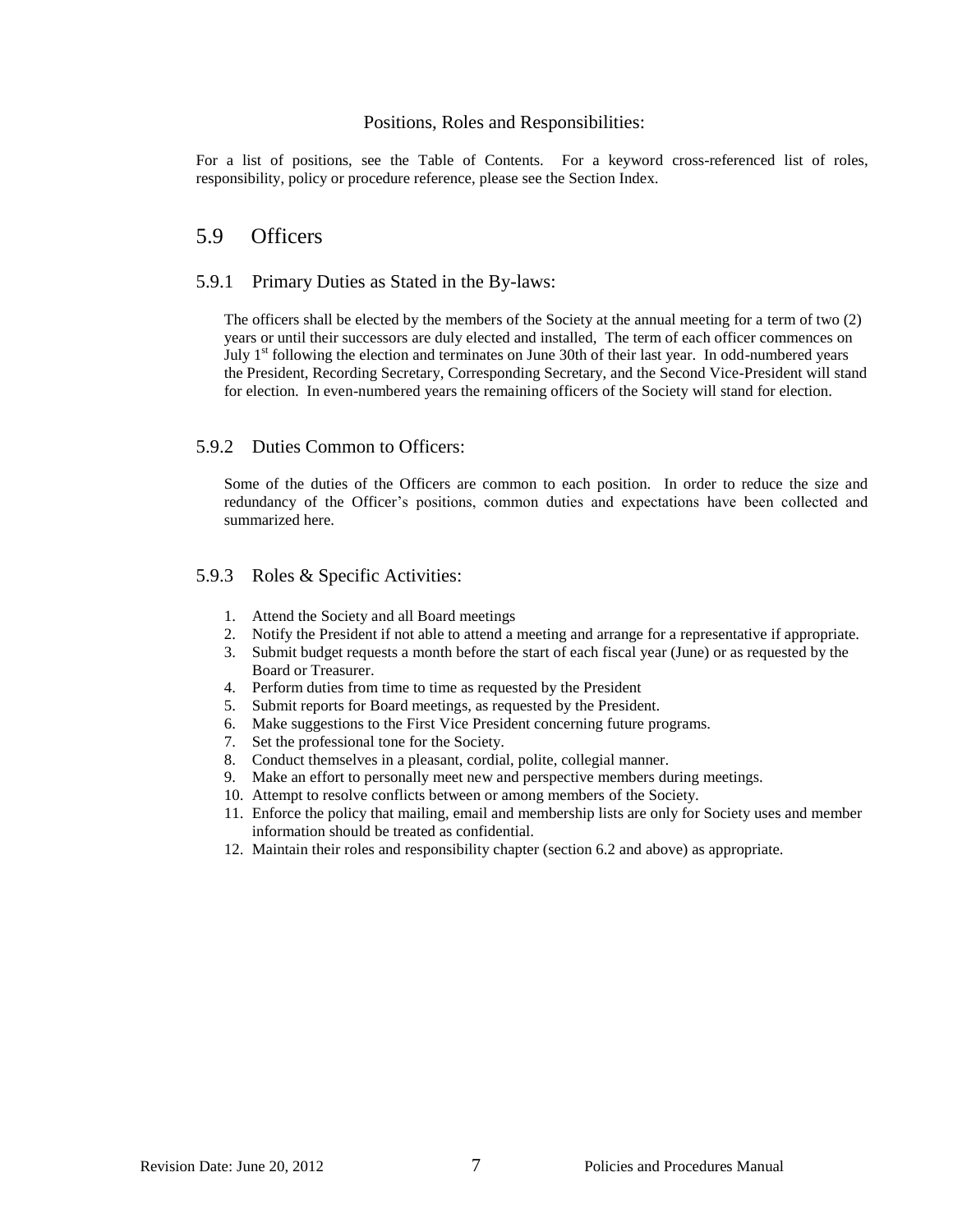Positions, Roles and Responsibilities:

For a list of positions, see the Table of Contents. For a keyword cross-referenced list of roles, responsibility, policy or procedure reference, please see the Section Index.

## 5.9 Officers

### 5.9.1 Primary Duties as Stated in the By-laws:

The officers shall be elected by the members of the Society at the annual meeting for a term of two (2) years or until their successors are duly elected and installed, The term of each officer commences on July 1st following the election and terminates on June 30th of their last year. In odd-numbered years the President, Recording Secretary, Corresponding Secretary, and the Second Vice-President will stand for election. In even-numbered years the remaining officers of the Society will stand for election.

### 5.9.2 Duties Common to Officers:

Some of the duties of the Officers are common to each position. In order to reduce the size and redundancy of the Officer's positions, common duties and expectations have been collected and summarized here.

### 5.9.3 Roles & Specific Activities:

1. Attend the Society and all Board meetings
2. Notify the President if not able to attend a meeting and arrange for a representative if appropriate.
3. Submit budget requests a month before the start of each fiscal year (June) or as requested by the Board or Treasurer.
4. Perform duties from time to time as requested by the President
5. Submit reports for Board meetings, as requested by the President.
6. Make suggestions to the First Vice President concerning future programs.
7. Set the professional tone for the Society.
8. Conduct themselves in a pleasant, cordial, polite, collegial manner.
9. Make an effort to personally meet new and perspective members during meetings.
10. Attempt to resolve conflicts between or among members of the Society.
11. Enforce the policy that mailing, email and membership lists are only for Society uses and member information should be treated as confidential.
12. Maintain their roles and responsibility chapter (section 6.2 and above) as appropriate.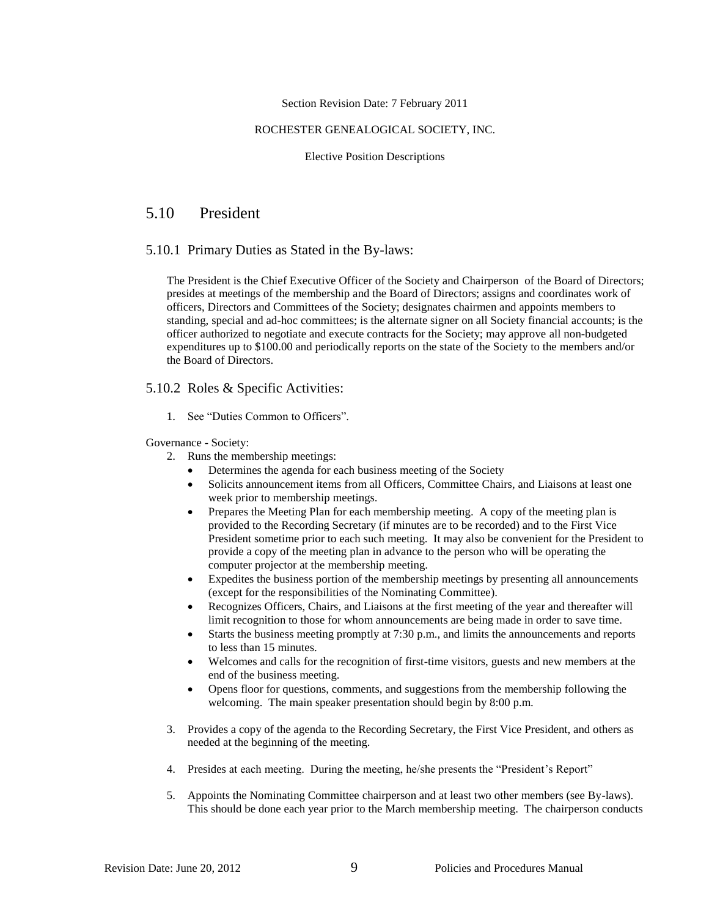Section Revision Date: 7 February 2011

ROCHESTER GENEALOGICAL SOCIETY, INC.

Elective Position Descriptions

## 5.10 President

### 5.10.1 Primary Duties as Stated in the By-laws:

The President is the Chief Executive Officer of the Society and Chairperson of the Board of Directors; presides at meetings of the membership and the Board of Directors; assigns and coordinates work of officers, Directors and Committees of the Society; designates chairmen and appoints members to standing, special and ad-hoc committees; is the alternate signer on all Society financial accounts; is the officer authorized to negotiate and execute contracts for the Society; may approve all non-budgeted expenditures up to $100.00 and periodically reports on the state of the Society to the members and/or the Board of Directors.

### 5.10.2 Roles & Specific Activities:

1. See "Duties Common to Officers".

Governance - Society:

2. Runs the membership meetings:
   - Determines the agenda for each business meeting of the Society
   - Solicits announcement items from all Officers, Committee Chairs, and Liaisons at least one week prior to membership meetings.
   - Prepares the Meeting Plan for each membership meeting. A copy of the meeting plan is provided to the Recording Secretary (if minutes are to be recorded) and to the First Vice President sometime prior to each such meeting. It may also be convenient for the President to provide a copy of the meeting plan in advance to the person who will be operating the computer projector at the membership meeting.
   - Expedites the business portion of the membership meetings by presenting all announcements (except for the responsibilities of the Nominating Committee).
   - Recognizes Officers, Chairs, and Liaisons at the first meeting of the year and thereafter will limit recognition to those for whom announcements are being made in order to save time.
   - Starts the business meeting promptly at 7:30 p.m., and limits the announcements and reports to less than 15 minutes.
   - Welcomes and calls for the recognition of first-time visitors, guests and new members at the end of the business meeting.
   - Opens floor for questions, comments, and suggestions from the membership following the welcoming. The main speaker presentation should begin by 8:00 p.m.
3. Provides a copy of the agenda to the Recording Secretary, the First Vice President, and others as needed at the beginning of the meeting.
4. Presides at each meeting. During the meeting, he/she presents the "President's Report"
5. Appoints the Nominating Committee chairperson and at least two other members (see By-laws). This should be done each year prior to the March membership meeting. The chairperson conducts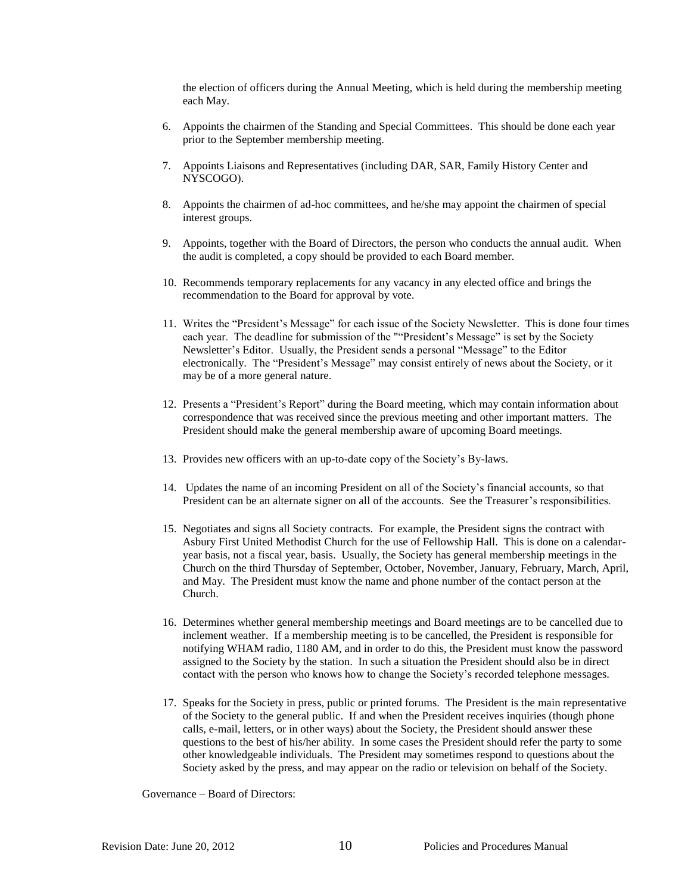the election of officers during the Annual Meeting, which is held during the membership meeting each May.

6. Appoints the chairmen of the Standing and Special Committees. This should be done each year prior to the September membership meeting.

7. Appoints Liaisons and Representatives (including DAR, SAR, Family History Center and NYSCOGO).

8. Appoints the chairmen of ad-hoc committees, and he/she may appoint the chairmen of special interest groups.

9. Appoints, together with the Board of Directors, the person who conducts the annual audit. When the audit is completed, a copy should be provided to each Board member.

10. Recommends temporary replacements for any vacancy in any elected office and brings the recommendation to the Board for approval by vote.

11. Writes the "President's Message" for each issue of the Society Newsletter. This is done four times each year. The deadline for submission of the ""President's Message" is set by the Society Newsletter's Editor. Usually, the President sends a personal "Message" to the Editor electronically. The "President's Message" may consist entirely of news about the Society, or it may be of a more general nature.

12. Presents a "President's Report" during the Board meeting, which may contain information about correspondence that was received since the previous meeting and other important matters. The President should make the general membership aware of upcoming Board meetings.

13. Provides new officers with an up-to-date copy of the Society's By-laws.

14. Updates the name of an incoming President on all of the Society's financial accounts, so that President can be an alternate signer on all of the accounts. See the Treasurer's responsibilities.

15. Negotiates and signs all Society contracts. For example, the President signs the contract with Asbury First United Methodist Church for the use of Fellowship Hall. This is done on a calendar-year basis, not a fiscal year, basis. Usually, the Society has general membership meetings in the Church on the third Thursday of September, October, November, January, February, March, April, and May. The President must know the name and phone number of the contact person at the Church.

16. Determines whether general membership meetings and Board meetings are to be cancelled due to inclement weather. If a membership meeting is to be cancelled, the President is responsible for notifying WHAM radio, 1180 AM, and in order to do this, the President must know the password assigned to the Society by the station. In such a situation the President should also be in direct contact with the person who knows how to change the Society's recorded telephone messages.

17. Speaks for the Society in press, public or printed forums. The President is the main representative of the Society to the general public. If and when the President receives inquiries (though phone calls, e-mail, letters, or in other ways) about the Society, the President should answer these questions to the best of his/her ability. In some cases the President should refer the party to some other knowledgeable individuals. The President may sometimes respond to questions about the Society asked by the press, and may appear on the radio or television on behalf of the Society.

Governance – Board of Directors: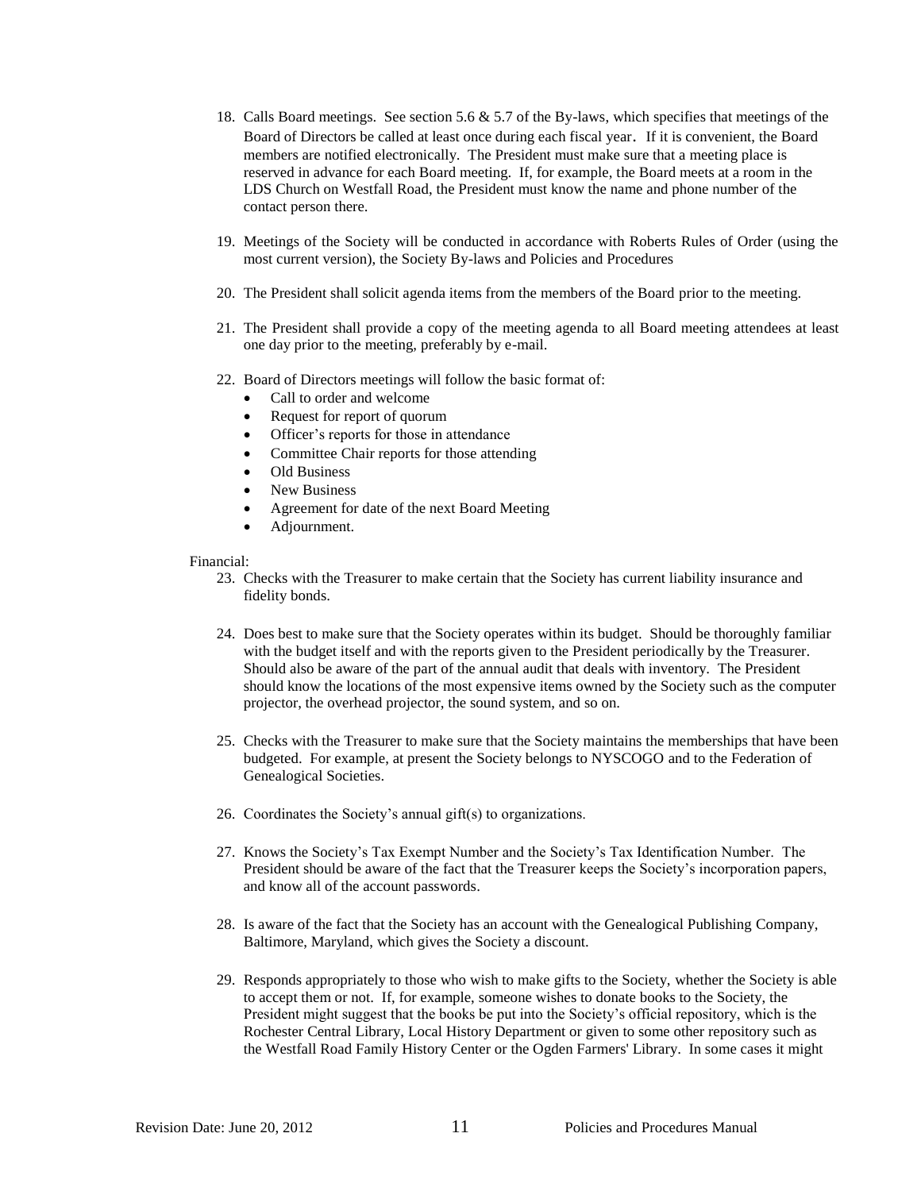18. Calls Board meetings. See section 5.6 & 5.7 of the By-laws, which specifies that meetings of the Board of Directors be called at least once during each fiscal year. If it is convenient, the Board members are notified electronically. The President must make sure that a meeting place is reserved in advance for each Board meeting. If, for example, the Board meets at a room in the LDS Church on Westfall Road, the President must know the name and phone number of the contact person there.

19. Meetings of the Society will be conducted in accordance with Roberts Rules of Order (using the most current version), the Society By-laws and Policies and Procedures

20. The President shall solicit agenda items from the members of the Board prior to the meeting.

21. The President shall provide a copy of the meeting agenda to all Board meeting attendees at least one day prior to the meeting, preferably by e-mail.

22. Board of Directors meetings will follow the basic format of:
    - Call to order and welcome
    - Request for report of quorum
    - Officer's reports for those in attendance
    - Committee Chair reports for those attending
    - Old Business
    - New Business
    - Agreement for date of the next Board Meeting
    - Adjournment.

Financial:

23. Checks with the Treasurer to make certain that the Society has current liability insurance and fidelity bonds.

24. Does best to make sure that the Society operates within its budget. Should be thoroughly familiar with the budget itself and with the reports given to the President periodically by the Treasurer. Should also be aware of the part of the annual audit that deals with inventory. The President should know the locations of the most expensive items owned by the Society such as the computer projector, the overhead projector, the sound system, and so on.

25. Checks with the Treasurer to make sure that the Society maintains the memberships that have been budgeted. For example, at present the Society belongs to NYSCOGO and to the Federation of Genealogical Societies.

26. Coordinates the Society's annual gift(s) to organizations.

27. Knows the Society's Tax Exempt Number and the Society's Tax Identification Number. The President should be aware of the fact that the Treasurer keeps the Society's incorporation papers, and know all of the account passwords.

28. Is aware of the fact that the Society has an account with the Genealogical Publishing Company, Baltimore, Maryland, which gives the Society a discount.

29. Responds appropriately to those who wish to make gifts to the Society, whether the Society is able to accept them or not. If, for example, someone wishes to donate books to the Society, the President might suggest that the books be put into the Society's official repository, which is the Rochester Central Library, Local History Department or given to some other repository such as the Westfall Road Family History Center or the Ogden Farmers' Library. In some cases it might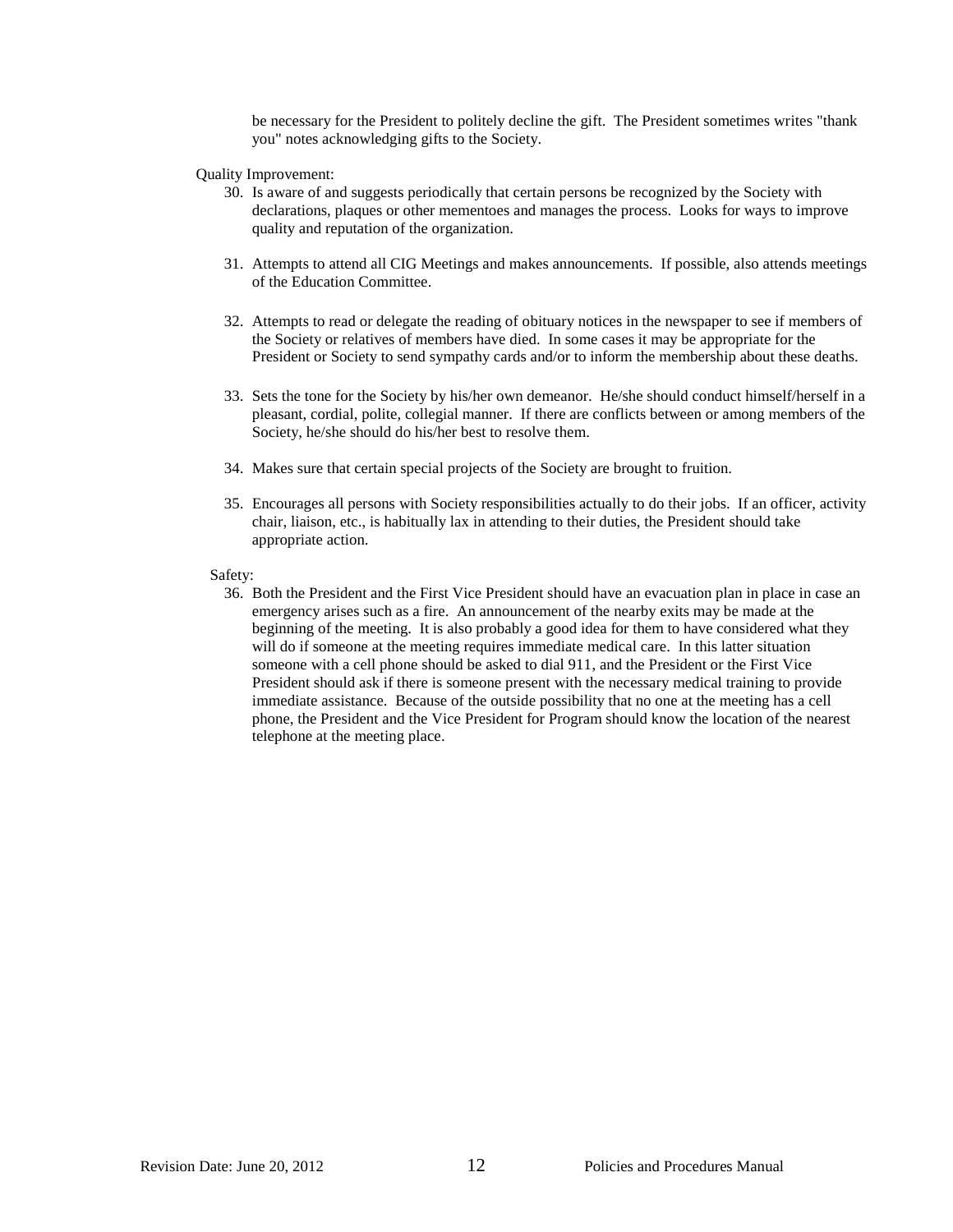be necessary for the President to politely decline the gift. The President sometimes writes "thank you" notes acknowledging gifts to the Society.

Quality Improvement:

30. Is aware of and suggests periodically that certain persons be recognized by the Society with declarations, plaques or other mementoes and manages the process. Looks for ways to improve quality and reputation of the organization.

31. Attempts to attend all CIG Meetings and makes announcements. If possible, also attends meetings of the Education Committee.

32. Attempts to read or delegate the reading of obituary notices in the newspaper to see if members of the Society or relatives of members have died. In some cases it may be appropriate for the President or Society to send sympathy cards and/or to inform the membership about these deaths.

33. Sets the tone for the Society by his/her own demeanor. He/she should conduct himself/herself in a pleasant, cordial, polite, collegial manner. If there are conflicts between or among members of the Society, he/she should do his/her best to resolve them.

34. Makes sure that certain special projects of the Society are brought to fruition.

35. Encourages all persons with Society responsibilities actually to do their jobs. If an officer, activity chair, liaison, etc., is habitually lax in attending to their duties, the President should take appropriate action.

Safety:

36. Both the President and the First Vice President should have an evacuation plan in place in case an emergency arises such as a fire. An announcement of the nearby exits may be made at the beginning of the meeting. It is also probably a good idea for them to have considered what they will do if someone at the meeting requires immediate medical care. In this latter situation someone with a cell phone should be asked to dial 911, and the President or the First Vice President should ask if there is someone present with the necessary medical training to provide immediate assistance. Because of the outside possibility that no one at the meeting has a cell phone, the President and the Vice President for Program should know the location of the nearest telephone at the meeting place.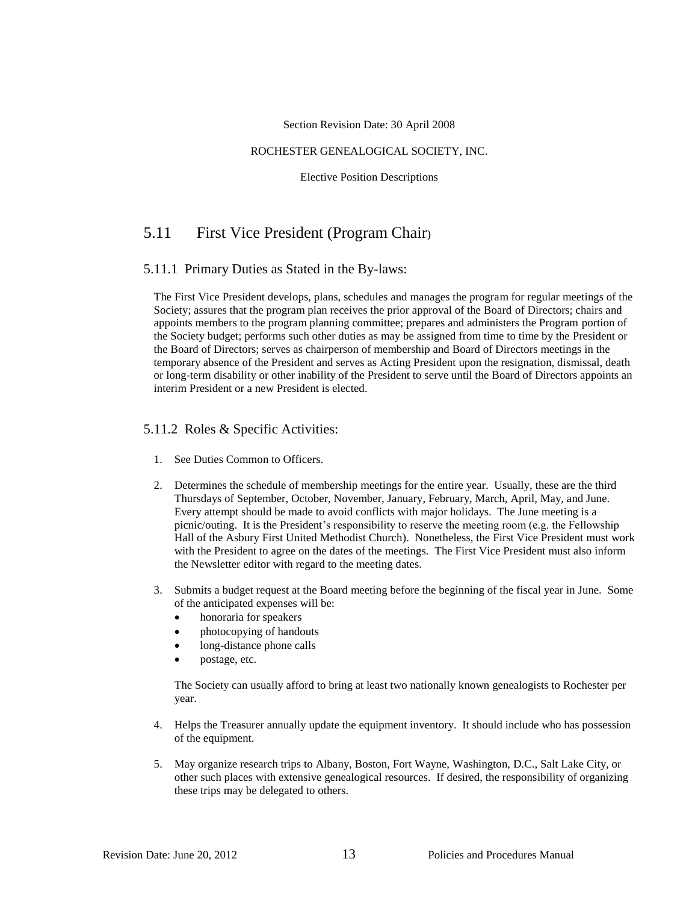Section Revision Date: 30 April 2008

ROCHESTER GENEALOGICAL SOCIETY, INC.

Elective Position Descriptions

## 5.11 First Vice President (Program Chair)

### 5.11.1 Primary Duties as Stated in the By-laws:

The First Vice President develops, plans, schedules and manages the program for regular meetings of the Society; assures that the program plan receives the prior approval of the Board of Directors; chairs and appoints members to the program planning committee; prepares and administers the Program portion of the Society budget; performs such other duties as may be assigned from time to time by the President or the Board of Directors; serves as chairperson of membership and Board of Directors meetings in the temporary absence of the President and serves as Acting President upon the resignation, dismissal, death or long-term disability or other inability of the President to serve until the Board of Directors appoints an interim President or a new President is elected.

### 5.11.2 Roles & Specific Activities:

1. See Duties Common to Officers.

2. Determines the schedule of membership meetings for the entire year. Usually, these are the third Thursdays of September, October, November, January, February, March, April, May, and June. Every attempt should be made to avoid conflicts with major holidays. The June meeting is a picnic/outing. It is the President's responsibility to reserve the meeting room (e.g. the Fellowship Hall of the Asbury First United Methodist Church). Nonetheless, the First Vice President must work with the President to agree on the dates of the meetings. The First Vice President must also inform the Newsletter editor with regard to the meeting dates.

3. Submits a budget request at the Board meeting before the beginning of the fiscal year in June. Some of the anticipated expenses will be:
   - honoraria for speakers
   - photocopying of handouts
   - long-distance phone calls
   - postage, etc.

   The Society can usually afford to bring at least two nationally known genealogists to Rochester per year.

4. Helps the Treasurer annually update the equipment inventory. It should include who has possession of the equipment.

5. May organize research trips to Albany, Boston, Fort Wayne, Washington, D.C., Salt Lake City, or other such places with extensive genealogical resources. If desired, the responsibility of organizing these trips may be delegated to others.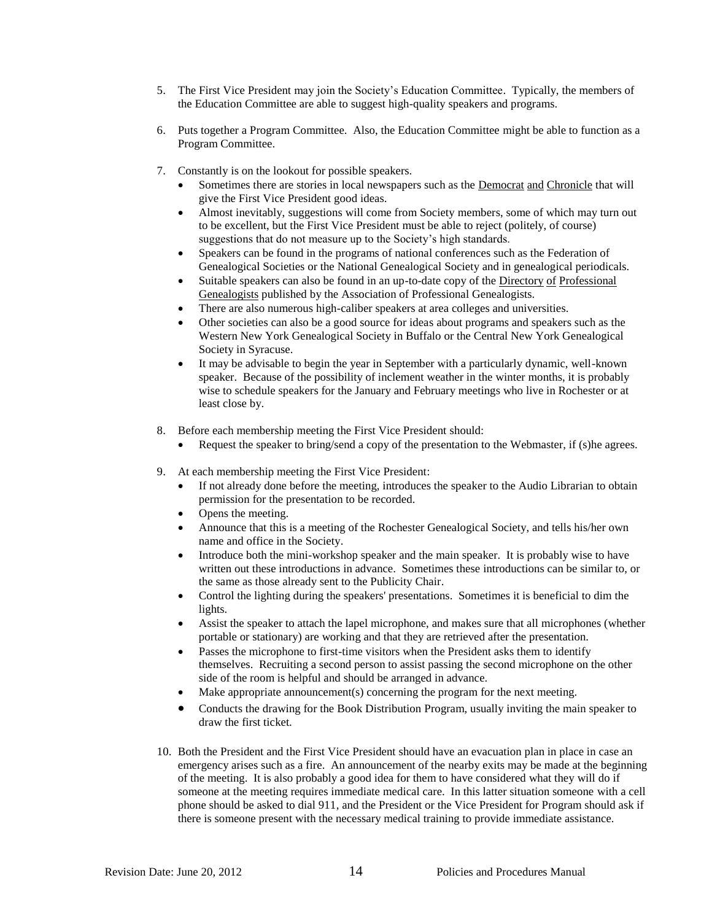5. The First Vice President may join the Society's Education Committee. Typically, the members of the Education Committee are able to suggest high-quality speakers and programs.

6. Puts together a Program Committee. Also, the Education Committee might be able to function as a Program Committee.

7. Constantly is on the lookout for possible speakers.
   - Sometimes there are stories in local newspapers such as the Democrat and Chronicle that will give the First Vice President good ideas.
   - Almost inevitably, suggestions will come from Society members, some of which may turn out to be excellent, but the First Vice President must be able to reject (politely, of course) suggestions that do not measure up to the Society's high standards.
   - Speakers can be found in the programs of national conferences such as the Federation of Genealogical Societies or the National Genealogical Society and in genealogical periodicals.
   - Suitable speakers can also be found in an up-to-date copy of the Directory of Professional Genealogists published by the Association of Professional Genealogists.
   - There are also numerous high-caliber speakers at area colleges and universities.
   - Other societies can also be a good source for ideas about programs and speakers such as the Western New York Genealogical Society in Buffalo or the Central New York Genealogical Society in Syracuse.
   - It may be advisable to begin the year in September with a particularly dynamic, well-known speaker. Because of the possibility of inclement weather in the winter months, it is probably wise to schedule speakers for the January and February meetings who live in Rochester or at least close by.

8. Before each membership meeting the First Vice President should:
   - Request the speaker to bring/send a copy of the presentation to the Webmaster, if (s)he agrees.

9. At each membership meeting the First Vice President:
   - If not already done before the meeting, introduces the speaker to the Audio Librarian to obtain permission for the presentation to be recorded.
   - Opens the meeting.
   - Announce that this is a meeting of the Rochester Genealogical Society, and tells his/her own name and office in the Society.
   - Introduce both the mini-workshop speaker and the main speaker. It is probably wise to have written out these introductions in advance. Sometimes these introductions can be similar to, or the same as those already sent to the Publicity Chair.
   - Control the lighting during the speakers' presentations. Sometimes it is beneficial to dim the lights.
   - Assist the speaker to attach the lapel microphone, and makes sure that all microphones (whether portable or stationary) are working and that they are retrieved after the presentation.
   - Passes the microphone to first-time visitors when the President asks them to identify themselves. Recruiting a second person to assist passing the second microphone on the other side of the room is helpful and should be arranged in advance.
   - Make appropriate announcement(s) concerning the program for the next meeting.
   - Conducts the drawing for the Book Distribution Program, usually inviting the main speaker to draw the first ticket.

10. Both the President and the First Vice President should have an evacuation plan in place in case an emergency arises such as a fire. An announcement of the nearby exits may be made at the beginning of the meeting. It is also probably a good idea for them to have considered what they will do if someone at the meeting requires immediate medical care. In this latter situation someone with a cell phone should be asked to dial 911, and the President or the Vice President for Program should ask if there is someone present with the necessary medical training to provide immediate assistance.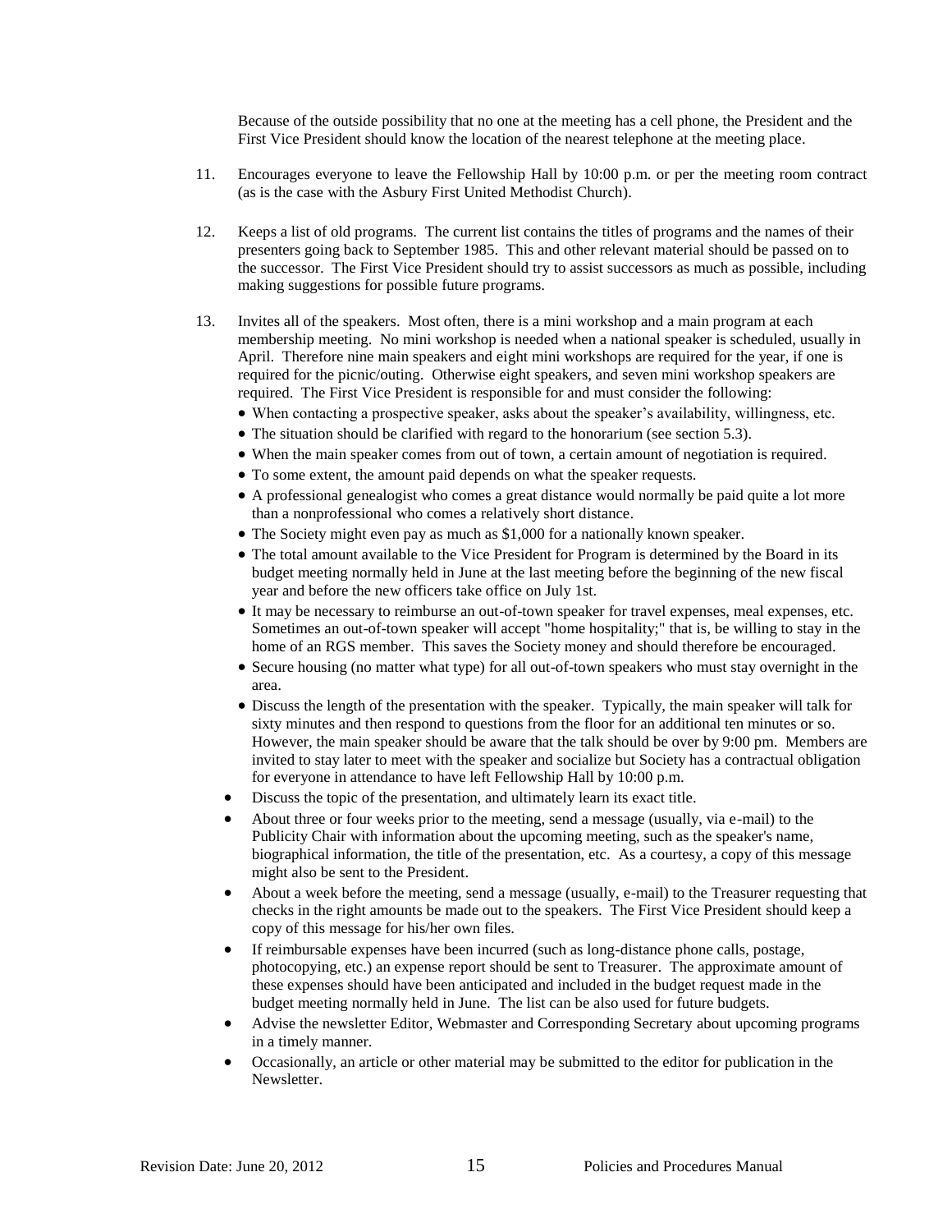Because of the outside possibility that no one at the meeting has a cell phone, the President and the First Vice President should know the location of the nearest telephone at the meeting place.

11. Encourages everyone to leave the Fellowship Hall by 10:00 p.m. or per the meeting room contract (as is the case with the Asbury First United Methodist Church).

12. Keeps a list of old programs. The current list contains the titles of programs and the names of their presenters going back to September 1985. This and other relevant material should be passed on to the successor. The First Vice President should try to assist successors as much as possible, including making suggestions for possible future programs.

13. Invites all of the speakers. Most often, there is a mini workshop and a main program at each membership meeting. No mini workshop is needed when a national speaker is scheduled, usually in April. Therefore nine main speakers and eight mini workshops are required for the year, if one is required for the picnic/outing. Otherwise eight speakers, and seven mini workshop speakers are required. The First Vice President is responsible for and must consider the following:
   - When contacting a prospective speaker, asks about the speaker's availability, willingness, etc.
   - The situation should be clarified with regard to the honorarium (see section 5.3).
   - When the main speaker comes from out of town, a certain amount of negotiation is required.
   - To some extent, the amount paid depends on what the speaker requests.
   - A professional genealogist who comes a great distance would normally be paid quite a lot more than a nonprofessional who comes a relatively short distance.
   - The Society might even pay as much as $1,000 for a nationally known speaker.
   - The total amount available to the Vice President for Program is determined by the Board in its budget meeting normally held in June at the last meeting before the beginning of the new fiscal year and before the new officers take office on July 1st.
   - It may be necessary to reimburse an out-of-town speaker for travel expenses, meal expenses, etc. Sometimes an out-of-town speaker will accept "home hospitality;" that is, be willing to stay in the home of an RGS member. This saves the Society money and should therefore be encouraged.
   - Secure housing (no matter what type) for all out-of-town speakers who must stay overnight in the area.
   - Discuss the length of the presentation with the speaker. Typically, the main speaker will talk for sixty minutes and then respond to questions from the floor for an additional ten minutes or so. However, the main speaker should be aware that the talk should be over by 9:00 pm. Members are invited to stay later to meet with the speaker and socialize but Society has a contractual obligation for everyone in attendance to have left Fellowship Hall by 10:00 p.m.
   - Discuss the topic of the presentation, and ultimately learn its exact title.
   - About three or four weeks prior to the meeting, send a message (usually, via e-mail) to the Publicity Chair with information about the upcoming meeting, such as the speaker's name, biographical information, the title of the presentation, etc. As a courtesy, a copy of this message might also be sent to the President.
   - About a week before the meeting, send a message (usually, e-mail) to the Treasurer requesting that checks in the right amounts be made out to the speakers. The First Vice President should keep a copy of this message for his/her own files.
   - If reimbursable expenses have been incurred (such as long-distance phone calls, postage, photocopying, etc.) an expense report should be sent to Treasurer. The approximate amount of these expenses should have been anticipated and included in the budget request made in the budget meeting normally held in June. The list can be also used for future budgets.
   - Advise the newsletter Editor, Webmaster and Corresponding Secretary about upcoming programs in a timely manner.
   - Occasionally, an article or other material may be submitted to the editor for publication in the Newsletter.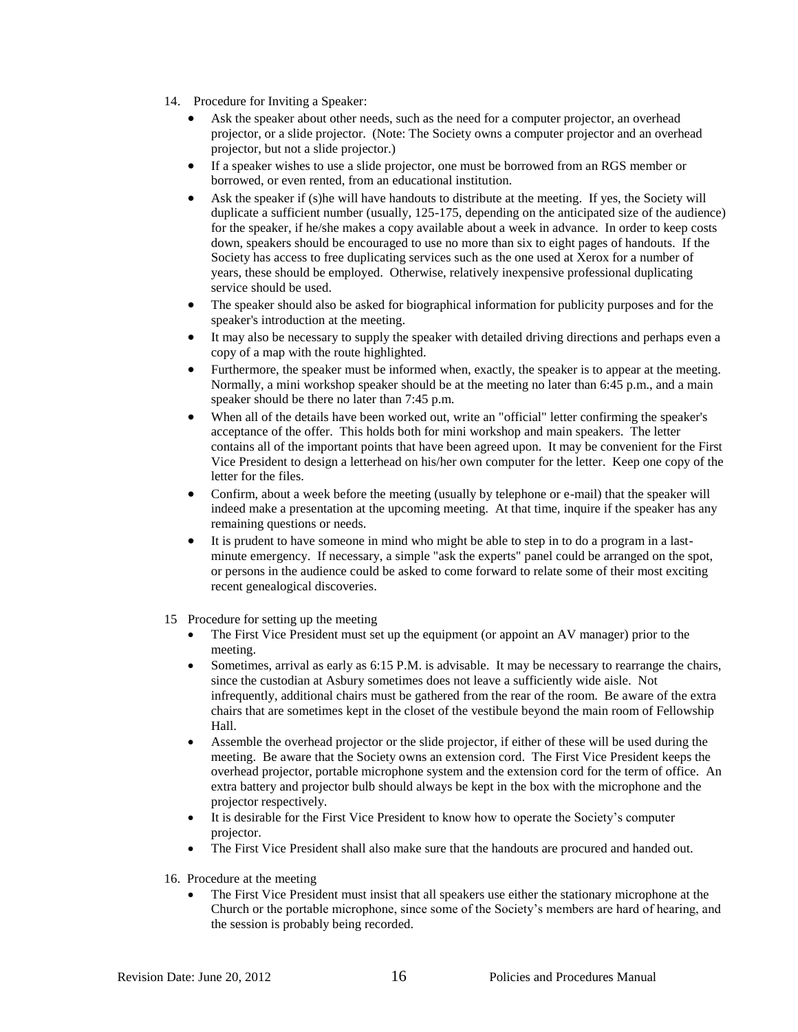14. Procedure for Inviting a Speaker:

- Ask the speaker about other needs, such as the need for a computer projector, an overhead projector, or a slide projector. (Note: The Society owns a computer projector and an overhead projector, but not a slide projector.)
- If a speaker wishes to use a slide projector, one must be borrowed from an RGS member or borrowed, or even rented, from an educational institution.
- Ask the speaker if (s)he will have handouts to distribute at the meeting. If yes, the Society will duplicate a sufficient number (usually, 125-175, depending on the anticipated size of the audience) for the speaker, if he/she makes a copy available about a week in advance. In order to keep costs down, speakers should be encouraged to use no more than six to eight pages of handouts. If the Society has access to free duplicating services such as the one used at Xerox for a number of years, these should be employed. Otherwise, relatively inexpensive professional duplicating service should be used.
- The speaker should also be asked for biographical information for publicity purposes and for the speaker's introduction at the meeting.
- It may also be necessary to supply the speaker with detailed driving directions and perhaps even a copy of a map with the route highlighted.
- Furthermore, the speaker must be informed when, exactly, the speaker is to appear at the meeting. Normally, a mini workshop speaker should be at the meeting no later than 6:45 p.m., and a main speaker should be there no later than 7:45 p.m.
- When all of the details have been worked out, write an "official" letter confirming the speaker's acceptance of the offer. This holds both for mini workshop and main speakers. The letter contains all of the important points that have been agreed upon. It may be convenient for the First Vice President to design a letterhead on his/her own computer for the letter. Keep one copy of the letter for the files.
- Confirm, about a week before the meeting (usually by telephone or e-mail) that the speaker will indeed make a presentation at the upcoming meeting. At that time, inquire if the speaker has any remaining questions or needs.
- It is prudent to have someone in mind who might be able to step in to do a program in a last-minute emergency. If necessary, a simple "ask the experts" panel could be arranged on the spot, or persons in the audience could be asked to come forward to relate some of their most exciting recent genealogical discoveries.

15 Procedure for setting up the meeting

- The First Vice President must set up the equipment (or appoint an AV manager) prior to the meeting.
- Sometimes, arrival as early as 6:15 P.M. is advisable. It may be necessary to rearrange the chairs, since the custodian at Asbury sometimes does not leave a sufficiently wide aisle. Not infrequently, additional chairs must be gathered from the rear of the room. Be aware of the extra chairs that are sometimes kept in the closet of the vestibule beyond the main room of Fellowship Hall.
- Assemble the overhead projector or the slide projector, if either of these will be used during the meeting. Be aware that the Society owns an extension cord. The First Vice President keeps the overhead projector, portable microphone system and the extension cord for the term of office. An extra battery and projector bulb should always be kept in the box with the microphone and the projector respectively.
- It is desirable for the First Vice President to know how to operate the Society's computer projector.
- The First Vice President shall also make sure that the handouts are procured and handed out.

16. Procedure at the meeting

- The First Vice President must insist that all speakers use either the stationary microphone at the Church or the portable microphone, since some of the Society's members are hard of hearing, and the session is probably being recorded.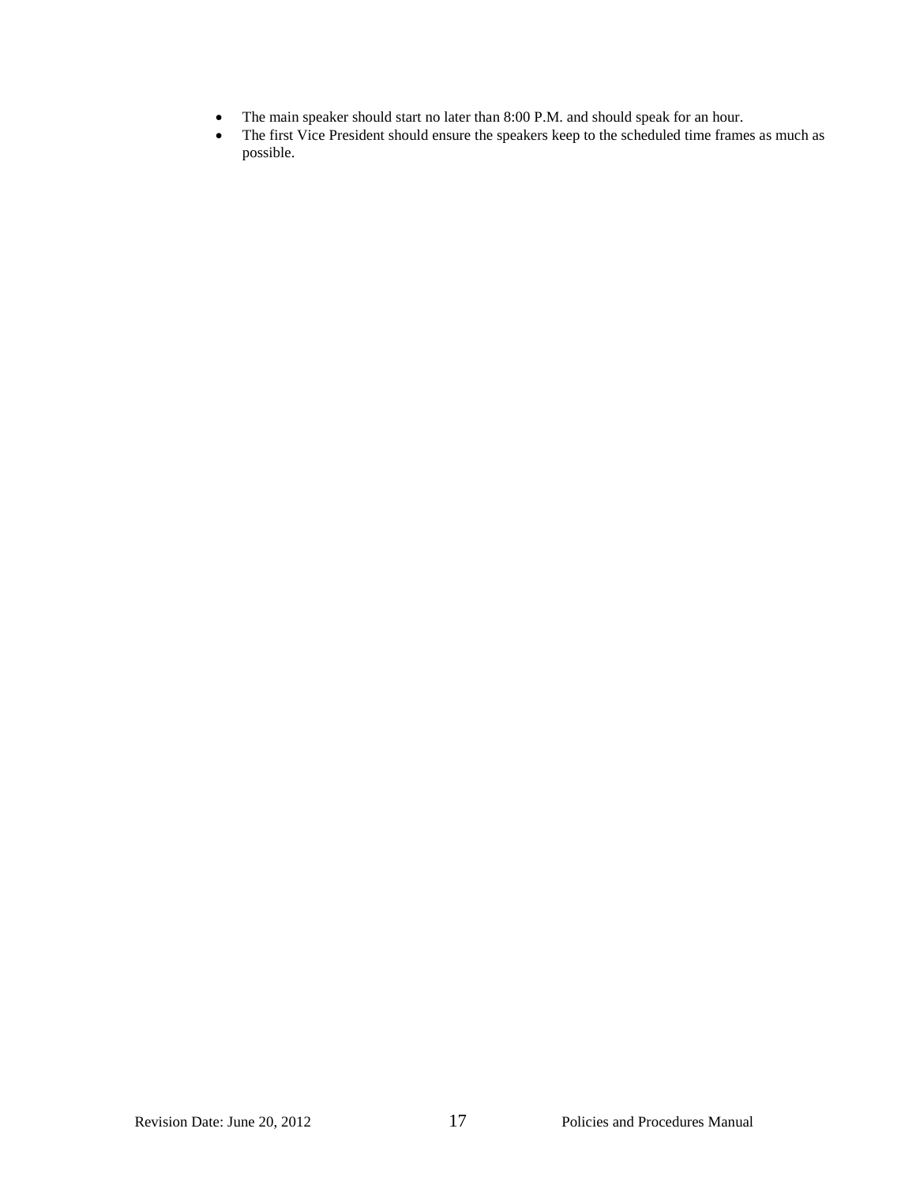- The main speaker should start no later than 8:00 P.M. and should speak for an hour.
- The first Vice President should ensure the speakers keep to the scheduled time frames as much as possible.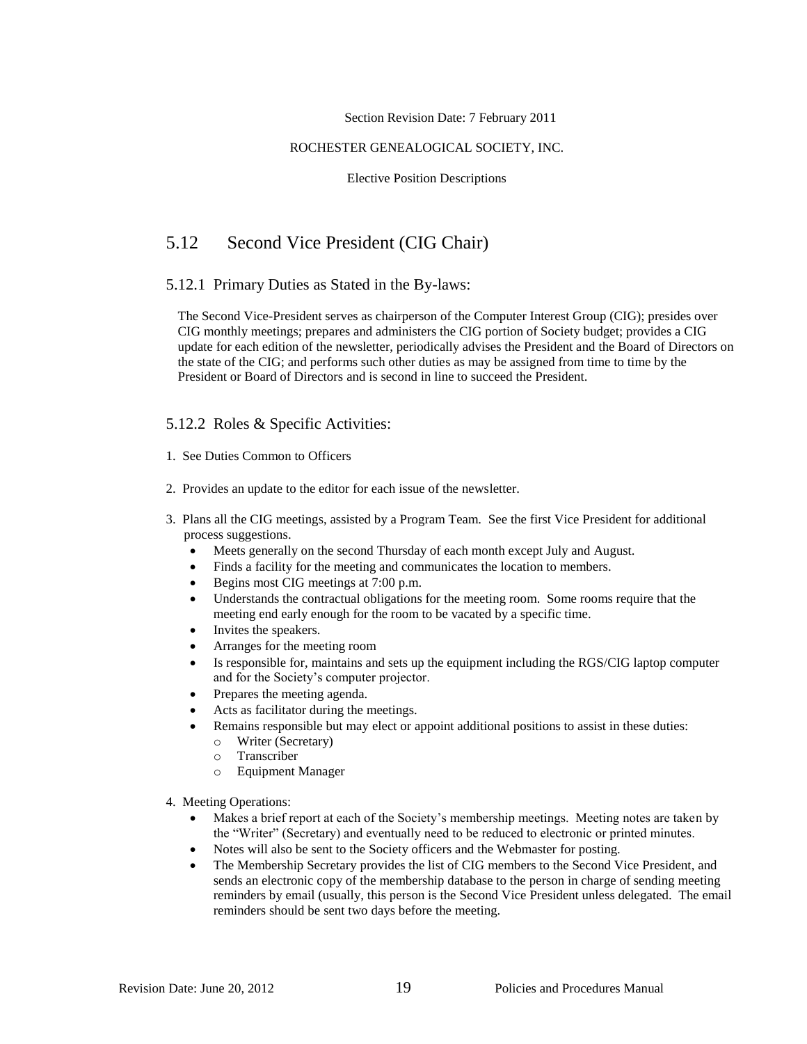Section Revision Date: 7 February 2011

ROCHESTER GENEALOGICAL SOCIETY, INC.

Elective Position Descriptions

## 5.12 Second Vice President (CIG Chair)

### 5.12.1 Primary Duties as Stated in the By-laws:

The Second Vice-President serves as chairperson of the Computer Interest Group (CIG); presides over CIG monthly meetings; prepares and administers the CIG portion of Society budget; provides a CIG update for each edition of the newsletter, periodically advises the President and the Board of Directors on the state of the CIG; and performs such other duties as may be assigned from time to time by the President or Board of Directors and is second in line to succeed the President.

### 5.12.2 Roles & Specific Activities:

1. See Duties Common to Officers
2. Provides an update to the editor for each issue of the newsletter.
3. Plans all the CIG meetings, assisted by a Program Team. See the first Vice President for additional process suggestions.
   - Meets generally on the second Thursday of each month except July and August.
   - Finds a facility for the meeting and communicates the location to members.
   - Begins most CIG meetings at 7:00 p.m.
   - Understands the contractual obligations for the meeting room. Some rooms require that the meeting end early enough for the room to be vacated by a specific time.
   - Invites the speakers.
   - Arranges for the meeting room
   - Is responsible for, maintains and sets up the equipment including the RGS/CIG laptop computer and for the Society's computer projector.
   - Prepares the meeting agenda.
   - Acts as facilitator during the meetings.
   - Remains responsible but may elect or appoint additional positions to assist in these duties:
     - Writer (Secretary)
     - Transcriber
     - Equipment Manager
4. Meeting Operations:
   - Makes a brief report at each of the Society's membership meetings. Meeting notes are taken by the "Writer" (Secretary) and eventually need to be reduced to electronic or printed minutes.
   - Notes will also be sent to the Society officers and the Webmaster for posting.
   - The Membership Secretary provides the list of CIG members to the Second Vice President, and sends an electronic copy of the membership database to the person in charge of sending meeting reminders by email (usually, this person is the Second Vice President unless delegated. The email reminders should be sent two days before the meeting.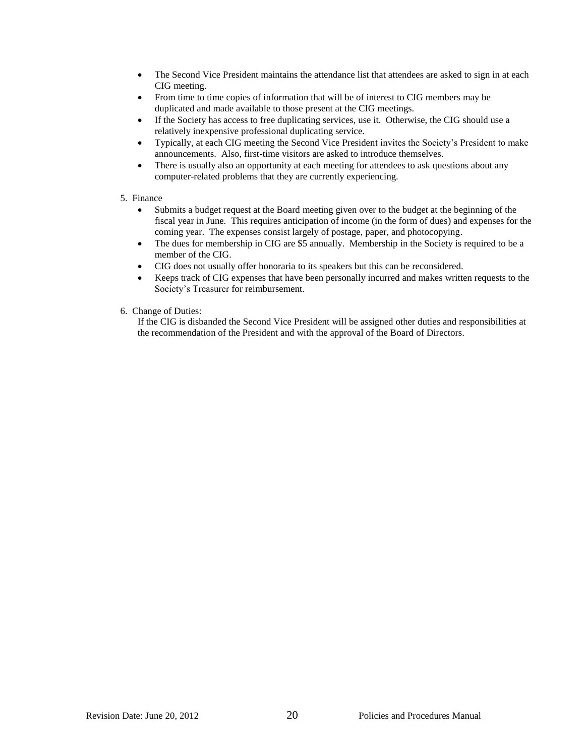- The Second Vice President maintains the attendance list that attendees are asked to sign in at each CIG meeting.
- From time to time copies of information that will be of interest to CIG members may be duplicated and made available to those present at the CIG meetings.
- If the Society has access to free duplicating services, use it. Otherwise, the CIG should use a relatively inexpensive professional duplicating service.
- Typically, at each CIG meeting the Second Vice President invites the Society's President to make announcements. Also, first-time visitors are asked to introduce themselves.
- There is usually also an opportunity at each meeting for attendees to ask questions about any computer-related problems that they are currently experiencing.

5. Finance
   - Submits a budget request at the Board meeting given over to the budget at the beginning of the fiscal year in June. This requires anticipation of income (in the form of dues) and expenses for the coming year. The expenses consist largely of postage, paper, and photocopying.
   - The dues for membership in CIG are $5 annually. Membership in the Society is required to be a member of the CIG.
   - CIG does not usually offer honoraria to its speakers but this can be reconsidered.
   - Keeps track of CIG expenses that have been personally incurred and makes written requests to the Society's Treasurer for reimbursement.

6. Change of Duties:

   If the CIG is disbanded the Second Vice President will be assigned other duties and responsibilities at the recommendation of the President and with the approval of the Board of Directors.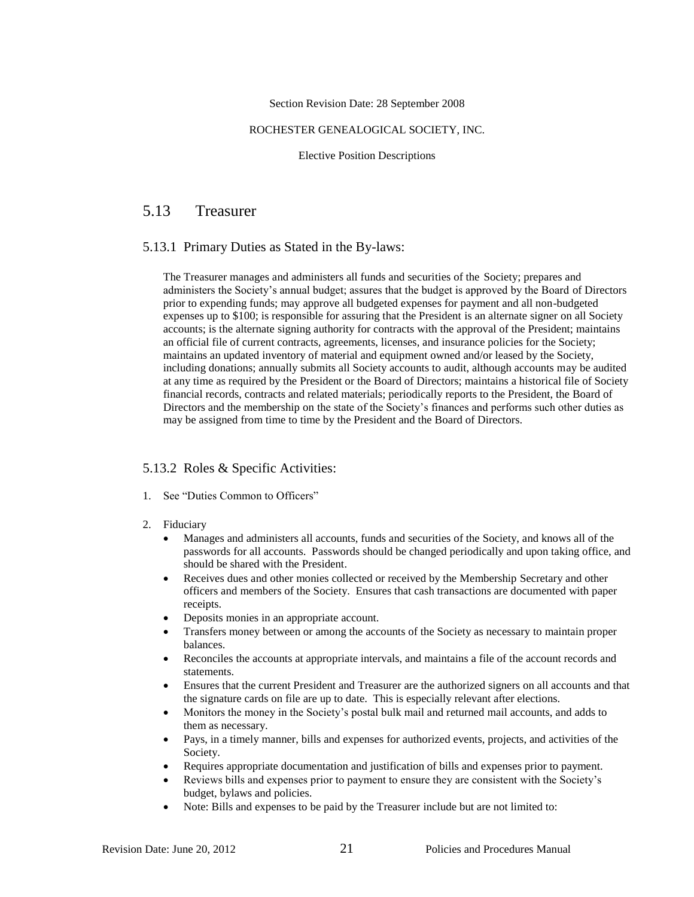Section Revision Date: 28 September 2008

ROCHESTER GENEALOGICAL SOCIETY, INC.

Elective Position Descriptions

## 5.13 Treasurer

### 5.13.1 Primary Duties as Stated in the By-laws:

The Treasurer manages and administers all funds and securities of the Society; prepares and administers the Society's annual budget; assures that the budget is approved by the Board of Directors prior to expending funds; may approve all budgeted expenses for payment and all non-budgeted expenses up to $100; is responsible for assuring that the President is an alternate signer on all Society accounts; is the alternate signing authority for contracts with the approval of the President; maintains an official file of current contracts, agreements, licenses, and insurance policies for the Society; maintains an updated inventory of material and equipment owned and/or leased by the Society, including donations; annually submits all Society accounts to audit, although accounts may be audited at any time as required by the President or the Board of Directors; maintains a historical file of Society financial records, contracts and related materials; periodically reports to the President, the Board of Directors and the membership on the state of the Society's finances and performs such other duties as may be assigned from time to time by the President and the Board of Directors.

### 5.13.2 Roles & Specific Activities:

1. See "Duties Common to Officers"

2. Fiduciary
   - Manages and administers all accounts, funds and securities of the Society, and knows all of the passwords for all accounts. Passwords should be changed periodically and upon taking office, and should be shared with the President.
   - Receives dues and other monies collected or received by the Membership Secretary and other officers and members of the Society. Ensures that cash transactions are documented with paper receipts.
   - Deposits monies in an appropriate account.
   - Transfers money between or among the accounts of the Society as necessary to maintain proper balances.
   - Reconciles the accounts at appropriate intervals, and maintains a file of the account records and statements.
   - Ensures that the current President and Treasurer are the authorized signers on all accounts and that the signature cards on file are up to date. This is especially relevant after elections.
   - Monitors the money in the Society's postal bulk mail and returned mail accounts, and adds to them as necessary.
   - Pays, in a timely manner, bills and expenses for authorized events, projects, and activities of the Society.
   - Requires appropriate documentation and justification of bills and expenses prior to payment.
   - Reviews bills and expenses prior to payment to ensure they are consistent with the Society's budget, bylaws and policies.
   - Note: Bills and expenses to be paid by the Treasurer include but are not limited to: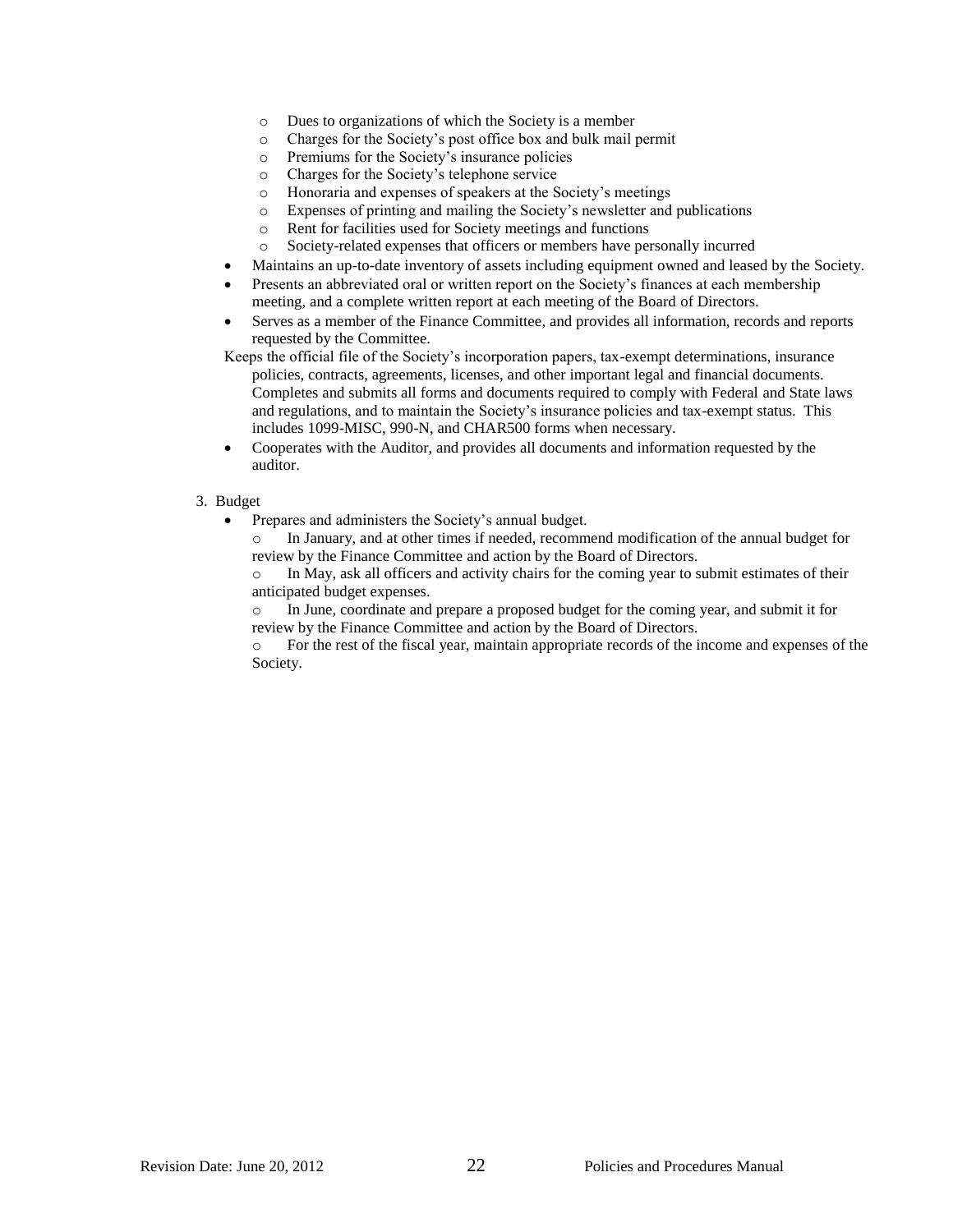- Dues to organizations of which the Society is a member
  - Charges for the Society's post office box and bulk mail permit
  - Premiums for the Society's insurance policies
  - Charges for the Society's telephone service
  - Honoraria and expenses of speakers at the Society's meetings
  - Expenses of printing and mailing the Society's newsletter and publications
  - Rent for facilities used for Society meetings and functions
  - Society-related expenses that officers or members have personally incurred
- Maintains an up-to-date inventory of assets including equipment owned and leased by the Society.
- Presents an abbreviated oral or written report on the Society's finances at each membership meeting, and a complete written report at each meeting of the Board of Directors.
- Serves as a member of the Finance Committee, and provides all information, records and reports requested by the Committee.

Keeps the official file of the Society's incorporation papers, tax-exempt determinations, insurance policies, contracts, agreements, licenses, and other important legal and financial documents. Completes and submits all forms and documents required to comply with Federal and State laws and regulations, and to maintain the Society's insurance policies and tax-exempt status. This includes 1099-MISC, 990-N, and CHAR500 forms when necessary.

- Cooperates with the Auditor, and provides all documents and information requested by the auditor.

3. Budget
   - Prepares and administers the Society's annual budget.
     - In January, and at other times if needed, recommend modification of the annual budget for review by the Finance Committee and action by the Board of Directors.
     - In May, ask all officers and activity chairs for the coming year to submit estimates of their anticipated budget expenses.
     - In June, coordinate and prepare a proposed budget for the coming year, and submit it for review by the Finance Committee and action by the Board of Directors.
     - For the rest of the fiscal year, maintain appropriate records of the income and expenses of the Society.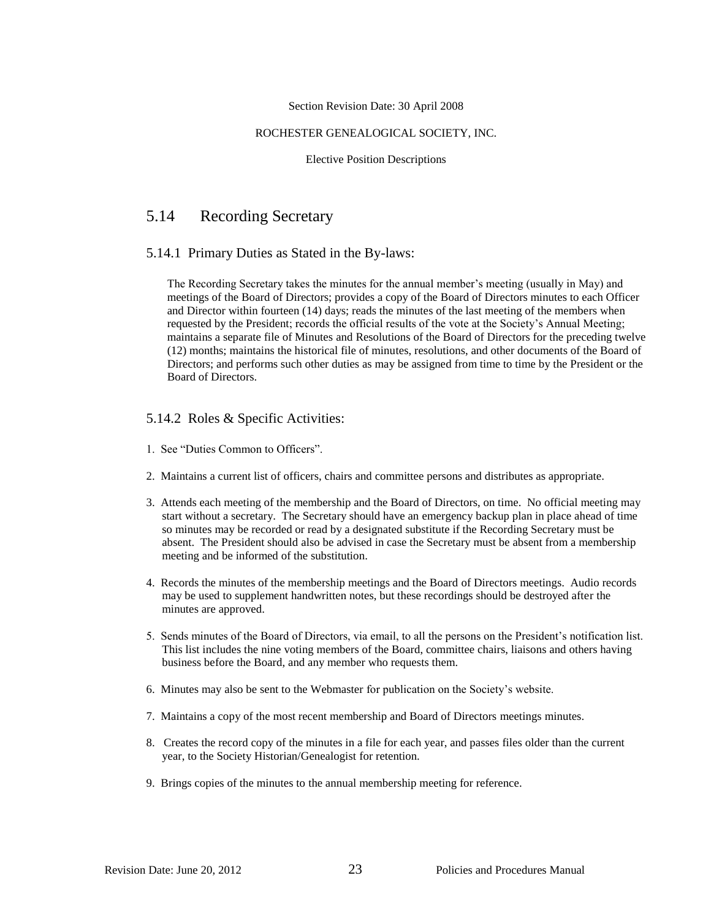Section Revision Date: 30 April 2008

ROCHESTER GENEALOGICAL SOCIETY, INC.

Elective Position Descriptions

## 5.14 Recording Secretary

### 5.14.1 Primary Duties as Stated in the By-laws:

The Recording Secretary takes the minutes for the annual member's meeting (usually in May) and meetings of the Board of Directors; provides a copy of the Board of Directors minutes to each Officer and Director within fourteen (14) days; reads the minutes of the last meeting of the members when requested by the President; records the official results of the vote at the Society's Annual Meeting; maintains a separate file of Minutes and Resolutions of the Board of Directors for the preceding twelve (12) months; maintains the historical file of minutes, resolutions, and other documents of the Board of Directors; and performs such other duties as may be assigned from time to time by the President or the Board of Directors.

### 5.14.2 Roles & Specific Activities:

1. See "Duties Common to Officers".
2. Maintains a current list of officers, chairs and committee persons and distributes as appropriate.
3. Attends each meeting of the membership and the Board of Directors, on time. No official meeting may start without a secretary. The Secretary should have an emergency backup plan in place ahead of time so minutes may be recorded or read by a designated substitute if the Recording Secretary must be absent. The President should also be advised in case the Secretary must be absent from a membership meeting and be informed of the substitution.
4. Records the minutes of the membership meetings and the Board of Directors meetings. Audio records may be used to supplement handwritten notes, but these recordings should be destroyed after the minutes are approved.
5. Sends minutes of the Board of Directors, via email, to all the persons on the President's notification list. This list includes the nine voting members of the Board, committee chairs, liaisons and others having business before the Board, and any member who requests them.
6. Minutes may also be sent to the Webmaster for publication on the Society's website.
7. Maintains a copy of the most recent membership and Board of Directors meetings minutes.
8. Creates the record copy of the minutes in a file for each year, and passes files older than the current year, to the Society Historian/Genealogist for retention.
9. Brings copies of the minutes to the annual membership meeting for reference.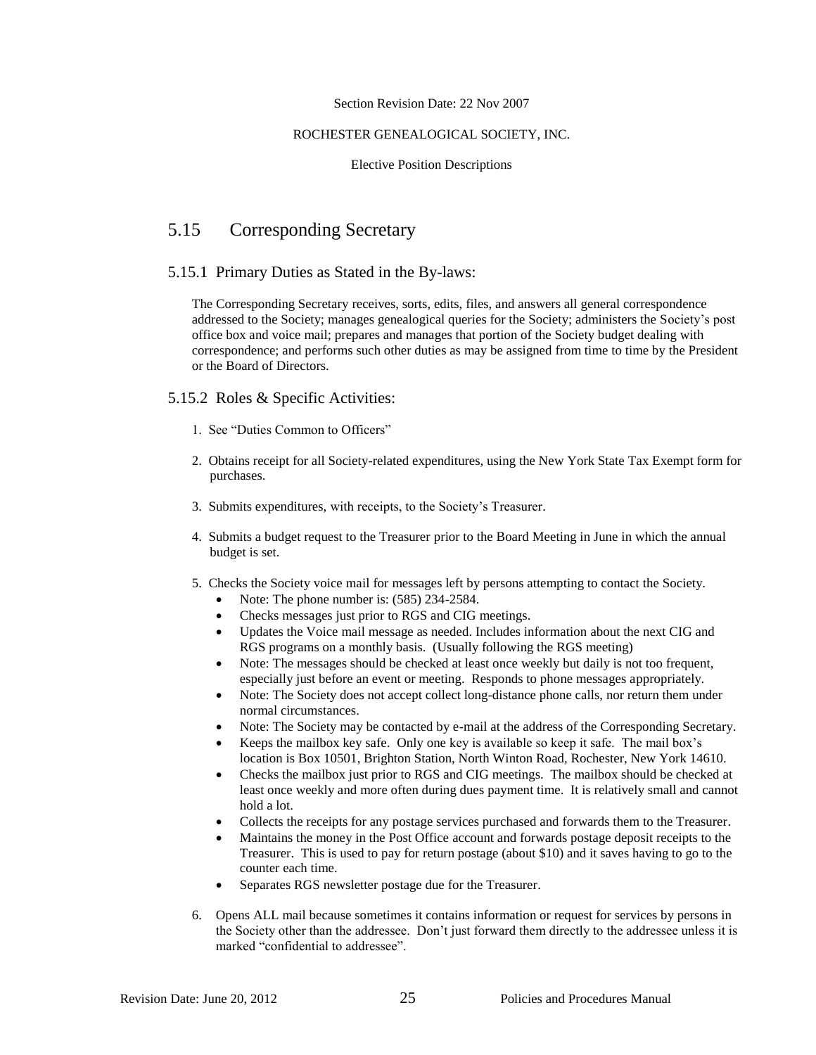Section Revision Date: 22 Nov 2007

ROCHESTER GENEALOGICAL SOCIETY, INC.

Elective Position Descriptions

## 5.15 Corresponding Secretary

### 5.15.1 Primary Duties as Stated in the By-laws:

The Corresponding Secretary receives, sorts, edits, files, and answers all general correspondence addressed to the Society; manages genealogical queries for the Society; administers the Society's post office box and voice mail; prepares and manages that portion of the Society budget dealing with correspondence; and performs such other duties as may be assigned from time to time by the President or the Board of Directors.

### 5.15.2 Roles & Specific Activities:

1. See "Duties Common to Officers"
2. Obtains receipt for all Society-related expenditures, using the New York State Tax Exempt form for purchases.
3. Submits expenditures, with receipts, to the Society's Treasurer.
4. Submits a budget request to the Treasurer prior to the Board Meeting in June in which the annual budget is set.
5. Checks the Society voice mail for messages left by persons attempting to contact the Society.
   - Note: The phone number is: (585) 234-2584.
   - Checks messages just prior to RGS and CIG meetings.
   - Updates the Voice mail message as needed. Includes information about the next CIG and RGS programs on a monthly basis. (Usually following the RGS meeting)
   - Note: The messages should be checked at least once weekly but daily is not too frequent, especially just before an event or meeting. Responds to phone messages appropriately.
   - Note: The Society does not accept collect long-distance phone calls, nor return them under normal circumstances.
   - Note: The Society may be contacted by e-mail at the address of the Corresponding Secretary.
   - Keeps the mailbox key safe. Only one key is available so keep it safe. The mail box's location is Box 10501, Brighton Station, North Winton Road, Rochester, New York 14610.
   - Checks the mailbox just prior to RGS and CIG meetings. The mailbox should be checked at least once weekly and more often during dues payment time. It is relatively small and cannot hold a lot.
   - Collects the receipts for any postage services purchased and forwards them to the Treasurer.
   - Maintains the money in the Post Office account and forwards postage deposit receipts to the Treasurer. This is used to pay for return postage (about $10) and it saves having to go to the counter each time.
   - Separates RGS newsletter postage due for the Treasurer.
6. Opens ALL mail because sometimes it contains information or request for services by persons in the Society other than the addressee. Don't just forward them directly to the addressee unless it is marked "confidential to addressee".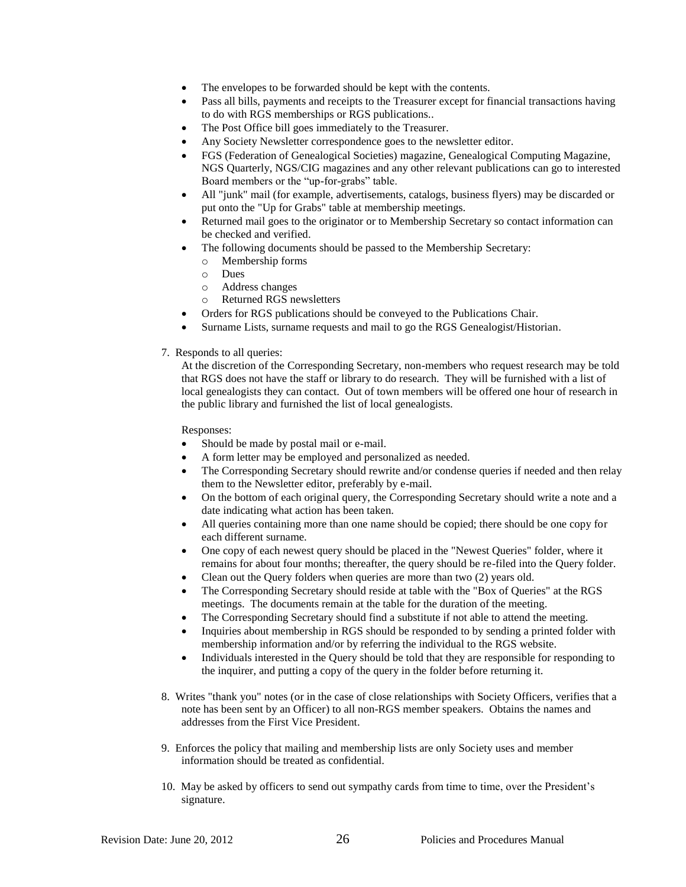- The envelopes to be forwarded should be kept with the contents.
- Pass all bills, payments and receipts to the Treasurer except for financial transactions having to do with RGS memberships or RGS publications..
- The Post Office bill goes immediately to the Treasurer.
- Any Society Newsletter correspondence goes to the newsletter editor.
- FGS (Federation of Genealogical Societies) magazine, Genealogical Computing Magazine, NGS Quarterly, NGS/CIG magazines and any other relevant publications can go to interested Board members or the "up-for-grabs" table.
- All "junk" mail (for example, advertisements, catalogs, business flyers) may be discarded or put onto the "Up for Grabs" table at membership meetings.
- Returned mail goes to the originator or to Membership Secretary so contact information can be checked and verified.
- The following documents should be passed to the Membership Secretary:
  - Membership forms
  - Dues
  - Address changes
  - Returned RGS newsletters
- Orders for RGS publications should be conveyed to the Publications Chair.
- Surname Lists, surname requests and mail to go the RGS Genealogist/Historian.

7. Responds to all queries:

   At the discretion of the Corresponding Secretary, non-members who request research may be told that RGS does not have the staff or library to do research. They will be furnished with a list of local genealogists they can contact. Out of town members will be offered one hour of research in the public library and furnished the list of local genealogists.

   Responses:

   - Should be made by postal mail or e-mail.
   - A form letter may be employed and personalized as needed.
   - The Corresponding Secretary should rewrite and/or condense queries if needed and then relay them to the Newsletter editor, preferably by e-mail.
   - On the bottom of each original query, the Corresponding Secretary should write a note and a date indicating what action has been taken.
   - All queries containing more than one name should be copied; there should be one copy for each different surname.
   - One copy of each newest query should be placed in the "Newest Queries" folder, where it remains for about four months; thereafter, the query should be re-filed into the Query folder.
   - Clean out the Query folders when queries are more than two (2) years old.
   - The Corresponding Secretary should reside at table with the "Box of Queries" at the RGS meetings. The documents remain at the table for the duration of the meeting.
   - The Corresponding Secretary should find a substitute if not able to attend the meeting.
   - Inquiries about membership in RGS should be responded to by sending a printed folder with membership information and/or by referring the individual to the RGS website.
   - Individuals interested in the Query should be told that they are responsible for responding to the inquirer, and putting a copy of the query in the folder before returning it.

8. Writes "thank you" notes (or in the case of close relationships with Society Officers, verifies that a note has been sent by an Officer) to all non-RGS member speakers. Obtains the names and addresses from the First Vice President.

9. Enforces the policy that mailing and membership lists are only Society uses and member information should be treated as confidential.

10. May be asked by officers to send out sympathy cards from time to time, over the President's signature.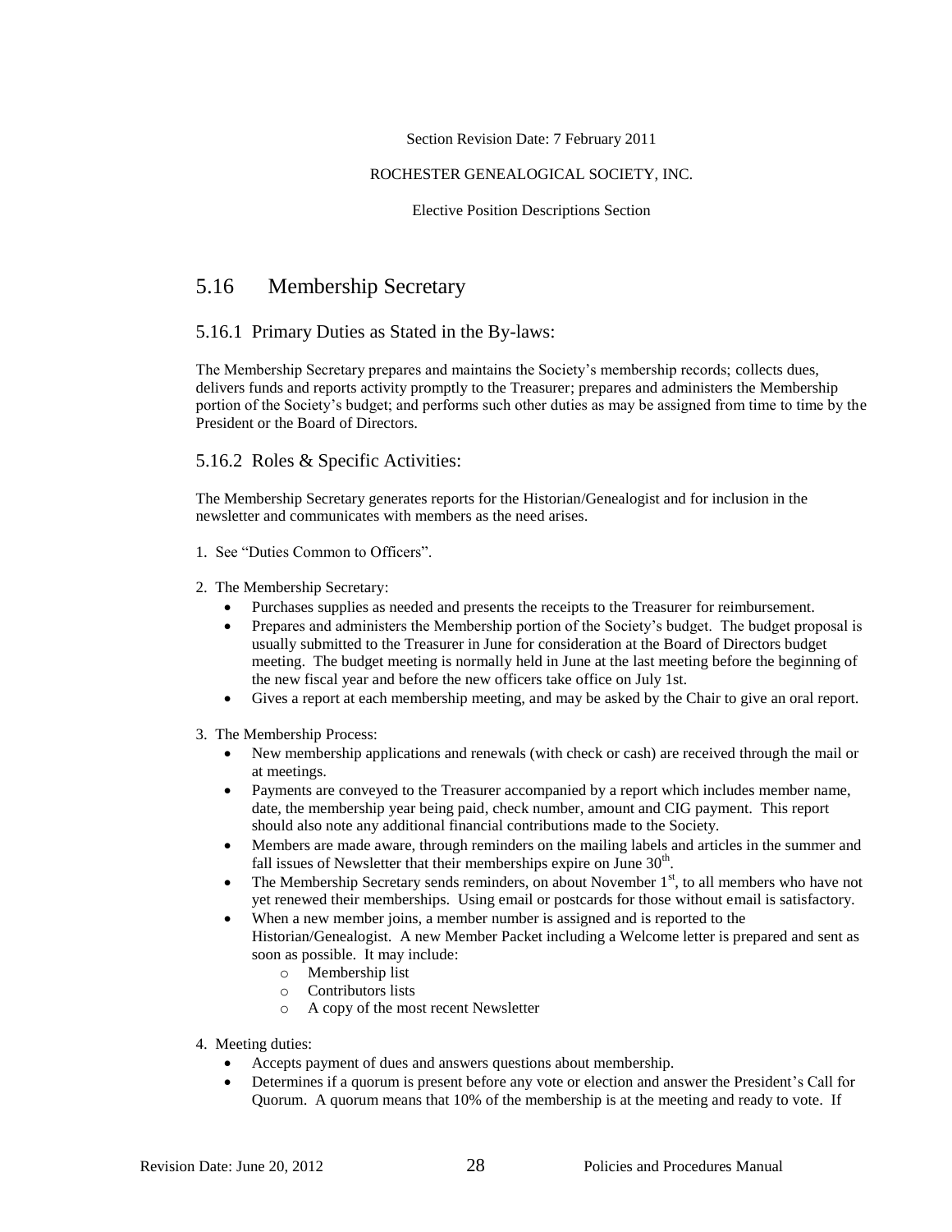Section Revision Date: 7 February 2011

ROCHESTER GENEALOGICAL SOCIETY, INC.

Elective Position Descriptions Section

## 5.16 Membership Secretary

### 5.16.1 Primary Duties as Stated in the By-laws:

The Membership Secretary prepares and maintains the Society's membership records; collects dues, delivers funds and reports activity promptly to the Treasurer; prepares and administers the Membership portion of the Society's budget; and performs such other duties as may be assigned from time to time by the President or the Board of Directors.

### 5.16.2 Roles & Specific Activities:

The Membership Secretary generates reports for the Historian/Genealogist and for inclusion in the newsletter and communicates with members as the need arises.

1. See "Duties Common to Officers".

2. The Membership Secretary:
   - Purchases supplies as needed and presents the receipts to the Treasurer for reimbursement.
   - Prepares and administers the Membership portion of the Society's budget. The budget proposal is usually submitted to the Treasurer in June for consideration at the Board of Directors budget meeting. The budget meeting is normally held in June at the last meeting before the beginning of the new fiscal year and before the new officers take office on July 1st.
   - Gives a report at each membership meeting, and may be asked by the Chair to give an oral report.

3. The Membership Process:
   - New membership applications and renewals (with check or cash) are received through the mail or at meetings.
   - Payments are conveyed to the Treasurer accompanied by a report which includes member name, date, the membership year being paid, check number, amount and CIG payment. This report should also note any additional financial contributions made to the Society.
   - Members are made aware, through reminders on the mailing labels and articles in the summer and fall issues of Newsletter that their memberships expire on June 30th.
   - The Membership Secretary sends reminders, on about November 1st, to all members who have not yet renewed their memberships. Using email or postcards for those without email is satisfactory.
   - When a new member joins, a member number is assigned and is reported to the Historian/Genealogist. A new Member Packet including a Welcome letter is prepared and sent as soon as possible. It may include:
     - Membership list
     - Contributors lists
     - A copy of the most recent Newsletter

4. Meeting duties:
   - Accepts payment of dues and answers questions about membership.
   - Determines if a quorum is present before any vote or election and answer the President's Call for Quorum. A quorum means that 10% of the membership is at the meeting and ready to vote. If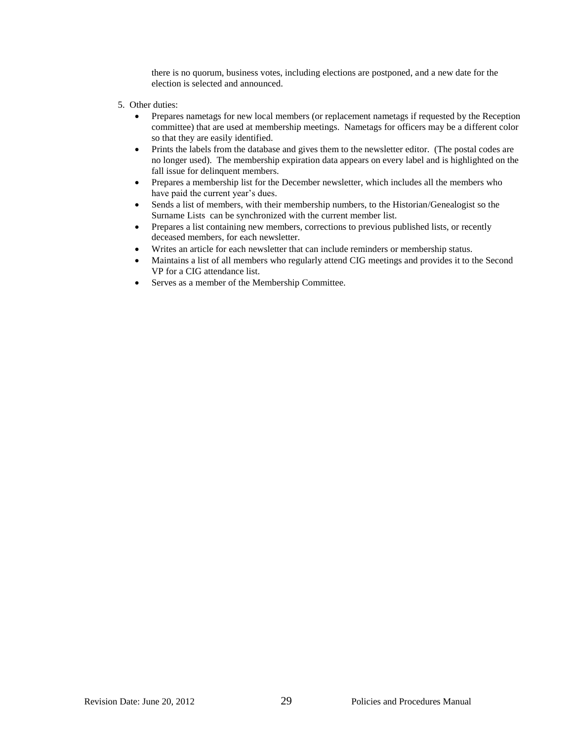there is no quorum, business votes, including elections are postponed, and a new date for the election is selected and announced.

5. Other duties:
   - Prepares nametags for new local members (or replacement nametags if requested by the Reception committee) that are used at membership meetings. Nametags for officers may be a different color so that they are easily identified.
   - Prints the labels from the database and gives them to the newsletter editor. (The postal codes are no longer used). The membership expiration data appears on every label and is highlighted on the fall issue for delinquent members.
   - Prepares a membership list for the December newsletter, which includes all the members who have paid the current year's dues.
   - Sends a list of members, with their membership numbers, to the Historian/Genealogist so the Surname Lists can be synchronized with the current member list.
   - Prepares a list containing new members, corrections to previous published lists, or recently deceased members, for each newsletter.
   - Writes an article for each newsletter that can include reminders or membership status.
   - Maintains a list of all members who regularly attend CIG meetings and provides it to the Second VP for a CIG attendance list.
   - Serves as a member of the Membership Committee.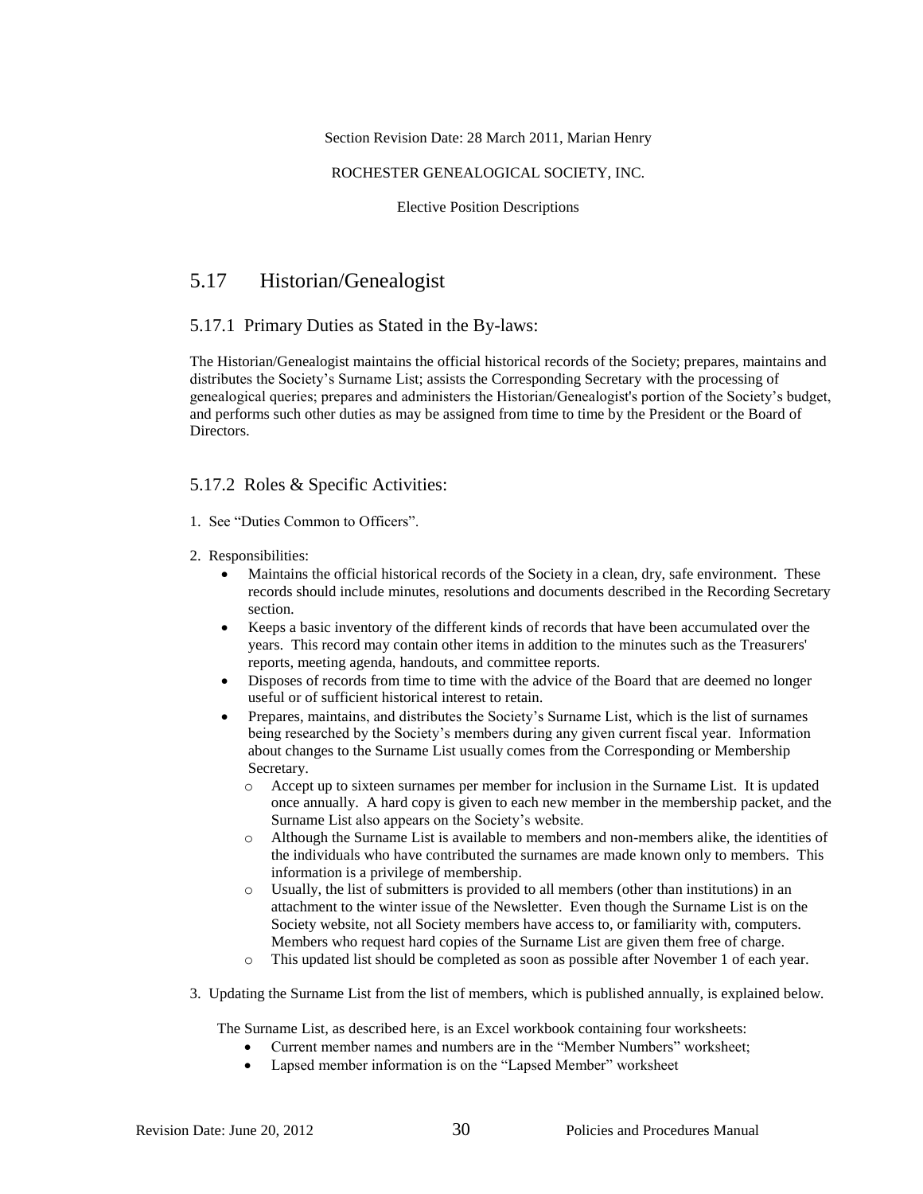Section Revision Date: 28 March 2011, Marian Henry

ROCHESTER GENEALOGICAL SOCIETY, INC.

Elective Position Descriptions

## 5.17 Historian/Genealogist

### 5.17.1 Primary Duties as Stated in the By-laws:

The Historian/Genealogist maintains the official historical records of the Society; prepares, maintains and distributes the Society's Surname List; assists the Corresponding Secretary with the processing of genealogical queries; prepares and administers the Historian/Genealogist's portion of the Society's budget, and performs such other duties as may be assigned from time to time by the President or the Board of Directors.

### 5.17.2 Roles & Specific Activities:

1. See "Duties Common to Officers".

2. Responsibilities:
   - Maintains the official historical records of the Society in a clean, dry, safe environment. These records should include minutes, resolutions and documents described in the Recording Secretary section.
   - Keeps a basic inventory of the different kinds of records that have been accumulated over the years. This record may contain other items in addition to the minutes such as the Treasurers' reports, meeting agenda, handouts, and committee reports.
   - Disposes of records from time to time with the advice of the Board that are deemed no longer useful or of sufficient historical interest to retain.
   - Prepares, maintains, and distributes the Society's Surname List, which is the list of surnames being researched by the Society's members during any given current fiscal year. Information about changes to the Surname List usually comes from the Corresponding or Membership Secretary.
     - Accept up to sixteen surnames per member for inclusion in the Surname List. It is updated once annually. A hard copy is given to each new member in the membership packet, and the Surname List also appears on the Society's website.
     - Although the Surname List is available to members and non-members alike, the identities of the individuals who have contributed the surnames are made known only to members. This information is a privilege of membership.
     - Usually, the list of submitters is provided to all members (other than institutions) in an attachment to the winter issue of the Newsletter. Even though the Surname List is on the Society website, not all Society members have access to, or familiarity with, computers. Members who request hard copies of the Surname List are given them free of charge.
     - This updated list should be completed as soon as possible after November 1 of each year.

3. Updating the Surname List from the list of members, which is published annually, is explained below.

   The Surname List, as described here, is an Excel workbook containing four worksheets:
   - Current member names and numbers are in the "Member Numbers" worksheet;
   - Lapsed member information is on the "Lapsed Member" worksheet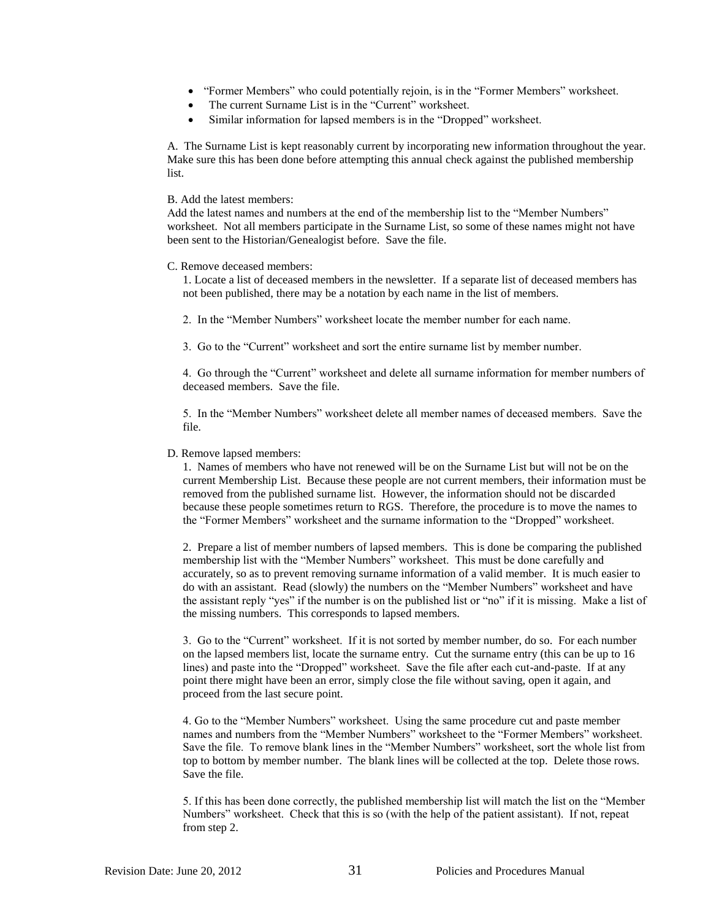- "Former Members" who could potentially rejoin, is in the "Former Members" worksheet.
- The current Surname List is in the "Current" worksheet.
- Similar information for lapsed members is in the "Dropped" worksheet.

A. The Surname List is kept reasonably current by incorporating new information throughout the year. Make sure this has been done before attempting this annual check against the published membership list.

B. Add the latest members:
Add the latest names and numbers at the end of the membership list to the "Member Numbers" worksheet. Not all members participate in the Surname List, so some of these names might not have been sent to the Historian/Genealogist before. Save the file.

C. Remove deceased members:

1. Locate a list of deceased members in the newsletter. If a separate list of deceased members has not been published, there may be a notation by each name in the list of members.

2. In the "Member Numbers" worksheet locate the member number for each name.

3. Go to the "Current" worksheet and sort the entire surname list by member number.

4. Go through the "Current" worksheet and delete all surname information for member numbers of deceased members. Save the file.

5. In the "Member Numbers" worksheet delete all member names of deceased members. Save the file.

D. Remove lapsed members:

1. Names of members who have not renewed will be on the Surname List but will not be on the current Membership List. Because these people are not current members, their information must be removed from the published surname list. However, the information should not be discarded because these people sometimes return to RGS. Therefore, the procedure is to move the names to the "Former Members" worksheet and the surname information to the "Dropped" worksheet.

2. Prepare a list of member numbers of lapsed members. This is done be comparing the published membership list with the "Member Numbers" worksheet. This must be done carefully and accurately, so as to prevent removing surname information of a valid member. It is much easier to do with an assistant. Read (slowly) the numbers on the "Member Numbers" worksheet and have the assistant reply "yes" if the number is on the published list or "no" if it is missing. Make a list of the missing numbers. This corresponds to lapsed members.

3. Go to the "Current" worksheet. If it is not sorted by member number, do so. For each number on the lapsed members list, locate the surname entry. Cut the surname entry (this can be up to 16 lines) and paste into the "Dropped" worksheet. Save the file after each cut-and-paste. If at any point there might have been an error, simply close the file without saving, open it again, and proceed from the last secure point.

4. Go to the "Member Numbers" worksheet. Using the same procedure cut and paste member names and numbers from the "Member Numbers" worksheet to the "Former Members" worksheet. Save the file. To remove blank lines in the "Member Numbers" worksheet, sort the whole list from top to bottom by member number. The blank lines will be collected at the top. Delete those rows. Save the file.

5. If this has been done correctly, the published membership list will match the list on the "Member Numbers" worksheet. Check that this is so (with the help of the patient assistant). If not, repeat from step 2.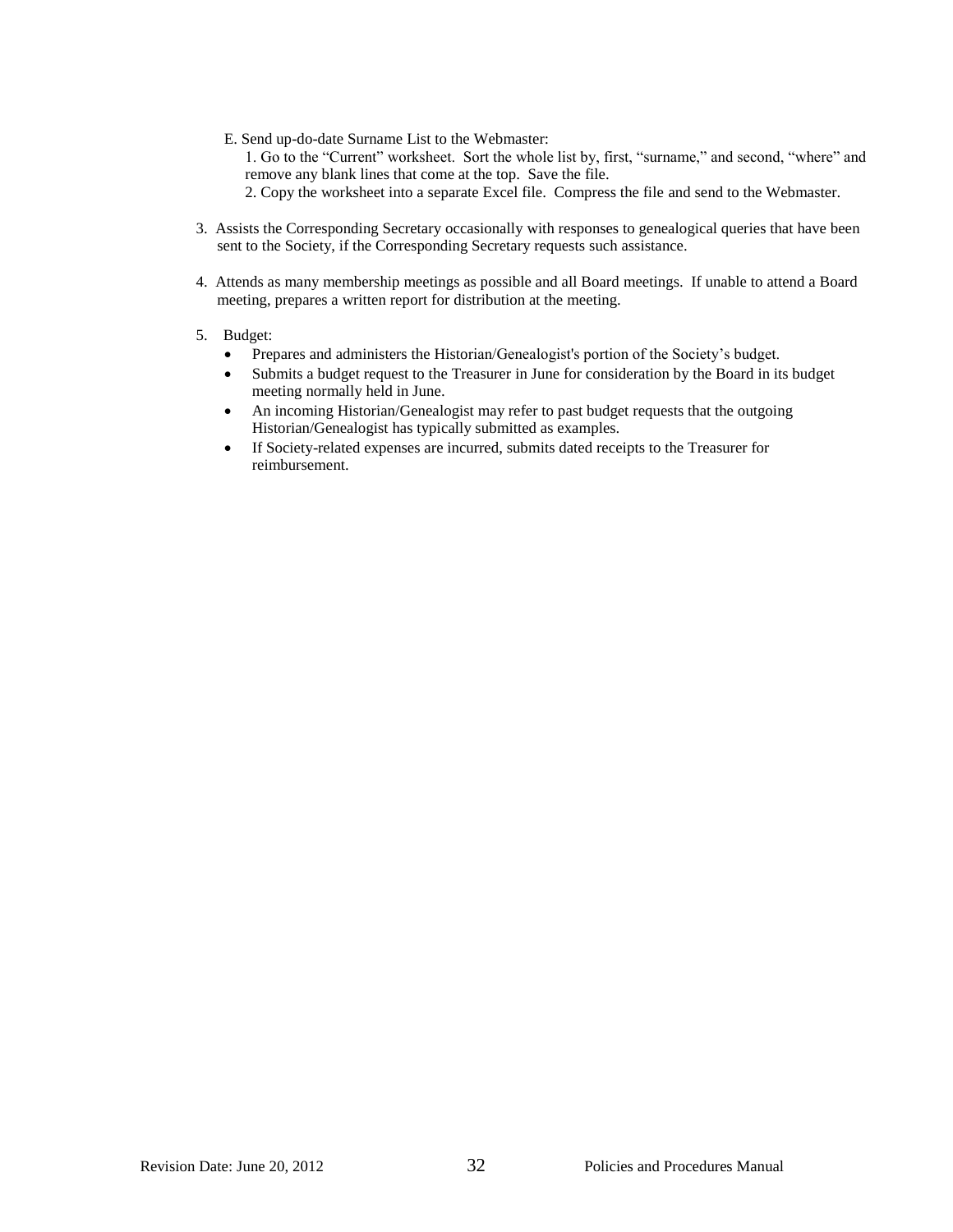E. Send up-do-date Surname List to the Webmaster:

1. Go to the "Current" worksheet. Sort the whole list by, first, "surname," and second, "where" and remove any blank lines that come at the top. Save the file.
2. Copy the worksheet into a separate Excel file. Compress the file and send to the Webmaster.

3. Assists the Corresponding Secretary occasionally with responses to genealogical queries that have been sent to the Society, if the Corresponding Secretary requests such assistance.

4. Attends as many membership meetings as possible and all Board meetings. If unable to attend a Board meeting, prepares a written report for distribution at the meeting.

5. Budget:
   - Prepares and administers the Historian/Genealogist's portion of the Society's budget.
   - Submits a budget request to the Treasurer in June for consideration by the Board in its budget meeting normally held in June.
   - An incoming Historian/Genealogist may refer to past budget requests that the outgoing Historian/Genealogist has typically submitted as examples.
   - If Society-related expenses are incurred, submits dated receipts to the Treasurer for reimbursement.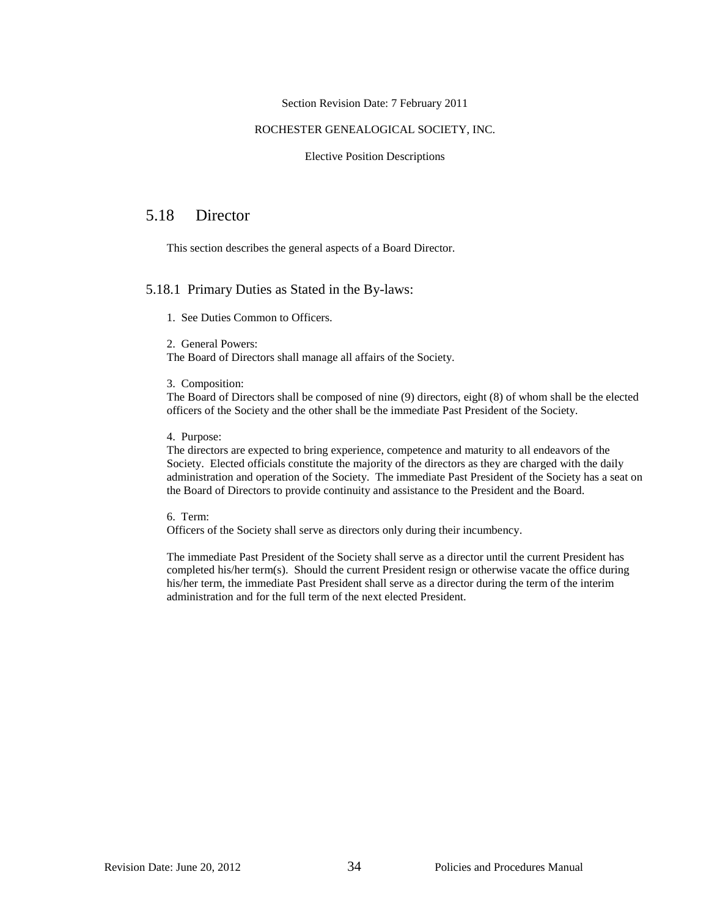Section Revision Date: 7 February 2011

ROCHESTER GENEALOGICAL SOCIETY, INC.

Elective Position Descriptions

## 5.18 Director

This section describes the general aspects of a Board Director.

### 5.18.1 Primary Duties as Stated in the By-laws:

1. See Duties Common to Officers.

2. General Powers:
The Board of Directors shall manage all affairs of the Society.

3. Composition:
The Board of Directors shall be composed of nine (9) directors, eight (8) of whom shall be the elected officers of the Society and the other shall be the immediate Past President of the Society.

4. Purpose:
The directors are expected to bring experience, competence and maturity to all endeavors of the Society. Elected officials constitute the majority of the directors as they are charged with the daily administration and operation of the Society. The immediate Past President of the Society has a seat on the Board of Directors to provide continuity and assistance to the President and the Board.

6. Term:
Officers of the Society shall serve as directors only during their incumbency.

The immediate Past President of the Society shall serve as a director until the current President has completed his/her term(s). Should the current President resign or otherwise vacate the office during his/her term, the immediate Past President shall serve as a director during the term of the interim administration and for the full term of the next elected President.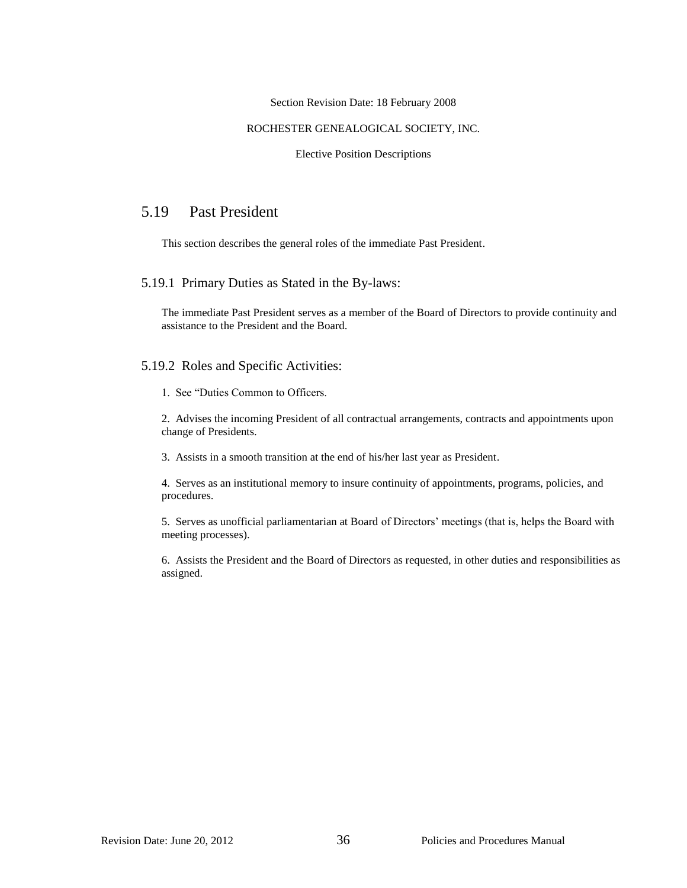Section Revision Date: 18 February 2008

ROCHESTER GENEALOGICAL SOCIETY, INC.

Elective Position Descriptions

## 5.19 Past President

This section describes the general roles of the immediate Past President.

### 5.19.1 Primary Duties as Stated in the By-laws:

The immediate Past President serves as a member of the Board of Directors to provide continuity and assistance to the President and the Board.

### 5.19.2 Roles and Specific Activities:

1. See "Duties Common to Officers.

2. Advises the incoming President of all contractual arrangements, contracts and appointments upon change of Presidents.

3. Assists in a smooth transition at the end of his/her last year as President.

4. Serves as an institutional memory to insure continuity of appointments, programs, policies, and procedures.

5. Serves as unofficial parliamentarian at Board of Directors' meetings (that is, helps the Board with meeting processes).

6. Assists the President and the Board of Directors as requested, in other duties and responsibilities as assigned.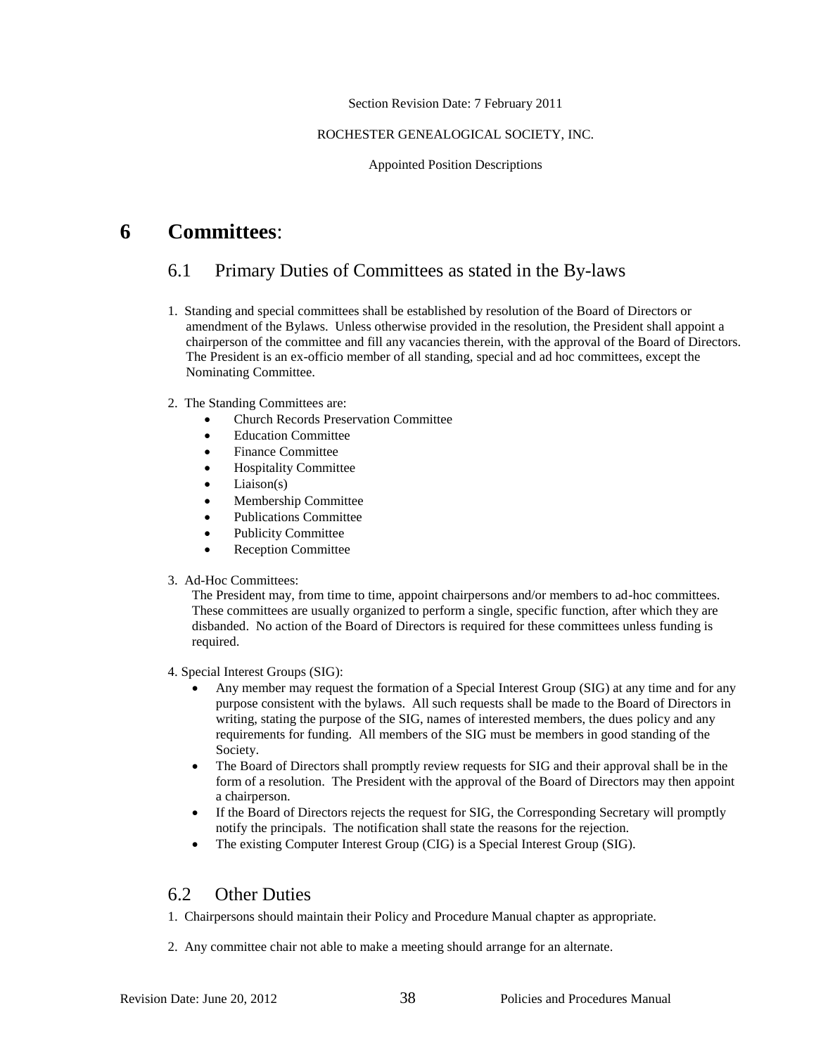Section Revision Date: 7 February 2011

ROCHESTER GENEALOGICAL SOCIETY, INC.

Appointed Position Descriptions

# 6 Committees:

## 6.1 Primary Duties of Committees as stated in the By-laws

1. Standing and special committees shall be established by resolution of the Board of Directors or amendment of the Bylaws. Unless otherwise provided in the resolution, the President shall appoint a chairperson of the committee and fill any vacancies therein, with the approval of the Board of Directors. The President is an ex-officio member of all standing, special and ad hoc committees, except the Nominating Committee.

2. The Standing Committees are:
    - Church Records Preservation Committee
    - Education Committee
    - Finance Committee
    - Hospitality Committee
    - Liaison(s)
    - Membership Committee
    - Publications Committee
    - Publicity Committee
    - Reception Committee

3. Ad-Hoc Committees:
   The President may, from time to time, appoint chairpersons and/or members to ad-hoc committees. These committees are usually organized to perform a single, specific function, after which they are disbanded. No action of the Board of Directors is required for these committees unless funding is required.

4. Special Interest Groups (SIG):
    - Any member may request the formation of a Special Interest Group (SIG) at any time and for any purpose consistent with the bylaws. All such requests shall be made to the Board of Directors in writing, stating the purpose of the SIG, names of interested members, the dues policy and any requirements for funding. All members of the SIG must be members in good standing of the Society.
    - The Board of Directors shall promptly review requests for SIG and their approval shall be in the form of a resolution. The President with the approval of the Board of Directors may then appoint a chairperson.
    - If the Board of Directors rejects the request for SIG, the Corresponding Secretary will promptly notify the principals. The notification shall state the reasons for the rejection.
    - The existing Computer Interest Group (CIG) is a Special Interest Group (SIG).

## 6.2 Other Duties

1. Chairpersons should maintain their Policy and Procedure Manual chapter as appropriate.

2. Any committee chair not able to make a meeting should arrange for an alternate.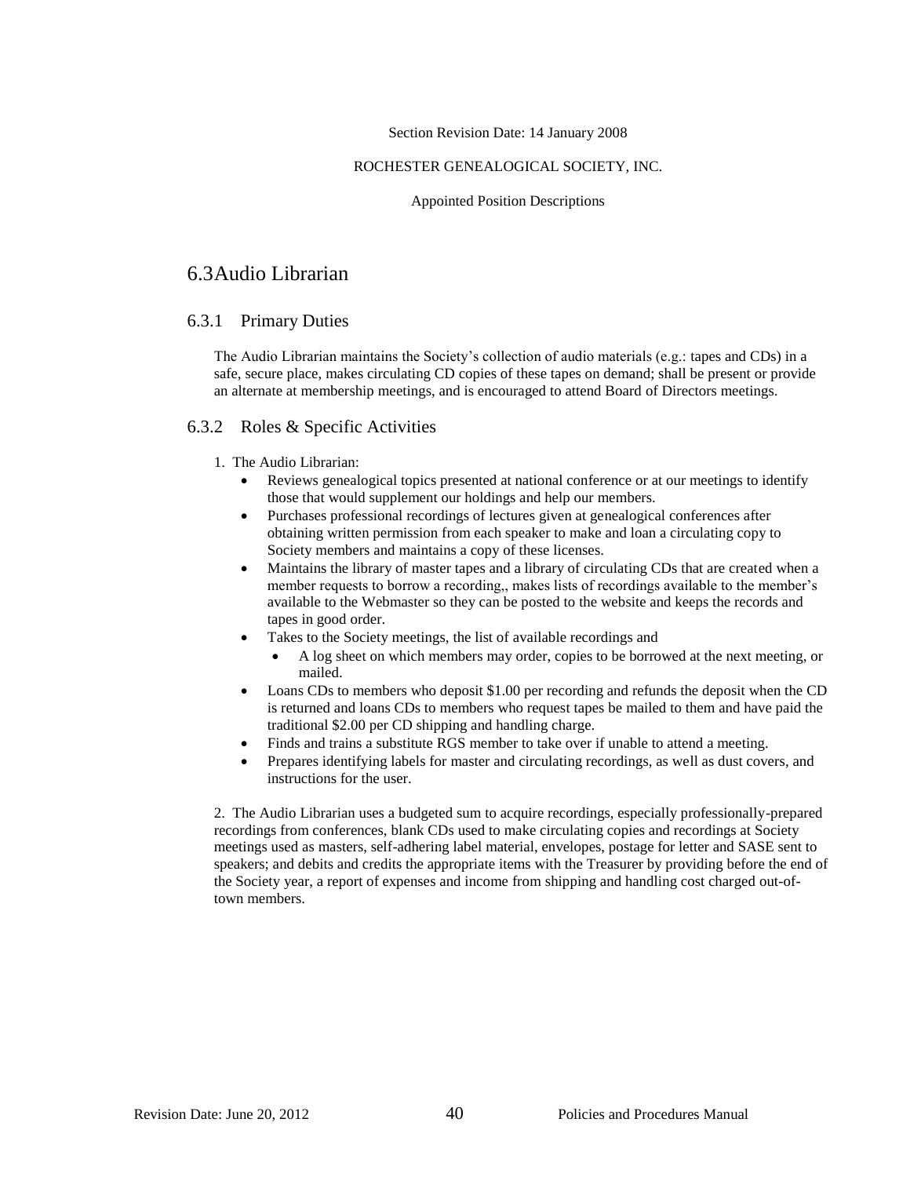Section Revision Date: 14 January 2008

ROCHESTER GENEALOGICAL SOCIETY, INC.

Appointed Position Descriptions

## 6.3 Audio Librarian

### 6.3.1 Primary Duties

The Audio Librarian maintains the Society's collection of audio materials (e.g.: tapes and CDs) in a safe, secure place, makes circulating CD copies of these tapes on demand; shall be present or provide an alternate at membership meetings, and is encouraged to attend Board of Directors meetings.

### 6.3.2 Roles & Specific Activities

1. The Audio Librarian:
   - Reviews genealogical topics presented at national conference or at our meetings to identify those that would supplement our holdings and help our members.
   - Purchases professional recordings of lectures given at genealogical conferences after obtaining written permission from each speaker to make and loan a circulating copy to Society members and maintains a copy of these licenses.
   - Maintains the library of master tapes and a library of circulating CDs that are created when a member requests to borrow a recording,, makes lists of recordings available to the member's available to the Webmaster so they can be posted to the website and keeps the records and tapes in good order.
   - Takes to the Society meetings, the list of available recordings and
     - A log sheet on which members may order, copies to be borrowed at the next meeting, or mailed.
   - Loans CDs to members who deposit $1.00 per recording and refunds the deposit when the CD is returned and loans CDs to members who request tapes be mailed to them and have paid the traditional $2.00 per CD shipping and handling charge.
   - Finds and trains a substitute RGS member to take over if unable to attend a meeting.
   - Prepares identifying labels for master and circulating recordings, as well as dust covers, and instructions for the user.

2. The Audio Librarian uses a budgeted sum to acquire recordings, especially professionally-prepared recordings from conferences, blank CDs used to make circulating copies and recordings at Society meetings used as masters, self-adhering label material, envelopes, postage for letter and SASE sent to speakers; and debits and credits the appropriate items with the Treasurer by providing before the end of the Society year, a report of expenses and income from shipping and handling cost charged out-of-town members.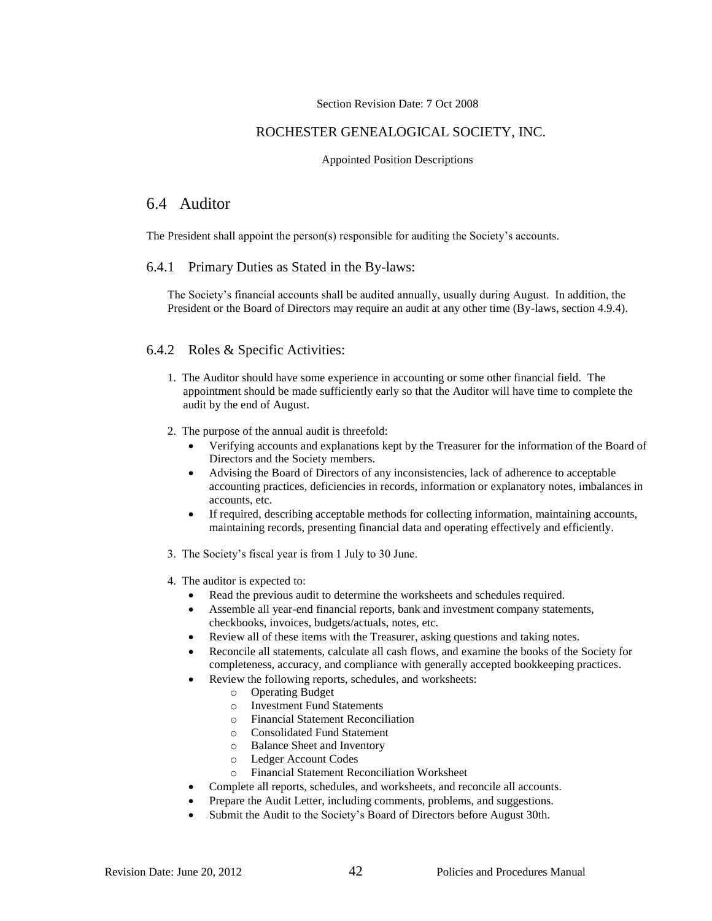Section Revision Date: 7 Oct 2008

ROCHESTER GENEALOGICAL SOCIETY, INC.

Appointed Position Descriptions

## 6.4 Auditor

The President shall appoint the person(s) responsible for auditing the Society's accounts.

### 6.4.1 Primary Duties as Stated in the By-laws:

The Society's financial accounts shall be audited annually, usually during August. In addition, the President or the Board of Directors may require an audit at any other time (By-laws, section 4.9.4).

### 6.4.2 Roles & Specific Activities:

1. The Auditor should have some experience in accounting or some other financial field. The appointment should be made sufficiently early so that the Auditor will have time to complete the audit by the end of August.
2. The purpose of the annual audit is threefold:
   - Verifying accounts and explanations kept by the Treasurer for the information of the Board of Directors and the Society members.
   - Advising the Board of Directors of any inconsistencies, lack of adherence to acceptable accounting practices, deficiencies in records, information or explanatory notes, imbalances in accounts, etc.
   - If required, describing acceptable methods for collecting information, maintaining accounts, maintaining records, presenting financial data and operating effectively and efficiently.
3. The Society's fiscal year is from 1 July to 30 June.
4. The auditor is expected to:
   - Read the previous audit to determine the worksheets and schedules required.
   - Assemble all year-end financial reports, bank and investment company statements, checkbooks, invoices, budgets/actuals, notes, etc.
   - Review all of these items with the Treasurer, asking questions and taking notes.
   - Reconcile all statements, calculate all cash flows, and examine the books of the Society for completeness, accuracy, and compliance with generally accepted bookkeeping practices.
   - Review the following reports, schedules, and worksheets:
     - Operating Budget
     - Investment Fund Statements
     - Financial Statement Reconciliation
     - Consolidated Fund Statement
     - Balance Sheet and Inventory
     - Ledger Account Codes
     - Financial Statement Reconciliation Worksheet
   - Complete all reports, schedules, and worksheets, and reconcile all accounts.
   - Prepare the Audit Letter, including comments, problems, and suggestions.
   - Submit the Audit to the Society's Board of Directors before August 30th.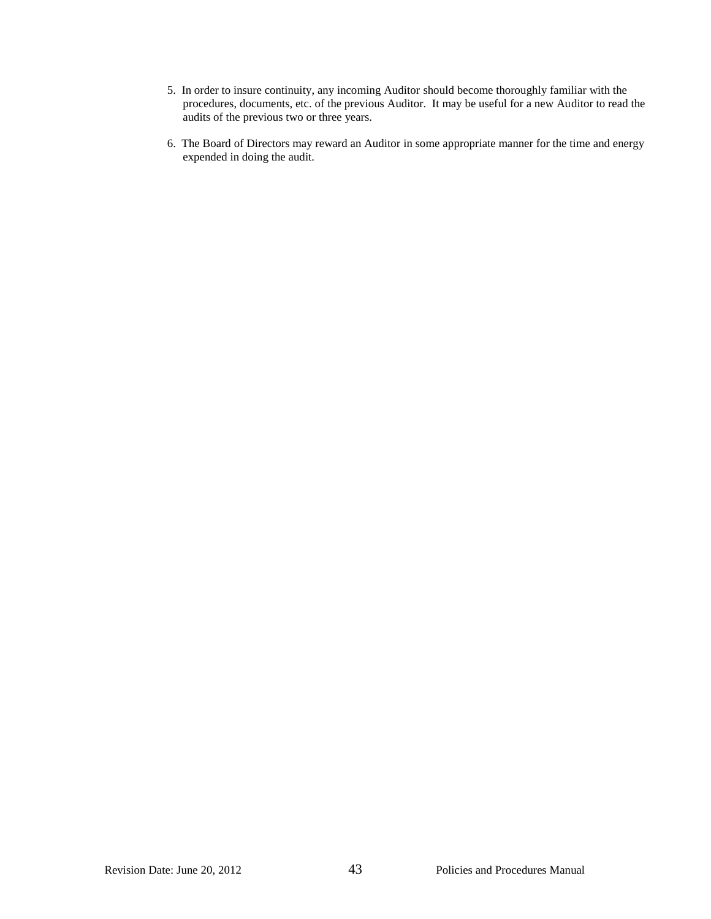5. In order to insure continuity, any incoming Auditor should become thoroughly familiar with the procedures, documents, etc. of the previous Auditor. It may be useful for a new Auditor to read the audits of the previous two or three years.

6. The Board of Directors may reward an Auditor in some appropriate manner for the time and energy expended in doing the audit.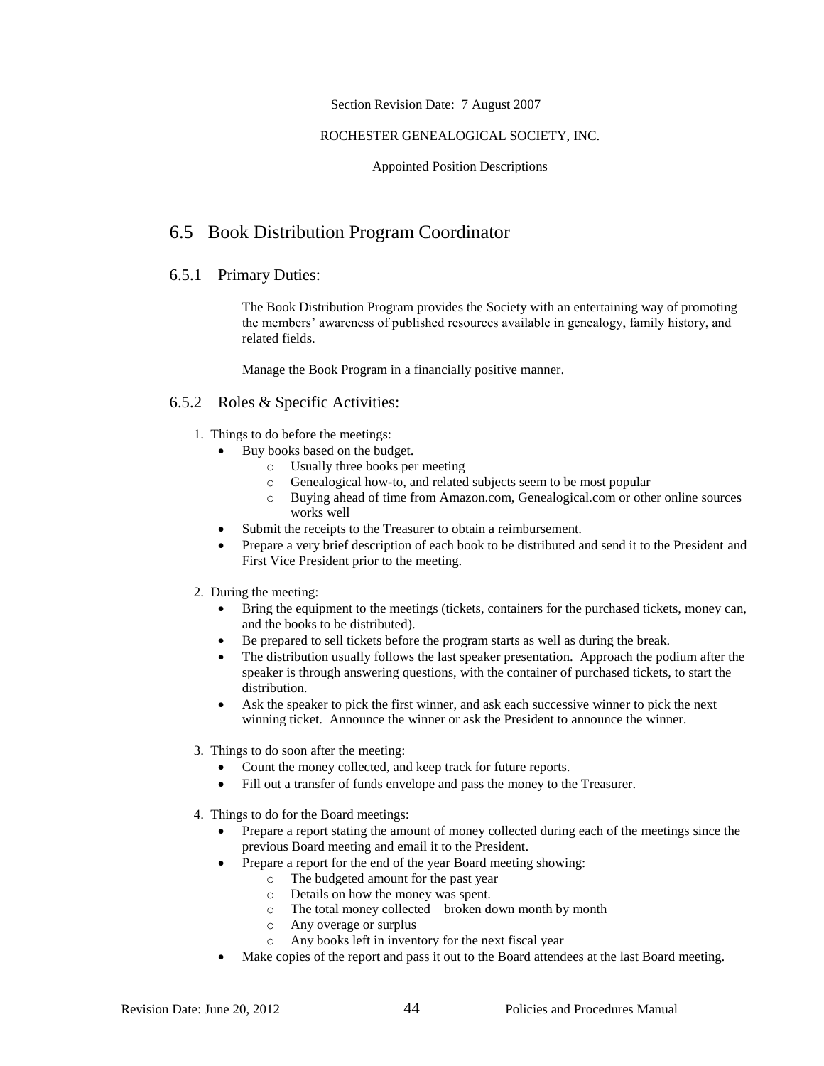Section Revision Date: 7 August 2007

ROCHESTER GENEALOGICAL SOCIETY, INC.

Appointed Position Descriptions

## 6.5 Book Distribution Program Coordinator

### 6.5.1 Primary Duties:

The Book Distribution Program provides the Society with an entertaining way of promoting the members' awareness of published resources available in genealogy, family history, and related fields.

Manage the Book Program in a financially positive manner.

### 6.5.2 Roles & Specific Activities:

1. Things to do before the meetings:
   - Buy books based on the budget.
     - Usually three books per meeting
     - Genealogical how-to, and related subjects seem to be most popular
     - Buying ahead of time from Amazon.com, Genealogical.com or other online sources works well
   - Submit the receipts to the Treasurer to obtain a reimbursement.
   - Prepare a very brief description of each book to be distributed and send it to the President and First Vice President prior to the meeting.

2. During the meeting:
   - Bring the equipment to the meetings (tickets, containers for the purchased tickets, money can, and the books to be distributed).
   - Be prepared to sell tickets before the program starts as well as during the break.
   - The distribution usually follows the last speaker presentation. Approach the podium after the speaker is through answering questions, with the container of purchased tickets, to start the distribution.
   - Ask the speaker to pick the first winner, and ask each successive winner to pick the next winning ticket. Announce the winner or ask the President to announce the winner.

3. Things to do soon after the meeting:
   - Count the money collected, and keep track for future reports.
   - Fill out a transfer of funds envelope and pass the money to the Treasurer.

4. Things to do for the Board meetings:
   - Prepare a report stating the amount of money collected during each of the meetings since the previous Board meeting and email it to the President.
   - Prepare a report for the end of the year Board meeting showing:
     - The budgeted amount for the past year
     - Details on how the money was spent.
     - The total money collected – broken down month by month
     - Any overage or surplus
     - Any books left in inventory for the next fiscal year
   - Make copies of the report and pass it out to the Board attendees at the last Board meeting.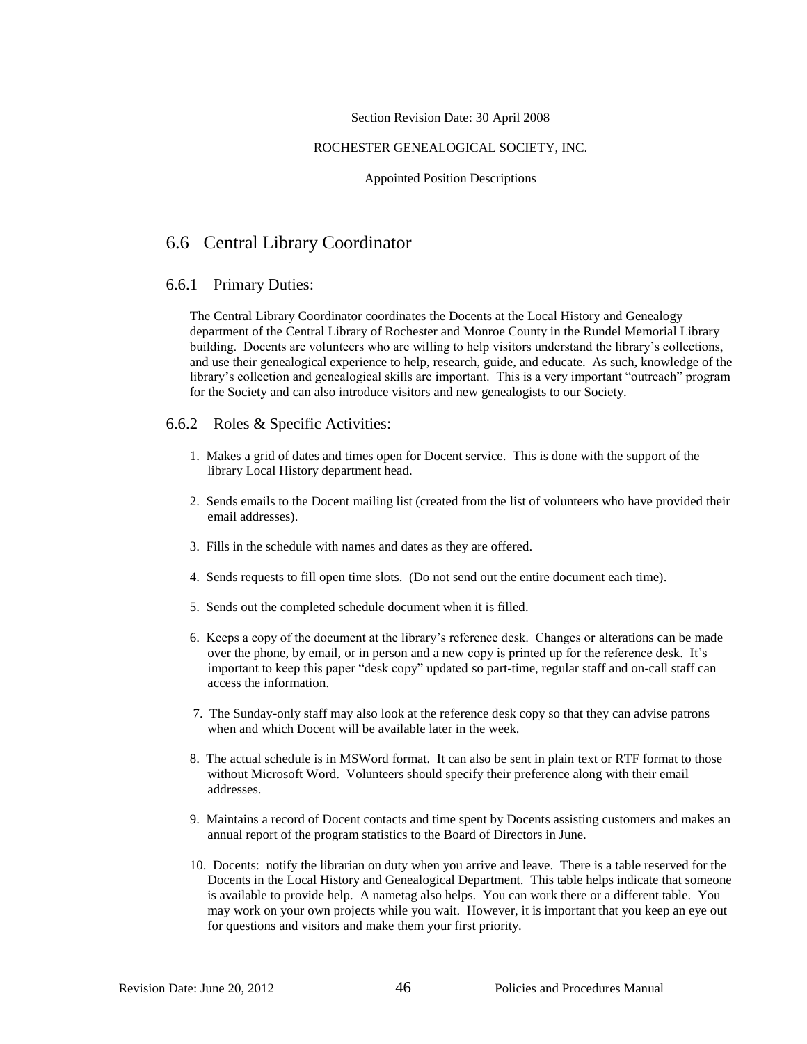Section Revision Date: 30 April 2008

ROCHESTER GENEALOGICAL SOCIETY, INC.

Appointed Position Descriptions

## 6.6 Central Library Coordinator

### 6.6.1 Primary Duties:

The Central Library Coordinator coordinates the Docents at the Local History and Genealogy department of the Central Library of Rochester and Monroe County in the Rundel Memorial Library building. Docents are volunteers who are willing to help visitors understand the library's collections, and use their genealogical experience to help, research, guide, and educate. As such, knowledge of the library's collection and genealogical skills are important. This is a very important "outreach" program for the Society and can also introduce visitors and new genealogists to our Society.

### 6.6.2 Roles & Specific Activities:

1. Makes a grid of dates and times open for Docent service. This is done with the support of the library Local History department head.
2. Sends emails to the Docent mailing list (created from the list of volunteers who have provided their email addresses).
3. Fills in the schedule with names and dates as they are offered.
4. Sends requests to fill open time slots. (Do not send out the entire document each time).
5. Sends out the completed schedule document when it is filled.
6. Keeps a copy of the document at the library's reference desk. Changes or alterations can be made over the phone, by email, or in person and a new copy is printed up for the reference desk. It's important to keep this paper "desk copy" updated so part-time, regular staff and on-call staff can access the information.
7. The Sunday-only staff may also look at the reference desk copy so that they can advise patrons when and which Docent will be available later in the week.
8. The actual schedule is in MSWord format. It can also be sent in plain text or RTF format to those without Microsoft Word. Volunteers should specify their preference along with their email addresses.
9. Maintains a record of Docent contacts and time spent by Docents assisting customers and makes an annual report of the program statistics to the Board of Directors in June.
10. Docents: notify the librarian on duty when you arrive and leave. There is a table reserved for the Docents in the Local History and Genealogical Department. This table helps indicate that someone is available to provide help. A nametag also helps. You can work there or a different table. You may work on your own projects while you wait. However, it is important that you keep an eye out for questions and visitors and make them your first priority.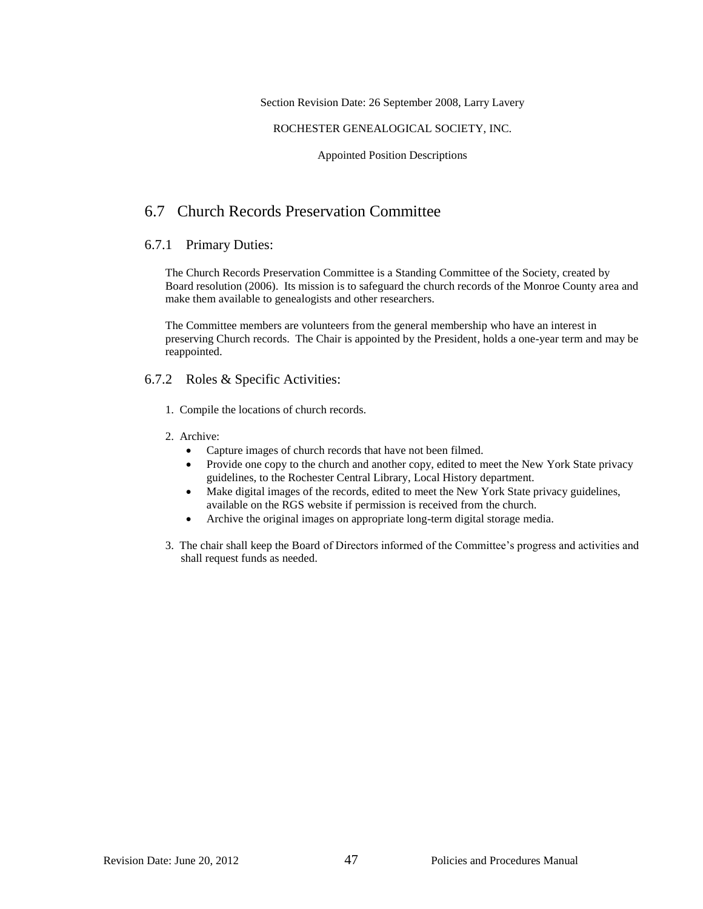Section Revision Date: 26 September 2008, Larry Lavery

ROCHESTER GENEALOGICAL SOCIETY, INC.

Appointed Position Descriptions

## 6.7 Church Records Preservation Committee

### 6.7.1 Primary Duties:

The Church Records Preservation Committee is a Standing Committee of the Society, created by Board resolution (2006). Its mission is to safeguard the church records of the Monroe County area and make them available to genealogists and other researchers.

The Committee members are volunteers from the general membership who have an interest in preserving Church records. The Chair is appointed by the President, holds a one-year term and may be reappointed.

### 6.7.2 Roles & Specific Activities:

1. Compile the locations of church records.
2. Archive:
   - Capture images of church records that have not been filmed.
   - Provide one copy to the church and another copy, edited to meet the New York State privacy guidelines, to the Rochester Central Library, Local History department.
   - Make digital images of the records, edited to meet the New York State privacy guidelines, available on the RGS website if permission is received from the church.
   - Archive the original images on appropriate long-term digital storage media.
3. The chair shall keep the Board of Directors informed of the Committee's progress and activities and shall request funds as needed.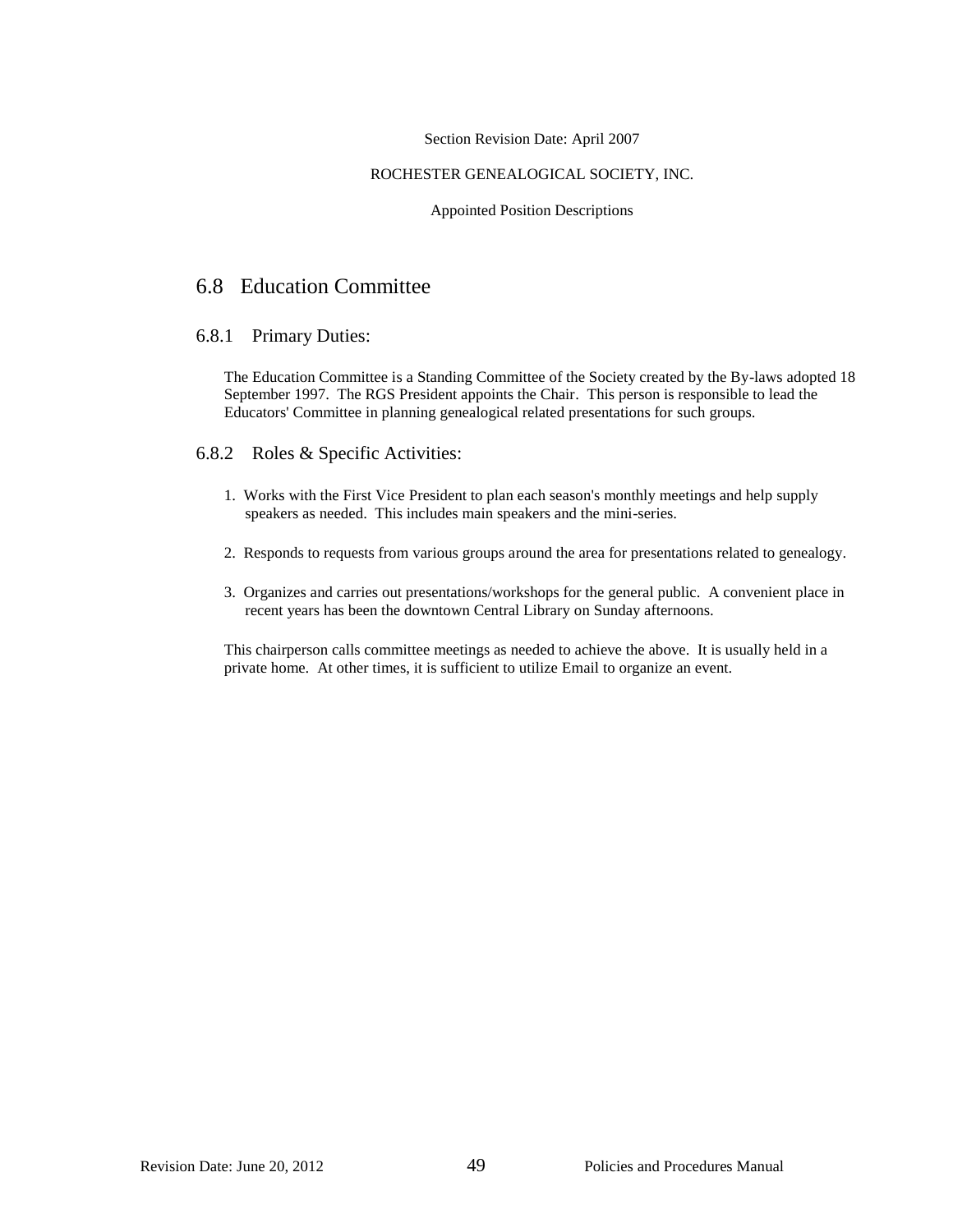Section Revision Date: April 2007

ROCHESTER GENEALOGICAL SOCIETY, INC.

Appointed Position Descriptions

## 6.8 Education Committee

### 6.8.1 Primary Duties:

The Education Committee is a Standing Committee of the Society created by the By-laws adopted 18 September 1997. The RGS President appoints the Chair. This person is responsible to lead the Educators' Committee in planning genealogical related presentations for such groups.

### 6.8.2 Roles & Specific Activities:

1. Works with the First Vice President to plan each season's monthly meetings and help supply speakers as needed. This includes main speakers and the mini-series.

2. Responds to requests from various groups around the area for presentations related to genealogy.

3. Organizes and carries out presentations/workshops for the general public. A convenient place in recent years has been the downtown Central Library on Sunday afternoons.

This chairperson calls committee meetings as needed to achieve the above. It is usually held in a private home. At other times, it is sufficient to utilize Email to organize an event.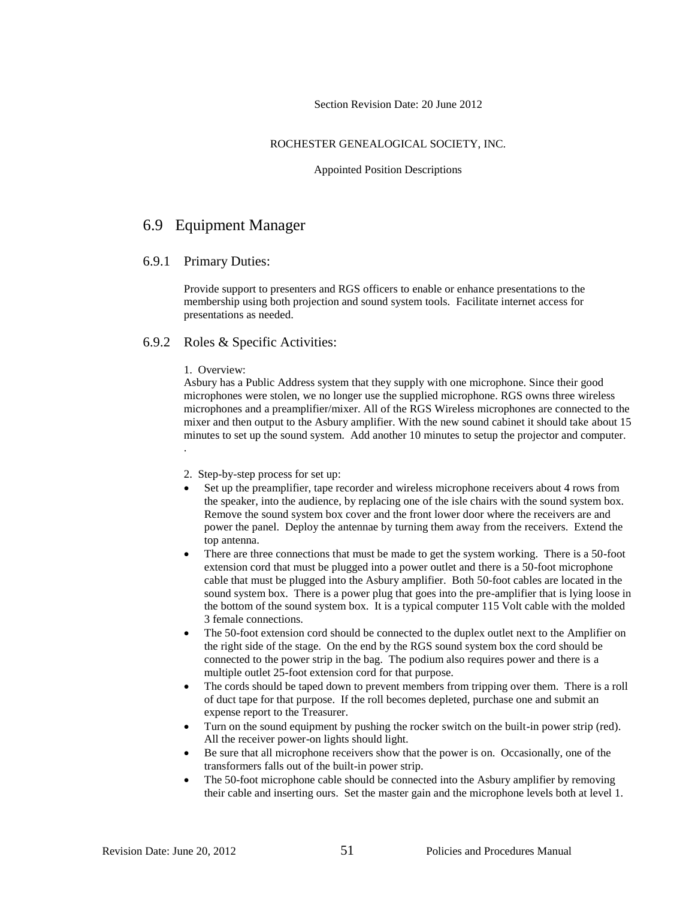Section Revision Date: 20 June 2012

ROCHESTER GENEALOGICAL SOCIETY, INC.

Appointed Position Descriptions

## 6.9 Equipment Manager

### 6.9.1 Primary Duties:

Provide support to presenters and RGS officers to enable or enhance presentations to the membership using both projection and sound system tools. Facilitate internet access for presentations as needed.

### 6.9.2 Roles & Specific Activities:

1. Overview:
Asbury has a Public Address system that they supply with one microphone. Since their good microphones were stolen, we no longer use the supplied microphone. RGS owns three wireless microphones and a preamplifier/mixer. All of the RGS Wireless microphones are connected to the mixer and then output to the Asbury amplifier. With the new sound cabinet it should take about 15 minutes to set up the sound system. Add another 10 minutes to setup the projector and computer.
.

2. Step-by-step process for set up:

- Set up the preamplifier, tape recorder and wireless microphone receivers about 4 rows from the speaker, into the audience, by replacing one of the isle chairs with the sound system box. Remove the sound system box cover and the front lower door where the receivers are and power the panel. Deploy the antennae by turning them away from the receivers. Extend the top antenna.
- There are three connections that must be made to get the system working. There is a 50-foot extension cord that must be plugged into a power outlet and there is a 50-foot microphone cable that must be plugged into the Asbury amplifier. Both 50-foot cables are located in the sound system box. There is a power plug that goes into the pre-amplifier that is lying loose in the bottom of the sound system box. It is a typical computer 115 Volt cable with the molded 3 female connections.
- The 50-foot extension cord should be connected to the duplex outlet next to the Amplifier on the right side of the stage. On the end by the RGS sound system box the cord should be connected to the power strip in the bag. The podium also requires power and there is a multiple outlet 25-foot extension cord for that purpose.
- The cords should be taped down to prevent members from tripping over them. There is a roll of duct tape for that purpose. If the roll becomes depleted, purchase one and submit an expense report to the Treasurer.
- Turn on the sound equipment by pushing the rocker switch on the built-in power strip (red). All the receiver power-on lights should light.
- Be sure that all microphone receivers show that the power is on. Occasionally, one of the transformers falls out of the built-in power strip.
- The 50-foot microphone cable should be connected into the Asbury amplifier by removing their cable and inserting ours. Set the master gain and the microphone levels both at level 1.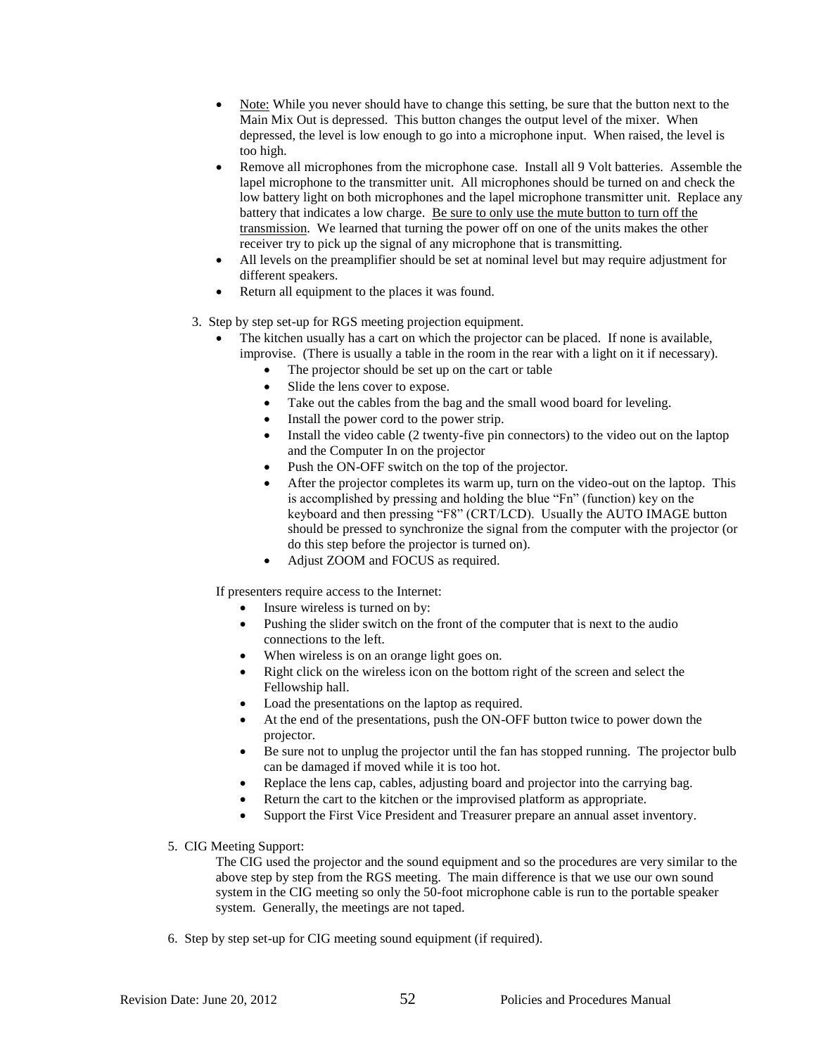- Note: While you never should have to change this setting, be sure that the button next to the Main Mix Out is depressed. This button changes the output level of the mixer. When depressed, the level is low enough to go into a microphone input. When raised, the level is too high.
- Remove all microphones from the microphone case. Install all 9 Volt batteries. Assemble the lapel microphone to the transmitter unit. All microphones should be turned on and check the low battery light on both microphones and the lapel microphone transmitter unit. Replace any battery that indicates a low charge. Be sure to only use the mute button to turn off the transmission. We learned that turning the power off on one of the units makes the other receiver try to pick up the signal of any microphone that is transmitting.
- All levels on the preamplifier should be set at nominal level but may require adjustment for different speakers.
- Return all equipment to the places it was found.

3. Step by step set-up for RGS meeting projection equipment.
   - The kitchen usually has a cart on which the projector can be placed. If none is available, improvise. (There is usually a table in the room in the rear with a light on it if necessary).
     - The projector should be set up on the cart or table
     - Slide the lens cover to expose.
     - Take out the cables from the bag and the small wood board for leveling.
     - Install the power cord to the power strip.
     - Install the video cable (2 twenty-five pin connectors) to the video out on the laptop and the Computer In on the projector
     - Push the ON-OFF switch on the top of the projector.
     - After the projector completes its warm up, turn on the video-out on the laptop. This is accomplished by pressing and holding the blue "Fn" (function) key on the keyboard and then pressing "F8" (CRT/LCD). Usually the AUTO IMAGE button should be pressed to synchronize the signal from the computer with the projector (or do this step before the projector is turned on).
     - Adjust ZOOM and FOCUS as required.

   If presenters require access to the Internet:
   - Insure wireless is turned on by:
   - Pushing the slider switch on the front of the computer that is next to the audio connections to the left.
   - When wireless is on an orange light goes on.
   - Right click on the wireless icon on the bottom right of the screen and select the Fellowship hall.
   - Load the presentations on the laptop as required.
   - At the end of the presentations, push the ON-OFF button twice to power down the projector.
   - Be sure not to unplug the projector until the fan has stopped running. The projector bulb can be damaged if moved while it is too hot.
   - Replace the lens cap, cables, adjusting board and projector into the carrying bag.
   - Return the cart to the kitchen or the improvised platform as appropriate.
   - Support the First Vice President and Treasurer prepare an annual asset inventory.

5. CIG Meeting Support:

   The CIG used the projector and the sound equipment and so the procedures are very similar to the above step by step from the RGS meeting. The main difference is that we use our own sound system in the CIG meeting so only the 50-foot microphone cable is run to the portable speaker system. Generally, the meetings are not taped.

6. Step by step set-up for CIG meeting sound equipment (if required).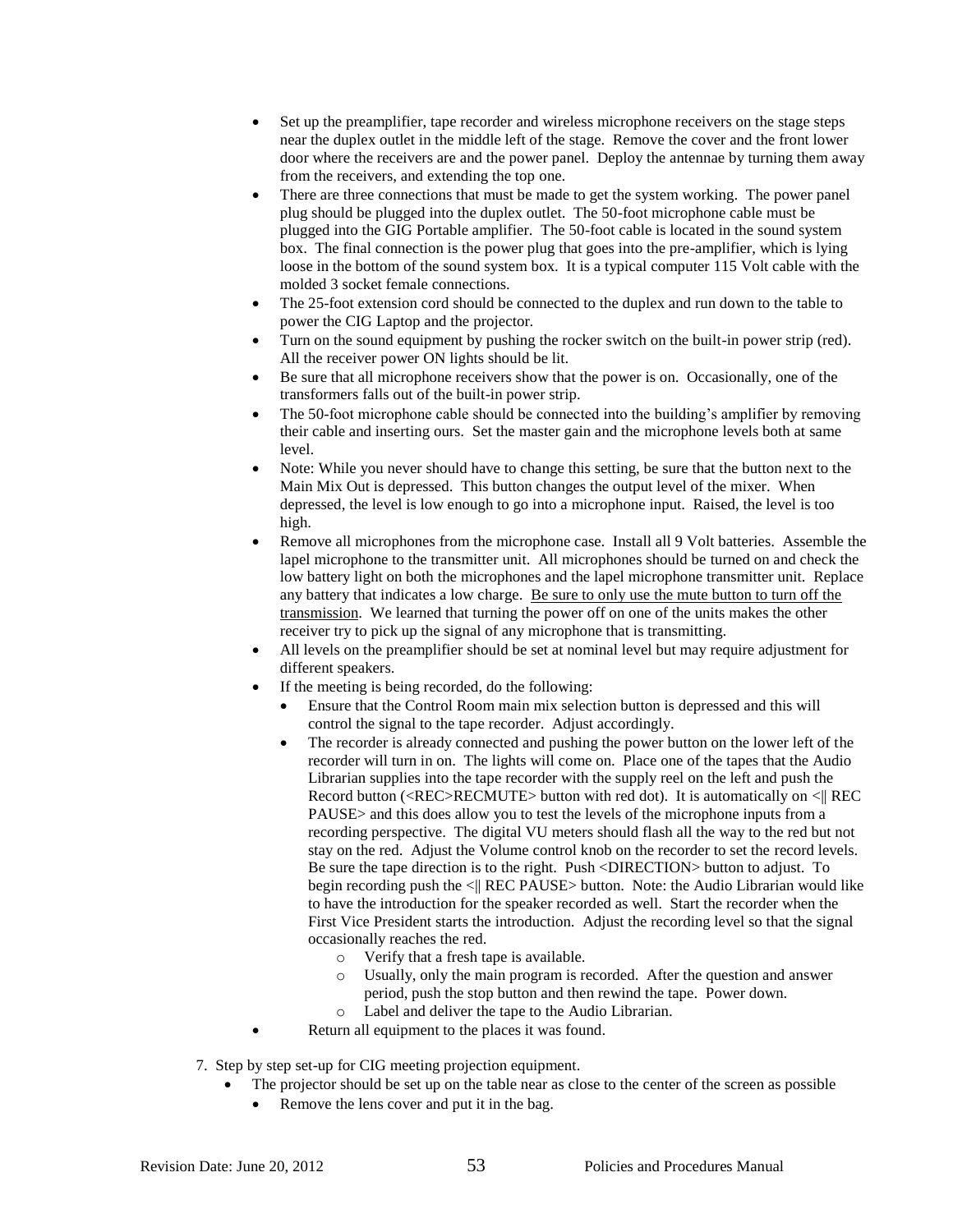- Set up the preamplifier, tape recorder and wireless microphone receivers on the stage steps near the duplex outlet in the middle left of the stage. Remove the cover and the front lower door where the receivers are and the power panel. Deploy the antennae by turning them away from the receivers, and extending the top one.
- There are three connections that must be made to get the system working. The power panel plug should be plugged into the duplex outlet. The 50-foot microphone cable must be plugged into the GIG Portable amplifier. The 50-foot cable is located in the sound system box. The final connection is the power plug that goes into the pre-amplifier, which is lying loose in the bottom of the sound system box. It is a typical computer 115 Volt cable with the molded 3 socket female connections.
- The 25-foot extension cord should be connected to the duplex and run down to the table to power the CIG Laptop and the projector.
- Turn on the sound equipment by pushing the rocker switch on the built-in power strip (red). All the receiver power ON lights should be lit.
- Be sure that all microphone receivers show that the power is on. Occasionally, one of the transformers falls out of the built-in power strip.
- The 50-foot microphone cable should be connected into the building's amplifier by removing their cable and inserting ours. Set the master gain and the microphone levels both at same level.
- Note: While you never should have to change this setting, be sure that the button next to the Main Mix Out is depressed. This button changes the output level of the mixer. When depressed, the level is low enough to go into a microphone input. Raised, the level is too high.
- Remove all microphones from the microphone case. Install all 9 Volt batteries. Assemble the lapel microphone to the transmitter unit. All microphones should be turned on and check the low battery light on both the microphones and the lapel microphone transmitter unit. Replace any battery that indicates a low charge. <u>Be sure to only use the mute button to turn off the transmission</u>. We learned that turning the power off on one of the units makes the other receiver try to pick up the signal of any microphone that is transmitting.
- All levels on the preamplifier should be set at nominal level but may require adjustment for different speakers.
- If the meeting is being recorded, do the following:
  - Ensure that the Control Room main mix selection button is depressed and this will control the signal to the tape recorder. Adjust accordingly.
  - The recorder is already connected and pushing the power button on the lower left of the recorder will turn in on. The lights will come on. Place one of the tapes that the Audio Librarian supplies into the tape recorder with the supply reel on the left and push the Record button (<REC>RECMUTE> button with red dot). It is automatically on <‖ REC PAUSE> and this does allow you to test the levels of the microphone inputs from a recording perspective. The digital VU meters should flash all the way to the red but not stay on the red. Adjust the Volume control knob on the recorder to set the record levels. Be sure the tape direction is to the right. Push <DIRECTION> button to adjust. To begin recording push the <‖ REC PAUSE> button. Note: the Audio Librarian would like to have the introduction for the speaker recorded as well. Start the recorder when the First Vice President starts the introduction. Adjust the recording level so that the signal occasionally reaches the red.
    - Verify that a fresh tape is available.
    - Usually, only the main program is recorded. After the question and answer period, push the stop button and then rewind the tape. Power down.
    - Label and deliver the tape to the Audio Librarian.
- Return all equipment to the places it was found.

7. Step by step set-up for CIG meeting projection equipment.
   - The projector should be set up on the table near as close to the center of the screen as possible
     - Remove the lens cover and put it in the bag.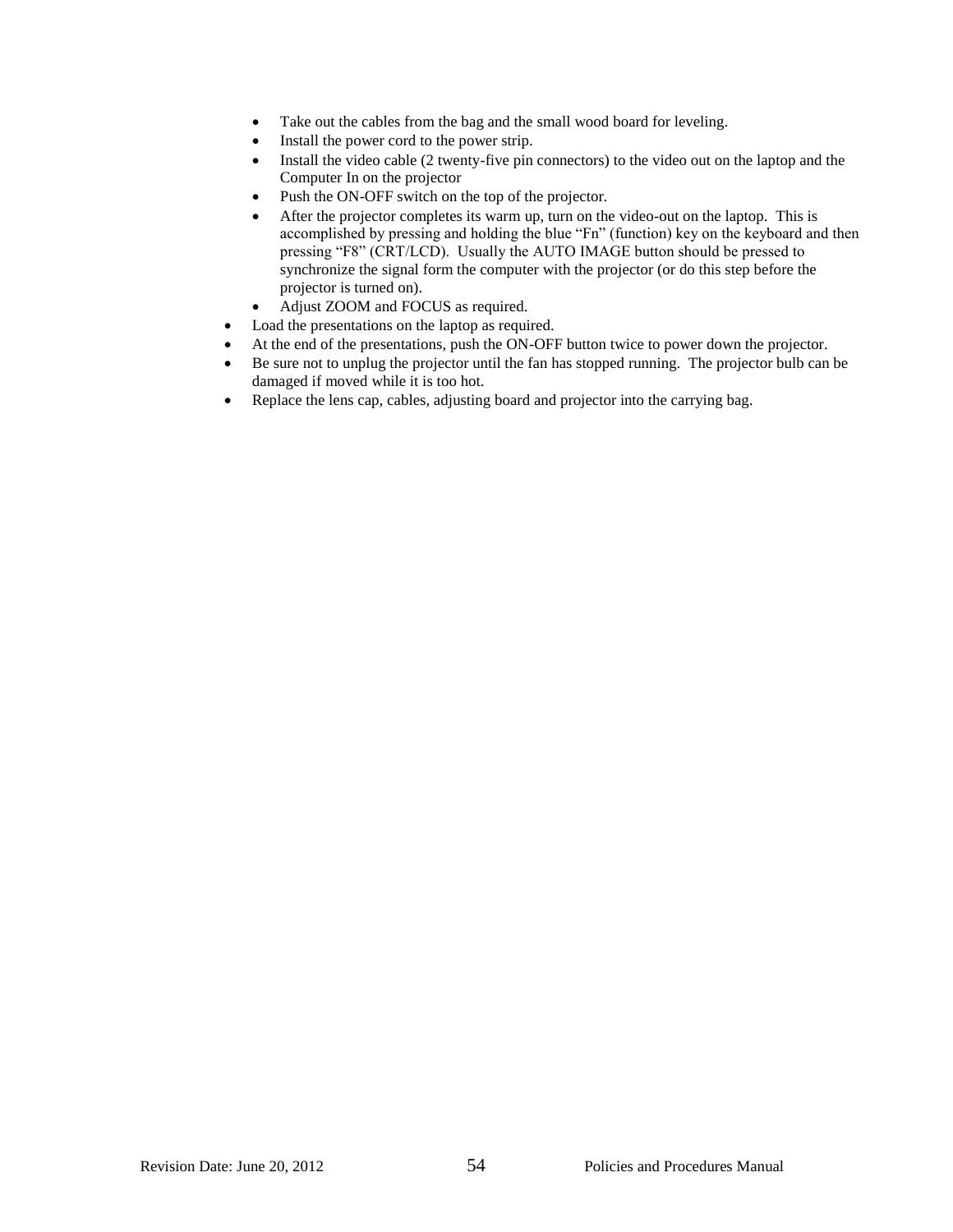- Take out the cables from the bag and the small wood board for leveling.
  - Install the power cord to the power strip.
  - Install the video cable (2 twenty-five pin connectors) to the video out on the laptop and the Computer In on the projector
  - Push the ON-OFF switch on the top of the projector.
  - After the projector completes its warm up, turn on the video-out on the laptop. This is accomplished by pressing and holding the blue "Fn" (function) key on the keyboard and then pressing "F8" (CRT/LCD). Usually the AUTO IMAGE button should be pressed to synchronize the signal form the computer with the projector (or do this step before the projector is turned on).
  - Adjust ZOOM and FOCUS as required.
- Load the presentations on the laptop as required.
- At the end of the presentations, push the ON-OFF button twice to power down the projector.
- Be sure not to unplug the projector until the fan has stopped running. The projector bulb can be damaged if moved while it is too hot.
- Replace the lens cap, cables, adjusting board and projector into the carrying bag.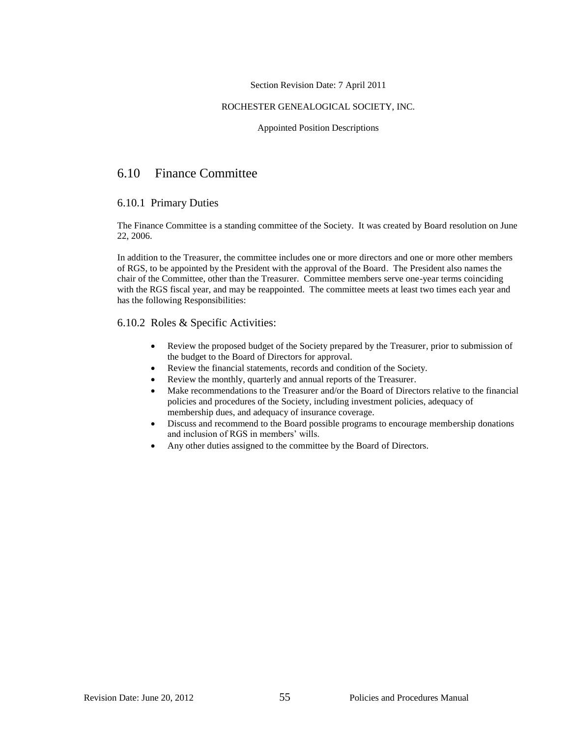Section Revision Date: 7 April 2011

ROCHESTER GENEALOGICAL SOCIETY, INC.

Appointed Position Descriptions

## 6.10 Finance Committee

### 6.10.1 Primary Duties

The Finance Committee is a standing committee of the Society. It was created by Board resolution on June 22, 2006.

In addition to the Treasurer, the committee includes one or more directors and one or more other members of RGS, to be appointed by the President with the approval of the Board. The President also names the chair of the Committee, other than the Treasurer. Committee members serve one-year terms coinciding with the RGS fiscal year, and may be reappointed. The committee meets at least two times each year and has the following Responsibilities:

### 6.10.2 Roles & Specific Activities:

- Review the proposed budget of the Society prepared by the Treasurer, prior to submission of the budget to the Board of Directors for approval.
- Review the financial statements, records and condition of the Society.
- Review the monthly, quarterly and annual reports of the Treasurer.
- Make recommendations to the Treasurer and/or the Board of Directors relative to the financial policies and procedures of the Society, including investment policies, adequacy of membership dues, and adequacy of insurance coverage.
- Discuss and recommend to the Board possible programs to encourage membership donations and inclusion of RGS in members' wills.
- Any other duties assigned to the committee by the Board of Directors.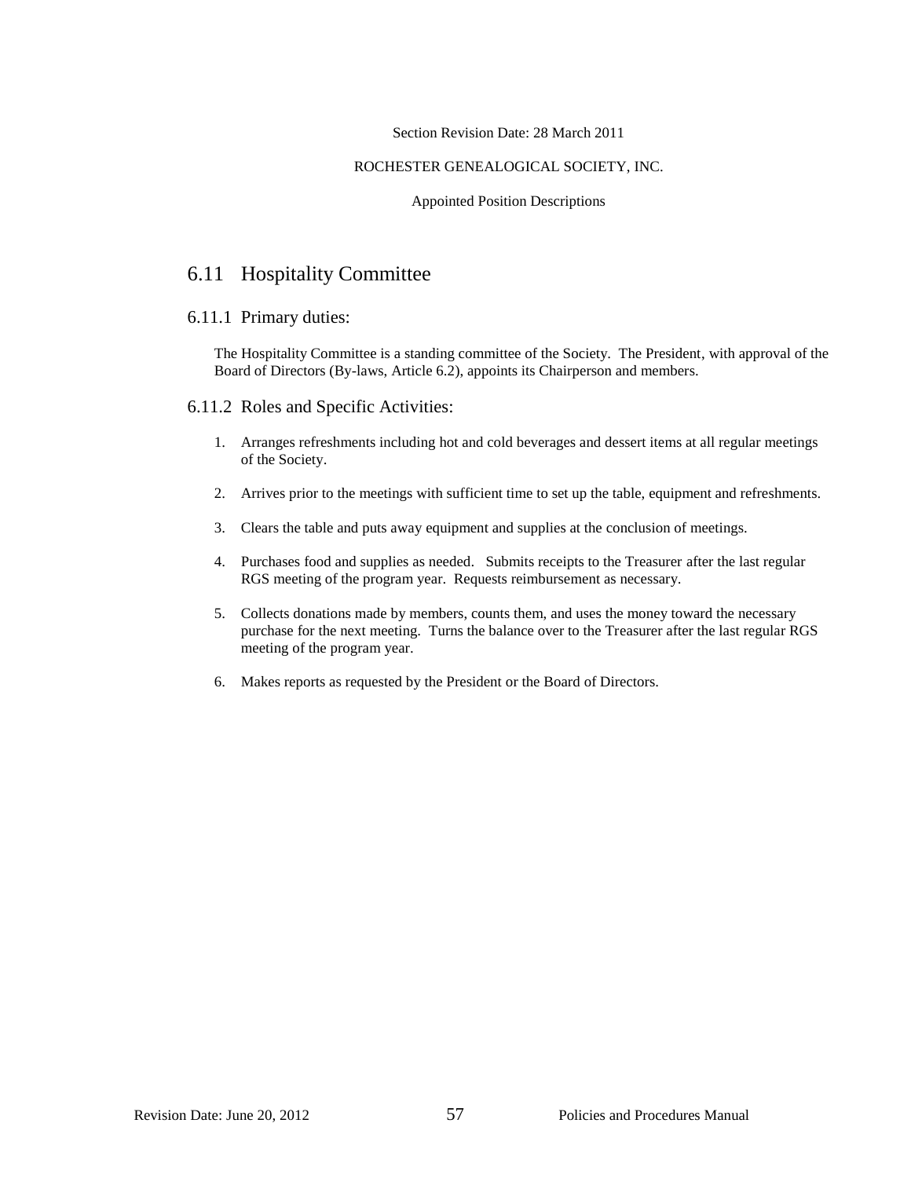Section Revision Date: 28 March 2011

ROCHESTER GENEALOGICAL SOCIETY, INC.

Appointed Position Descriptions

## 6.11 Hospitality Committee

### 6.11.1 Primary duties:

The Hospitality Committee is a standing committee of the Society. The President, with approval of the Board of Directors (By-laws, Article 6.2), appoints its Chairperson and members.

### 6.11.2 Roles and Specific Activities:

1. Arranges refreshments including hot and cold beverages and dessert items at all regular meetings of the Society.

2. Arrives prior to the meetings with sufficient time to set up the table, equipment and refreshments.

3. Clears the table and puts away equipment and supplies at the conclusion of meetings.

4. Purchases food and supplies as needed. Submits receipts to the Treasurer after the last regular RGS meeting of the program year. Requests reimbursement as necessary.

5. Collects donations made by members, counts them, and uses the money toward the necessary purchase for the next meeting. Turns the balance over to the Treasurer after the last regular RGS meeting of the program year.

6. Makes reports as requested by the President or the Board of Directors.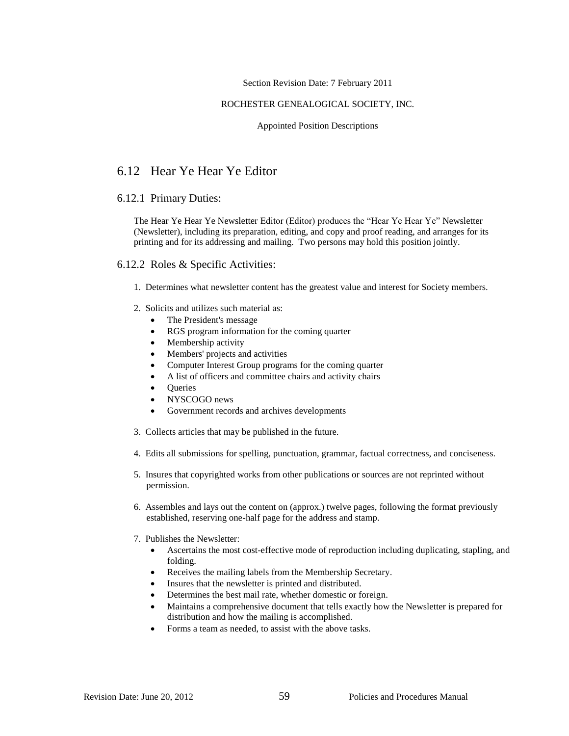Section Revision Date: 7 February 2011

ROCHESTER GENEALOGICAL SOCIETY, INC.

Appointed Position Descriptions

## 6.12 Hear Ye Hear Ye Editor

### 6.12.1 Primary Duties:

The Hear Ye Hear Ye Newsletter Editor (Editor) produces the "Hear Ye Hear Ye" Newsletter (Newsletter), including its preparation, editing, and copy and proof reading, and arranges for its printing and for its addressing and mailing. Two persons may hold this position jointly.

### 6.12.2 Roles & Specific Activities:

1. Determines what newsletter content has the greatest value and interest for Society members.

2. Solicits and utilizes such material as:
   - The President's message
   - RGS program information for the coming quarter
   - Membership activity
   - Members' projects and activities
   - Computer Interest Group programs for the coming quarter
   - A list of officers and committee chairs and activity chairs
   - Queries
   - NYSCOGO news
   - Government records and archives developments

3. Collects articles that may be published in the future.

4. Edits all submissions for spelling, punctuation, grammar, factual correctness, and conciseness.

5. Insures that copyrighted works from other publications or sources are not reprinted without permission.

6. Assembles and lays out the content on (approx.) twelve pages, following the format previously established, reserving one-half page for the address and stamp.

7. Publishes the Newsletter:
   - Ascertains the most cost-effective mode of reproduction including duplicating, stapling, and folding.
   - Receives the mailing labels from the Membership Secretary.
   - Insures that the newsletter is printed and distributed.
   - Determines the best mail rate, whether domestic or foreign.
   - Maintains a comprehensive document that tells exactly how the Newsletter is prepared for distribution and how the mailing is accomplished.
   - Forms a team as needed, to assist with the above tasks.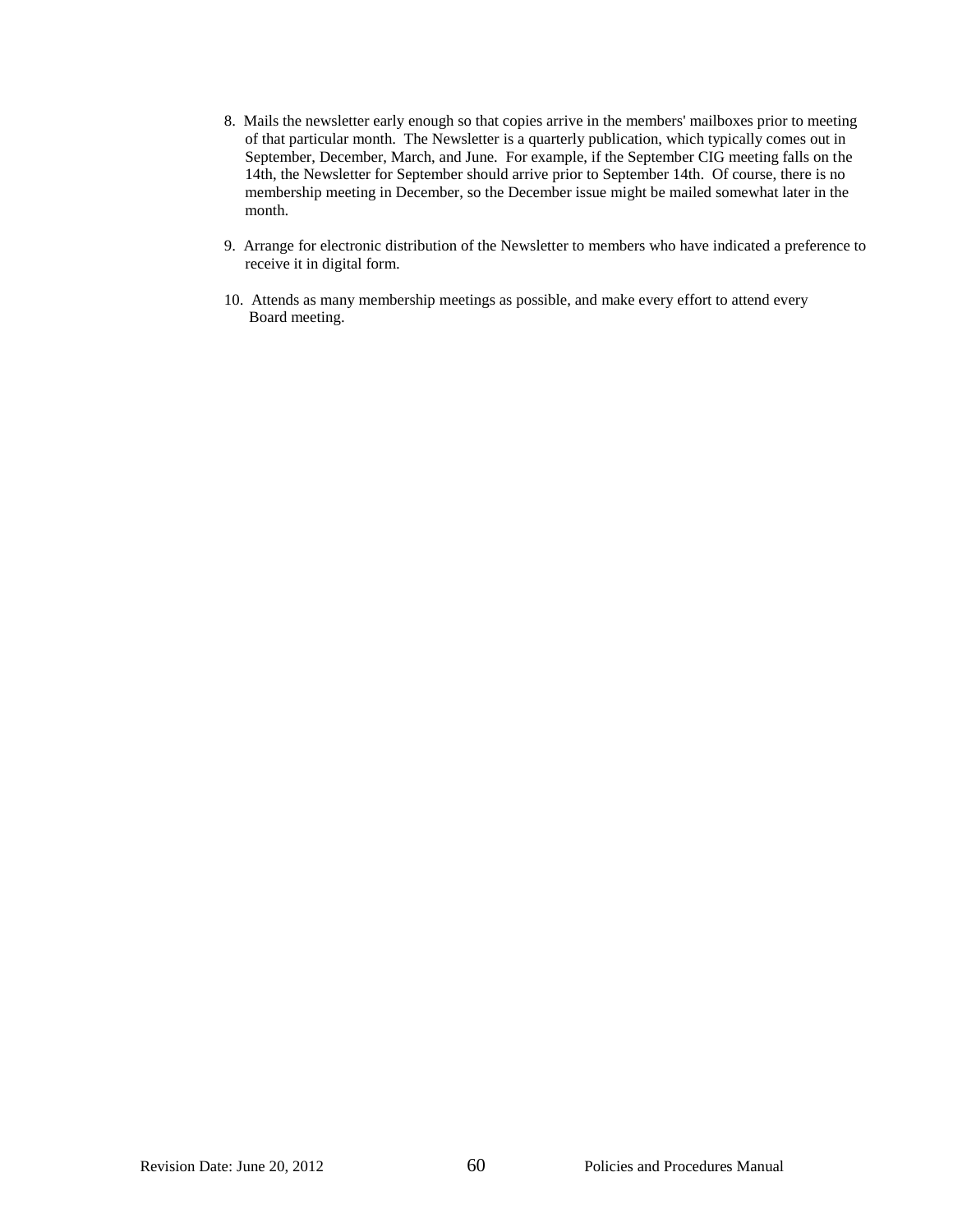8. Mails the newsletter early enough so that copies arrive in the members' mailboxes prior to meeting of that particular month. The Newsletter is a quarterly publication, which typically comes out in September, December, March, and June. For example, if the September CIG meeting falls on the 14th, the Newsletter for September should arrive prior to September 14th. Of course, there is no membership meeting in December, so the December issue might be mailed somewhat later in the month.

9. Arrange for electronic distribution of the Newsletter to members who have indicated a preference to receive it in digital form.

10. Attends as many membership meetings as possible, and make every effort to attend every Board meeting.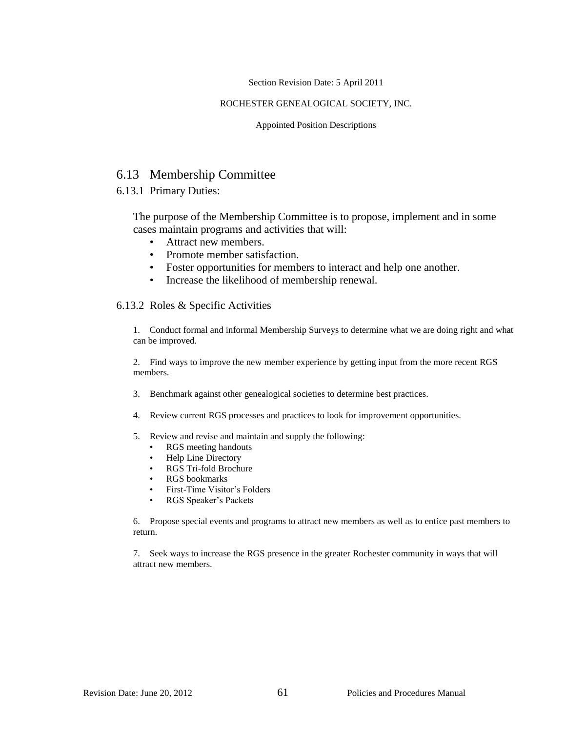Section Revision Date: 5 April 2011

ROCHESTER GENEALOGICAL SOCIETY, INC.

Appointed Position Descriptions

## 6.13 Membership Committee

### 6.13.1 Primary Duties:

The purpose of the Membership Committee is to propose, implement and in some cases maintain programs and activities that will:

- Attract new members.
- Promote member satisfaction.
- Foster opportunities for members to interact and help one another.
- Increase the likelihood of membership renewal.

### 6.13.2 Roles & Specific Activities

1. Conduct formal and informal Membership Surveys to determine what we are doing right and what can be improved.

2. Find ways to improve the new member experience by getting input from the more recent RGS members.

3. Benchmark against other genealogical societies to determine best practices.

4. Review current RGS processes and practices to look for improvement opportunities.

5. Review and revise and maintain and supply the following:
   - RGS meeting handouts
   - Help Line Directory
   - RGS Tri-fold Brochure
   - RGS bookmarks
   - First-Time Visitor's Folders
   - RGS Speaker's Packets

6. Propose special events and programs to attract new members as well as to entice past members to return.

7. Seek ways to increase the RGS presence in the greater Rochester community in ways that will attract new members.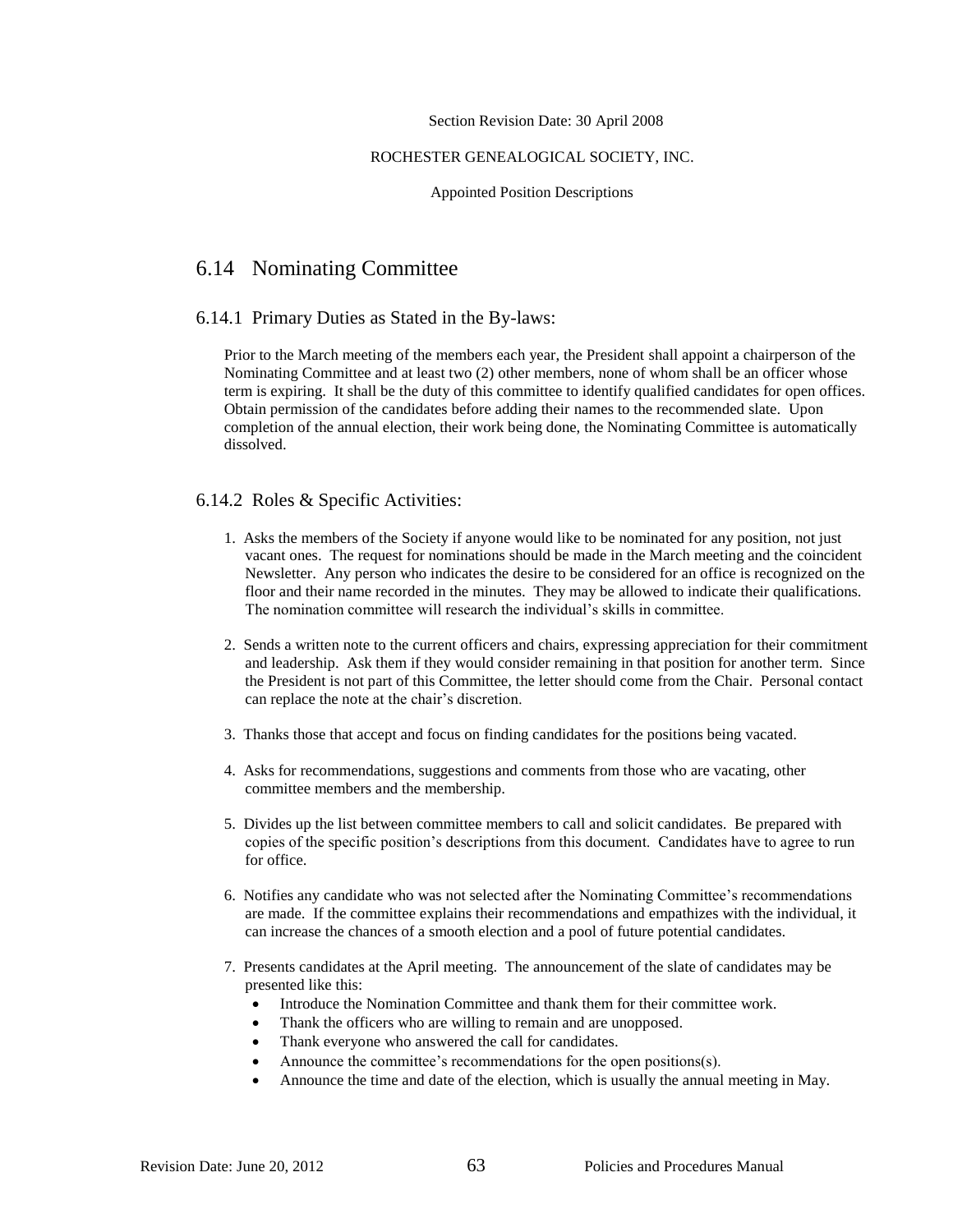Section Revision Date: 30 April 2008

ROCHESTER GENEALOGICAL SOCIETY, INC.

Appointed Position Descriptions

## 6.14 Nominating Committee

### 6.14.1 Primary Duties as Stated in the By-laws:

Prior to the March meeting of the members each year, the President shall appoint a chairperson of the Nominating Committee and at least two (2) other members, none of whom shall be an officer whose term is expiring. It shall be the duty of this committee to identify qualified candidates for open offices. Obtain permission of the candidates before adding their names to the recommended slate. Upon completion of the annual election, their work being done, the Nominating Committee is automatically dissolved.

### 6.14.2 Roles & Specific Activities:

1. Asks the members of the Society if anyone would like to be nominated for any position, not just vacant ones. The request for nominations should be made in the March meeting and the coincident Newsletter. Any person who indicates the desire to be considered for an office is recognized on the floor and their name recorded in the minutes. They may be allowed to indicate their qualifications. The nomination committee will research the individual's skills in committee.
2. Sends a written note to the current officers and chairs, expressing appreciation for their commitment and leadership. Ask them if they would consider remaining in that position for another term. Since the President is not part of this Committee, the letter should come from the Chair. Personal contact can replace the note at the chair's discretion.
3. Thanks those that accept and focus on finding candidates for the positions being vacated.
4. Asks for recommendations, suggestions and comments from those who are vacating, other committee members and the membership.
5. Divides up the list between committee members to call and solicit candidates. Be prepared with copies of the specific position's descriptions from this document. Candidates have to agree to run for office.
6. Notifies any candidate who was not selected after the Nominating Committee's recommendations are made. If the committee explains their recommendations and empathizes with the individual, it can increase the chances of a smooth election and a pool of future potential candidates.
7. Presents candidates at the April meeting. The announcement of the slate of candidates may be presented like this:
   - Introduce the Nomination Committee and thank them for their committee work.
   - Thank the officers who are willing to remain and are unopposed.
   - Thank everyone who answered the call for candidates.
   - Announce the committee's recommendations for the open positions(s).
   - Announce the time and date of the election, which is usually the annual meeting in May.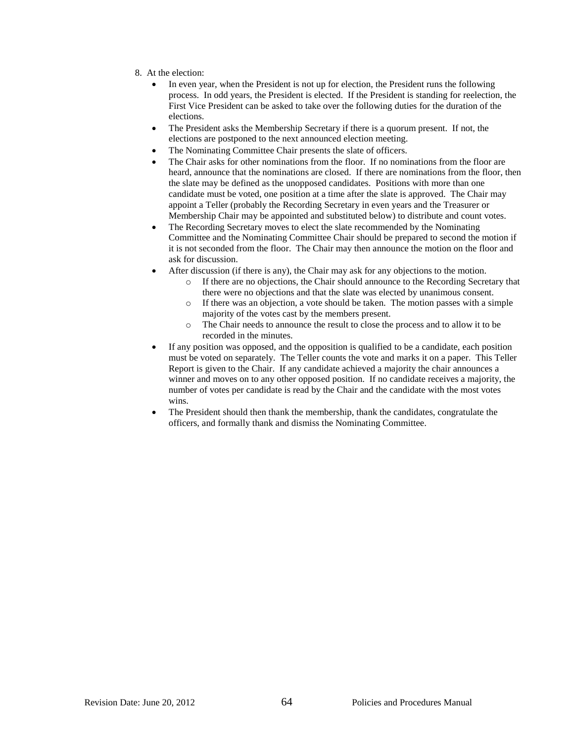8. At the election:
   - In even year, when the President is not up for election, the President runs the following process. In odd years, the President is elected. If the President is standing for reelection, the First Vice President can be asked to take over the following duties for the duration of the elections.
   - The President asks the Membership Secretary if there is a quorum present. If not, the elections are postponed to the next announced election meeting.
   - The Nominating Committee Chair presents the slate of officers.
   - The Chair asks for other nominations from the floor. If no nominations from the floor are heard, announce that the nominations are closed. If there are nominations from the floor, then the slate may be defined as the unopposed candidates. Positions with more than one candidate must be voted, one position at a time after the slate is approved. The Chair may appoint a Teller (probably the Recording Secretary in even years and the Treasurer or Membership Chair may be appointed and substituted below) to distribute and count votes.
   - The Recording Secretary moves to elect the slate recommended by the Nominating Committee and the Nominating Committee Chair should be prepared to second the motion if it is not seconded from the floor. The Chair may then announce the motion on the floor and ask for discussion.
   - After discussion (if there is any), the Chair may ask for any objections to the motion.
     - If there are no objections, the Chair should announce to the Recording Secretary that there were no objections and that the slate was elected by unanimous consent.
     - If there was an objection, a vote should be taken. The motion passes with a simple majority of the votes cast by the members present.
     - The Chair needs to announce the result to close the process and to allow it to be recorded in the minutes.
   - If any position was opposed, and the opposition is qualified to be a candidate, each position must be voted on separately. The Teller counts the vote and marks it on a paper. This Teller Report is given to the Chair. If any candidate achieved a majority the chair announces a winner and moves on to any other opposed position. If no candidate receives a majority, the number of votes per candidate is read by the Chair and the candidate with the most votes wins.
   - The President should then thank the membership, thank the candidates, congratulate the officers, and formally thank and dismiss the Nominating Committee.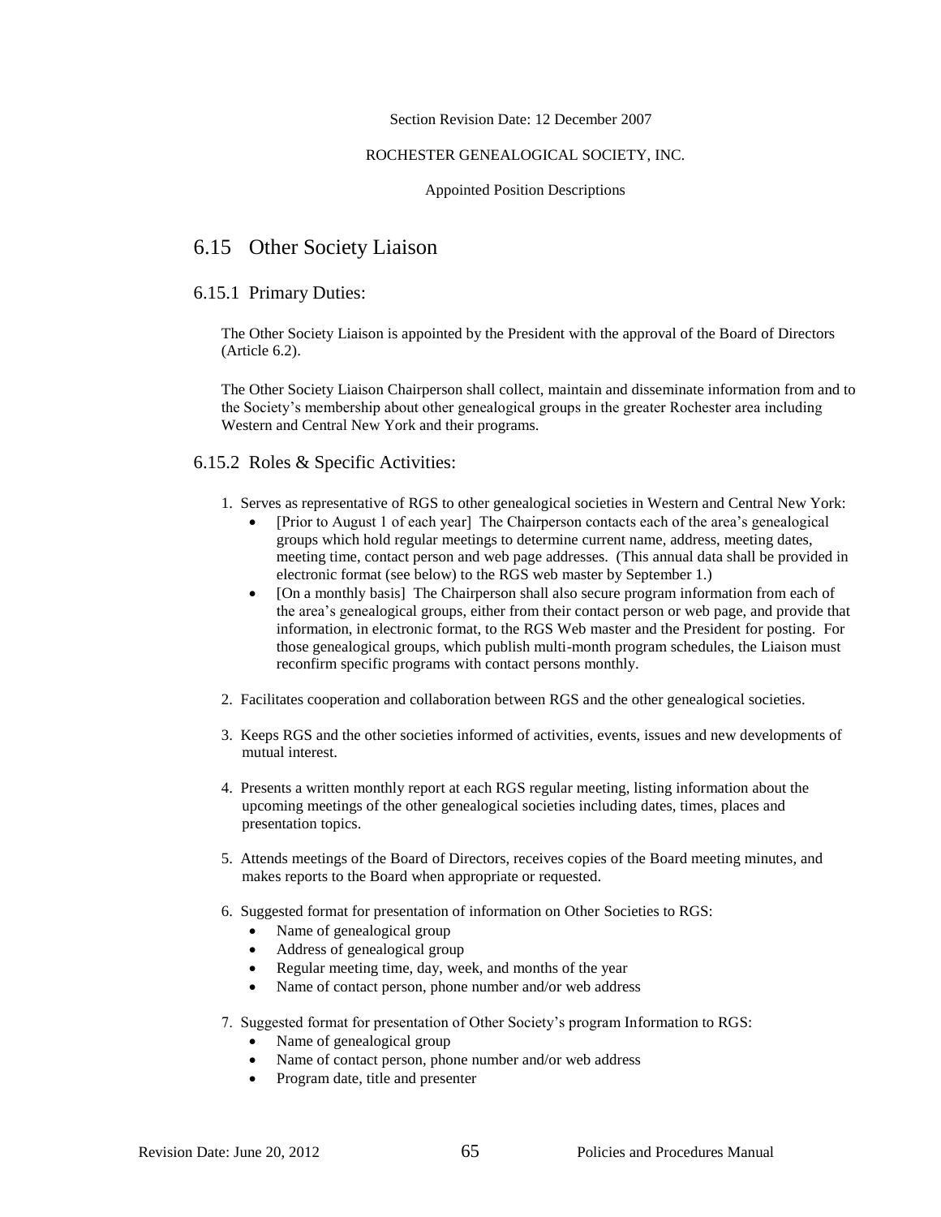Section Revision Date: 12 December 2007

ROCHESTER GENEALOGICAL SOCIETY, INC.

Appointed Position Descriptions

## 6.15 Other Society Liaison

### 6.15.1 Primary Duties:

The Other Society Liaison is appointed by the President with the approval of the Board of Directors (Article 6.2).

The Other Society Liaison Chairperson shall collect, maintain and disseminate information from and to the Society's membership about other genealogical groups in the greater Rochester area including Western and Central New York and their programs.

### 6.15.2 Roles & Specific Activities:

1. Serves as representative of RGS to other genealogical societies in Western and Central New York:
   - [Prior to August 1 of each year] The Chairperson contacts each of the area's genealogical groups which hold regular meetings to determine current name, address, meeting dates, meeting time, contact person and web page addresses. (This annual data shall be provided in electronic format (see below) to the RGS web master by September 1.)
   - [On a monthly basis] The Chairperson shall also secure program information from each of the area's genealogical groups, either from their contact person or web page, and provide that information, in electronic format, to the RGS Web master and the President for posting. For those genealogical groups, which publish multi-month program schedules, the Liaison must reconfirm specific programs with contact persons monthly.
2. Facilitates cooperation and collaboration between RGS and the other genealogical societies.
3. Keeps RGS and the other societies informed of activities, events, issues and new developments of mutual interest.
4. Presents a written monthly report at each RGS regular meeting, listing information about the upcoming meetings of the other genealogical societies including dates, times, places and presentation topics.
5. Attends meetings of the Board of Directors, receives copies of the Board meeting minutes, and makes reports to the Board when appropriate or requested.
6. Suggested format for presentation of information on Other Societies to RGS:
   - Name of genealogical group
   - Address of genealogical group
   - Regular meeting time, day, week, and months of the year
   - Name of contact person, phone number and/or web address
7. Suggested format for presentation of Other Society's program Information to RGS:
   - Name of genealogical group
   - Name of contact person, phone number and/or web address
   - Program date, title and presenter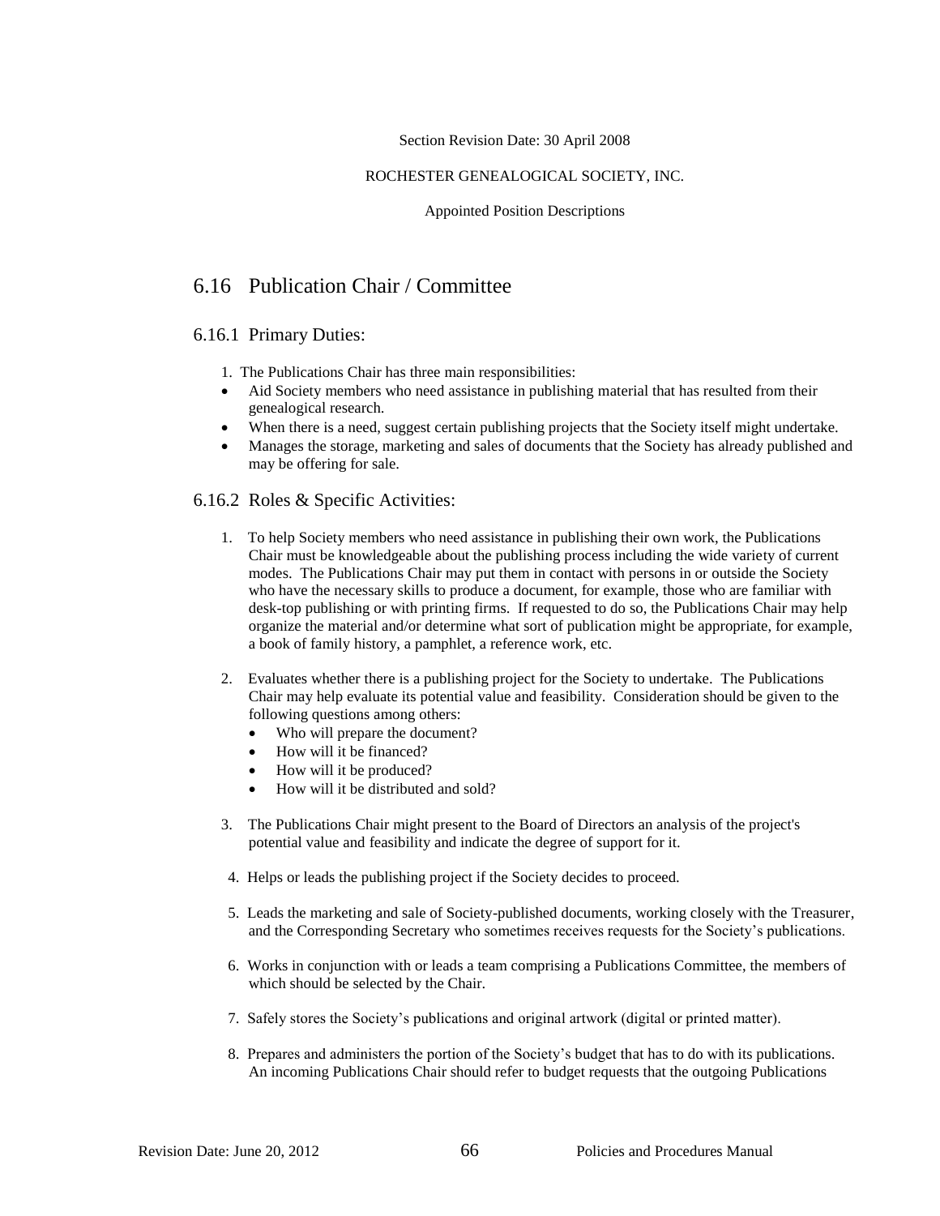Section Revision Date: 30 April 2008

ROCHESTER GENEALOGICAL SOCIETY, INC.

Appointed Position Descriptions

## 6.16 Publication Chair / Committee

### 6.16.1 Primary Duties:

1. The Publications Chair has three main responsibilities:

- Aid Society members who need assistance in publishing material that has resulted from their genealogical research.
- When there is a need, suggest certain publishing projects that the Society itself might undertake.
- Manages the storage, marketing and sales of documents that the Society has already published and may be offering for sale.

### 6.16.2 Roles & Specific Activities:

1. To help Society members who need assistance in publishing their own work, the Publications Chair must be knowledgeable about the publishing process including the wide variety of current modes. The Publications Chair may put them in contact with persons in or outside the Society who have the necessary skills to produce a document, for example, those who are familiar with desk-top publishing or with printing firms. If requested to do so, the Publications Chair may help organize the material and/or determine what sort of publication might be appropriate, for example, a book of family history, a pamphlet, a reference work, etc.

2. Evaluates whether there is a publishing project for the Society to undertake. The Publications Chair may help evaluate its potential value and feasibility. Consideration should be given to the following questions among others:
   - Who will prepare the document?
   - How will it be financed?
   - How will it be produced?
   - How will it be distributed and sold?

3. The Publications Chair might present to the Board of Directors an analysis of the project's potential value and feasibility and indicate the degree of support for it.

4. Helps or leads the publishing project if the Society decides to proceed.

5. Leads the marketing and sale of Society-published documents, working closely with the Treasurer, and the Corresponding Secretary who sometimes receives requests for the Society's publications.

6. Works in conjunction with or leads a team comprising a Publications Committee, the members of which should be selected by the Chair.

7. Safely stores the Society's publications and original artwork (digital or printed matter).

8. Prepares and administers the portion of the Society's budget that has to do with its publications. An incoming Publications Chair should refer to budget requests that the outgoing Publications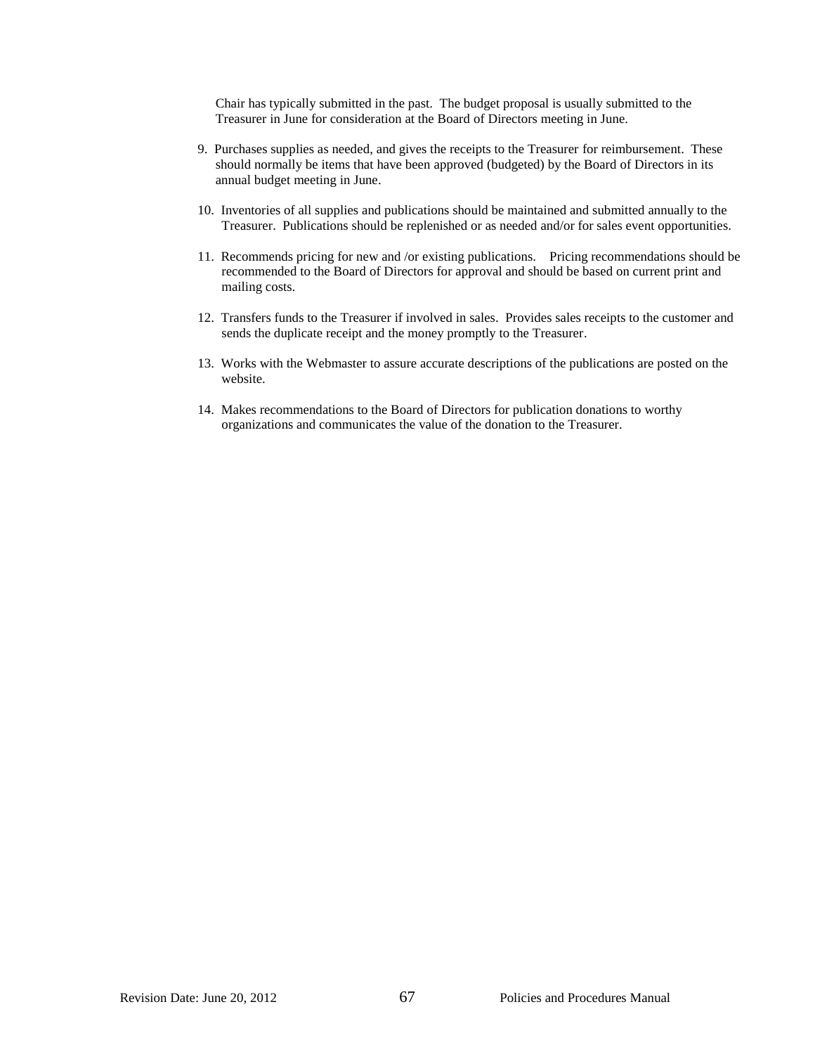Chair has typically submitted in the past. The budget proposal is usually submitted to the Treasurer in June for consideration at the Board of Directors meeting in June.

9. Purchases supplies as needed, and gives the receipts to the Treasurer for reimbursement. These should normally be items that have been approved (budgeted) by the Board of Directors in its annual budget meeting in June.

10. Inventories of all supplies and publications should be maintained and submitted annually to the Treasurer. Publications should be replenished or as needed and/or for sales event opportunities.

11. Recommends pricing for new and /or existing publications. Pricing recommendations should be recommended to the Board of Directors for approval and should be based on current print and mailing costs.

12. Transfers funds to the Treasurer if involved in sales. Provides sales receipts to the customer and sends the duplicate receipt and the money promptly to the Treasurer.

13. Works with the Webmaster to assure accurate descriptions of the publications are posted on the website.

14. Makes recommendations to the Board of Directors for publication donations to worthy organizations and communicates the value of the donation to the Treasurer.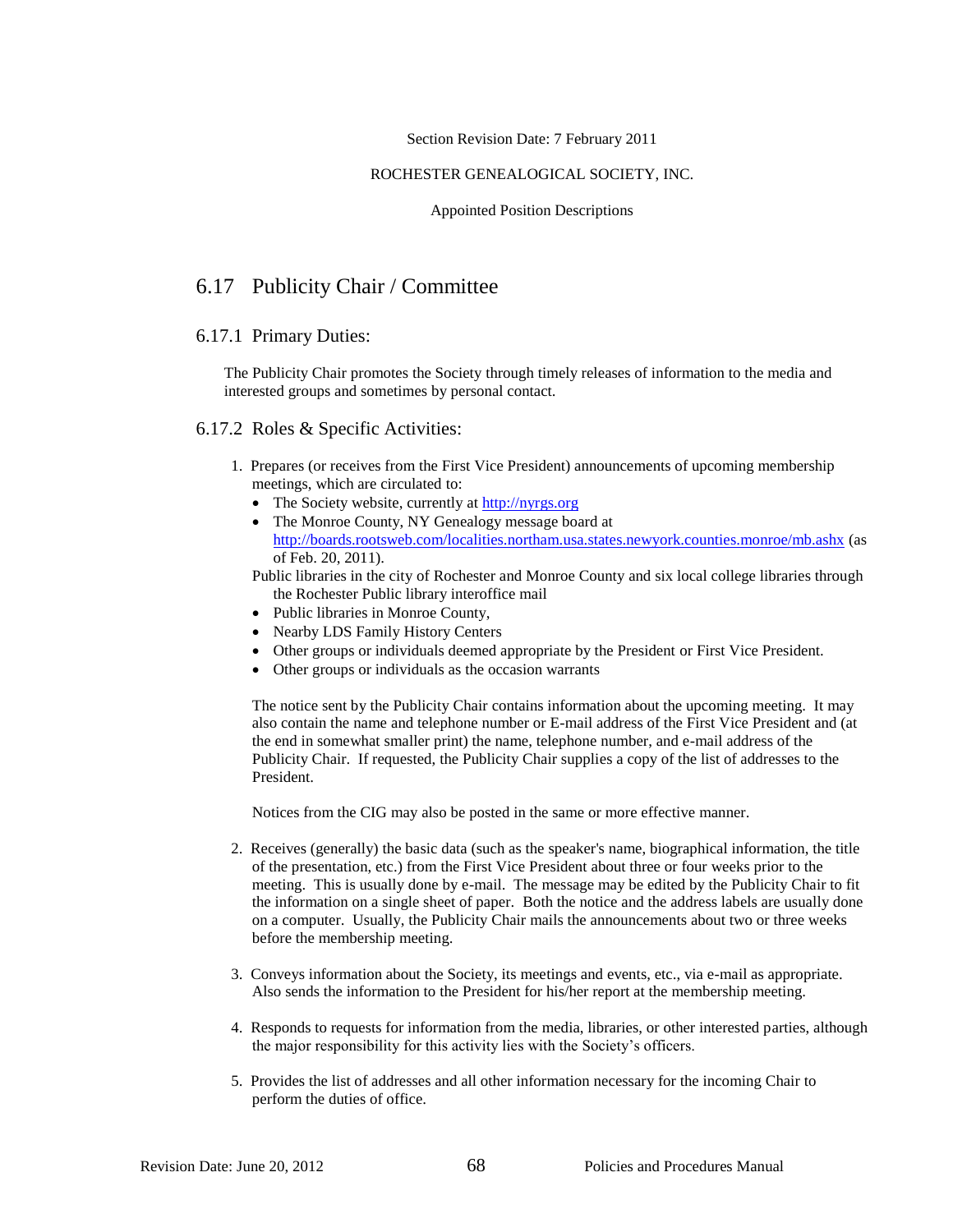Section Revision Date: 7 February 2011

ROCHESTER GENEALOGICAL SOCIETY, INC.

Appointed Position Descriptions

## 6.17 Publicity Chair / Committee

### 6.17.1 Primary Duties:

The Publicity Chair promotes the Society through timely releases of information to the media and interested groups and sometimes by personal contact.

### 6.17.2 Roles & Specific Activities:

1. Prepares (or receives from the First Vice President) announcements of upcoming membership meetings, which are circulated to:
   - The Society website, currently at http://nyrgs.org
   - The Monroe County, NY Genealogy message board at http://boards.rootsweb.com/localities.northam.usa.states.newyork.counties.monroe/mb.ashx (as of Feb. 20, 2011).

   Public libraries in the city of Rochester and Monroe County and six local college libraries through the Rochester Public library interoffice mail
   - Public libraries in Monroe County,
   - Nearby LDS Family History Centers
   - Other groups or individuals deemed appropriate by the President or First Vice President.
   - Other groups or individuals as the occasion warrants

   The notice sent by the Publicity Chair contains information about the upcoming meeting. It may also contain the name and telephone number or E-mail address of the First Vice President and (at the end in somewhat smaller print) the name, telephone number, and e-mail address of the Publicity Chair. If requested, the Publicity Chair supplies a copy of the list of addresses to the President.

   Notices from the CIG may also be posted in the same or more effective manner.

2. Receives (generally) the basic data (such as the speaker's name, biographical information, the title of the presentation, etc.) from the First Vice President about three or four weeks prior to the meeting. This is usually done by e-mail. The message may be edited by the Publicity Chair to fit the information on a single sheet of paper. Both the notice and the address labels are usually done on a computer. Usually, the Publicity Chair mails the announcements about two or three weeks before the membership meeting.

3. Conveys information about the Society, its meetings and events, etc., via e-mail as appropriate. Also sends the information to the President for his/her report at the membership meeting.

4. Responds to requests for information from the media, libraries, or other interested parties, although the major responsibility for this activity lies with the Society's officers.

5. Provides the list of addresses and all other information necessary for the incoming Chair to perform the duties of office.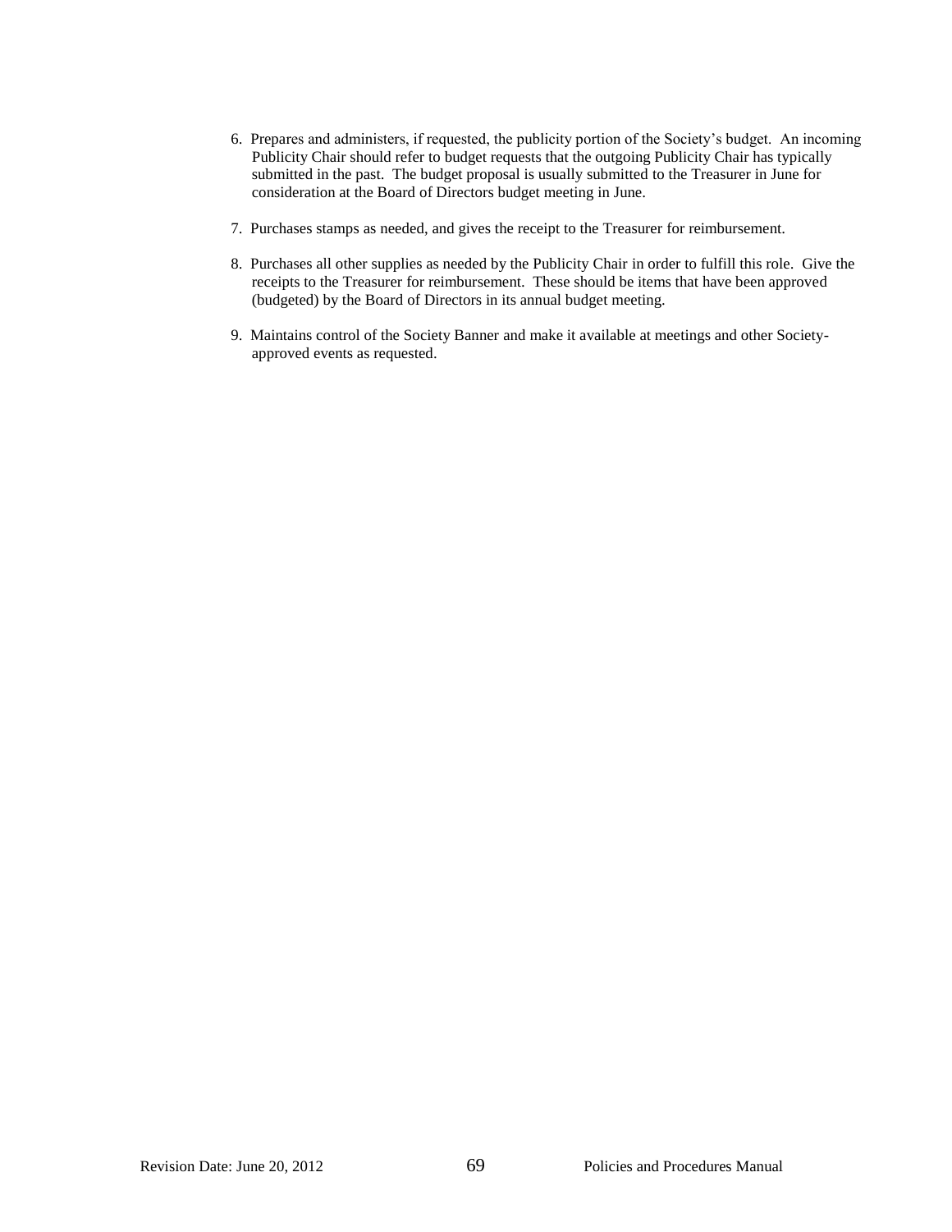6. Prepares and administers, if requested, the publicity portion of the Society's budget. An incoming Publicity Chair should refer to budget requests that the outgoing Publicity Chair has typically submitted in the past. The budget proposal is usually submitted to the Treasurer in June for consideration at the Board of Directors budget meeting in June.

7. Purchases stamps as needed, and gives the receipt to the Treasurer for reimbursement.

8. Purchases all other supplies as needed by the Publicity Chair in order to fulfill this role. Give the receipts to the Treasurer for reimbursement. These should be items that have been approved (budgeted) by the Board of Directors in its annual budget meeting.

9. Maintains control of the Society Banner and make it available at meetings and other Society-approved events as requested.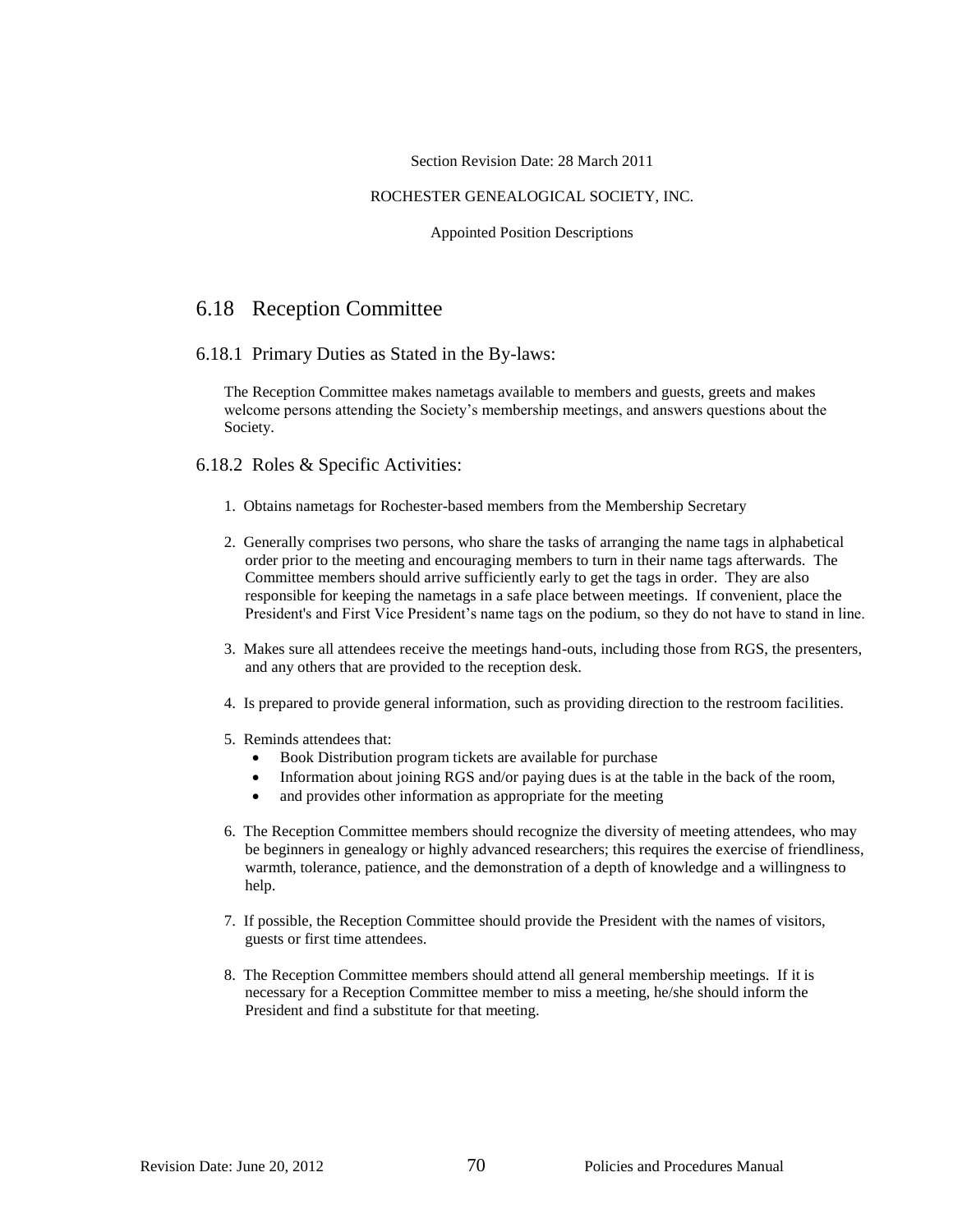Section Revision Date: 28 March 2011

ROCHESTER GENEALOGICAL SOCIETY, INC.

Appointed Position Descriptions

## 6.18 Reception Committee

### 6.18.1 Primary Duties as Stated in the By-laws:

The Reception Committee makes nametags available to members and guests, greets and makes welcome persons attending the Society's membership meetings, and answers questions about the Society.

### 6.18.2 Roles & Specific Activities:

1. Obtains nametags for Rochester-based members from the Membership Secretary
2. Generally comprises two persons, who share the tasks of arranging the name tags in alphabetical order prior to the meeting and encouraging members to turn in their name tags afterwards. The Committee members should arrive sufficiently early to get the tags in order. They are also responsible for keeping the nametags in a safe place between meetings. If convenient, place the President's and First Vice President's name tags on the podium, so they do not have to stand in line.
3. Makes sure all attendees receive the meetings hand-outs, including those from RGS, the presenters, and any others that are provided to the reception desk.
4. Is prepared to provide general information, such as providing direction to the restroom facilities.
5. Reminds attendees that:
   - Book Distribution program tickets are available for purchase
   - Information about joining RGS and/or paying dues is at the table in the back of the room,
   - and provides other information as appropriate for the meeting
6. The Reception Committee members should recognize the diversity of meeting attendees, who may be beginners in genealogy or highly advanced researchers; this requires the exercise of friendliness, warmth, tolerance, patience, and the demonstration of a depth of knowledge and a willingness to help.
7. If possible, the Reception Committee should provide the President with the names of visitors, guests or first time attendees.
8. The Reception Committee members should attend all general membership meetings. If it is necessary for a Reception Committee member to miss a meeting, he/she should inform the President and find a substitute for that meeting.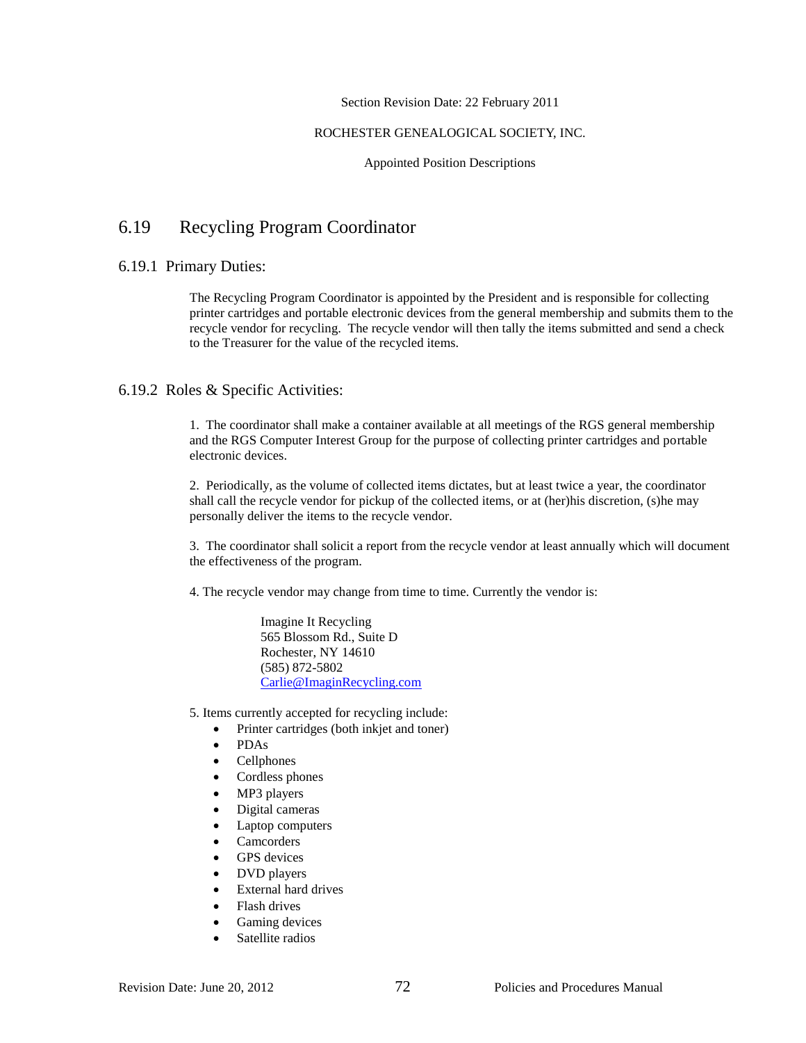Section Revision Date: 22 February 2011

ROCHESTER GENEALOGICAL SOCIETY, INC.

Appointed Position Descriptions

## 6.19 Recycling Program Coordinator

### 6.19.1 Primary Duties:

The Recycling Program Coordinator is appointed by the President and is responsible for collecting printer cartridges and portable electronic devices from the general membership and submits them to the recycle vendor for recycling. The recycle vendor will then tally the items submitted and send a check to the Treasurer for the value of the recycled items.

### 6.19.2 Roles & Specific Activities:

1. The coordinator shall make a container available at all meetings of the RGS general membership and the RGS Computer Interest Group for the purpose of collecting printer cartridges and portable electronic devices.

2. Periodically, as the volume of collected items dictates, but at least twice a year, the coordinator shall call the recycle vendor for pickup of the collected items, or at (her)his discretion, (s)he may personally deliver the items to the recycle vendor.

3. The coordinator shall solicit a report from the recycle vendor at least annually which will document the effectiveness of the program.

4. The recycle vendor may change from time to time. Currently the vendor is:

   Imagine It Recycling
   565 Blossom Rd., Suite D
   Rochester, NY 14610
   (585) 872-5802
   Carlie@ImaginRecycling.com

5. Items currently accepted for recycling include:
   - Printer cartridges (both inkjet and toner)
   - PDAs
   - Cellphones
   - Cordless phones
   - MP3 players
   - Digital cameras
   - Laptop computers
   - Camcorders
   - GPS devices
   - DVD players
   - External hard drives
   - Flash drives
   - Gaming devices
   - Satellite radios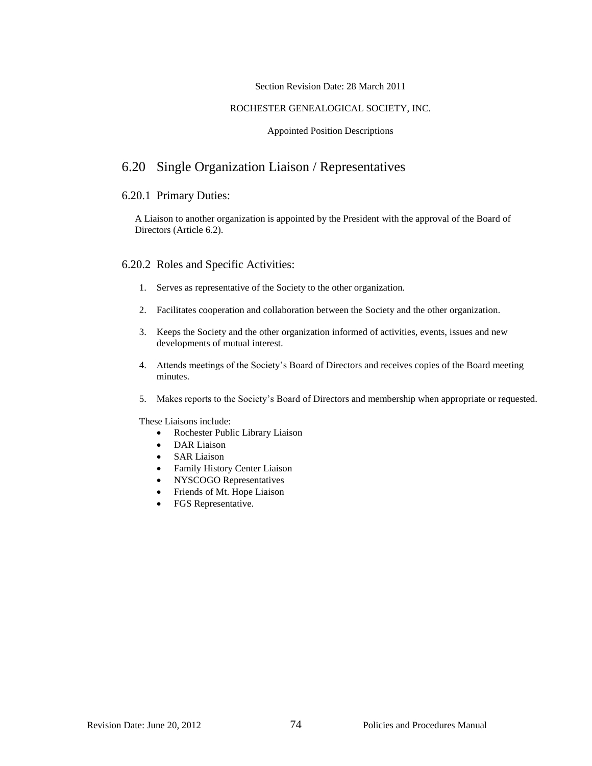Section Revision Date: 28 March 2011

ROCHESTER GENEALOGICAL SOCIETY, INC.

Appointed Position Descriptions

## 6.20 Single Organization Liaison / Representatives

### 6.20.1 Primary Duties:

A Liaison to another organization is appointed by the President with the approval of the Board of Directors (Article 6.2).

### 6.20.2 Roles and Specific Activities:

1. Serves as representative of the Society to the other organization.
2. Facilitates cooperation and collaboration between the Society and the other organization.
3. Keeps the Society and the other organization informed of activities, events, issues and new developments of mutual interest.
4. Attends meetings of the Society's Board of Directors and receives copies of the Board meeting minutes.
5. Makes reports to the Society's Board of Directors and membership when appropriate or requested.

These Liaisons include:

- Rochester Public Library Liaison
- DAR Liaison
- SAR Liaison
- Family History Center Liaison
- NYSCOGO Representatives
- Friends of Mt. Hope Liaison
- FGS Representative.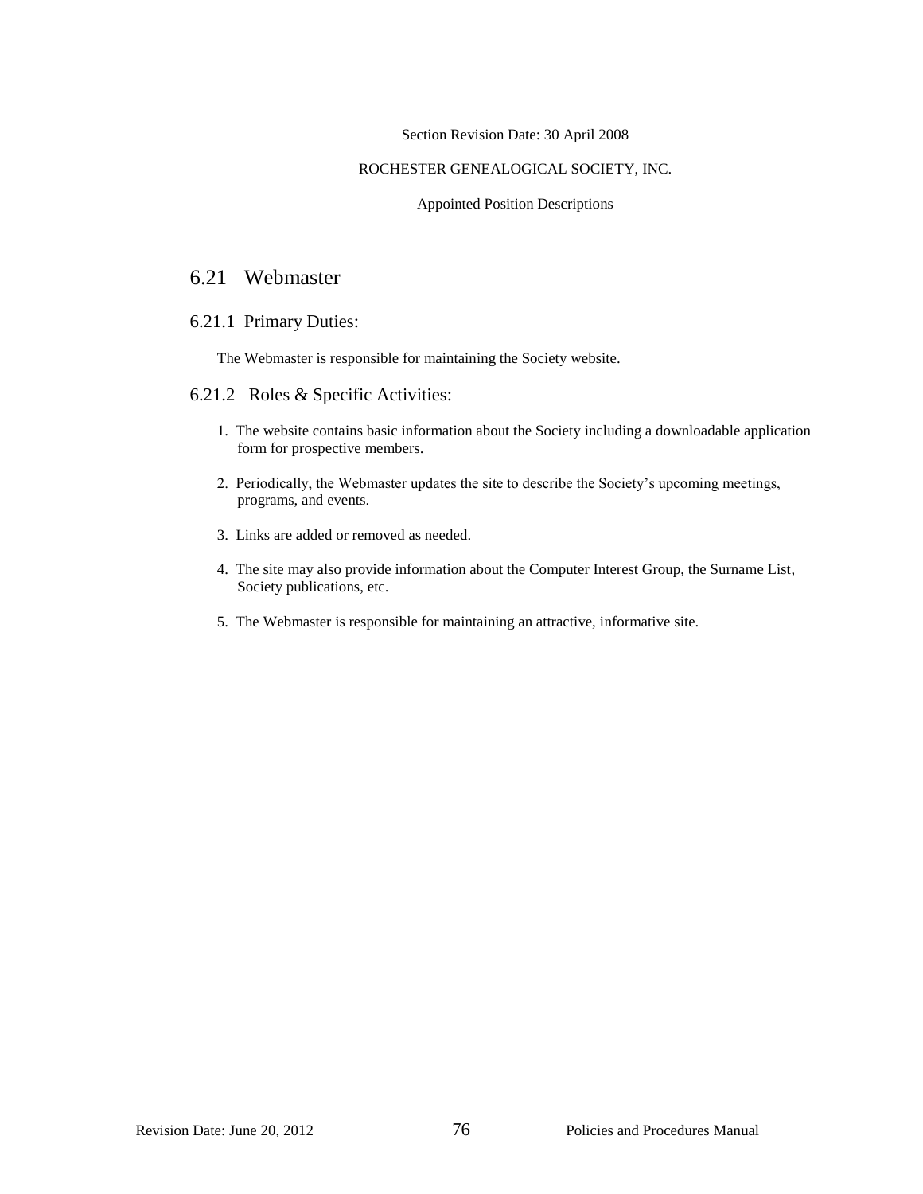Section Revision Date: 30 April 2008

ROCHESTER GENEALOGICAL SOCIETY, INC.

Appointed Position Descriptions

## 6.21 Webmaster

### 6.21.1 Primary Duties:

The Webmaster is responsible for maintaining the Society website.

### 6.21.2 Roles & Specific Activities:

1. The website contains basic information about the Society including a downloadable application form for prospective members.

2. Periodically, the Webmaster updates the site to describe the Society's upcoming meetings, programs, and events.

3. Links are added or removed as needed.

4. The site may also provide information about the Computer Interest Group, the Surname List, Society publications, etc.

5. The Webmaster is responsible for maintaining an attractive, informative site.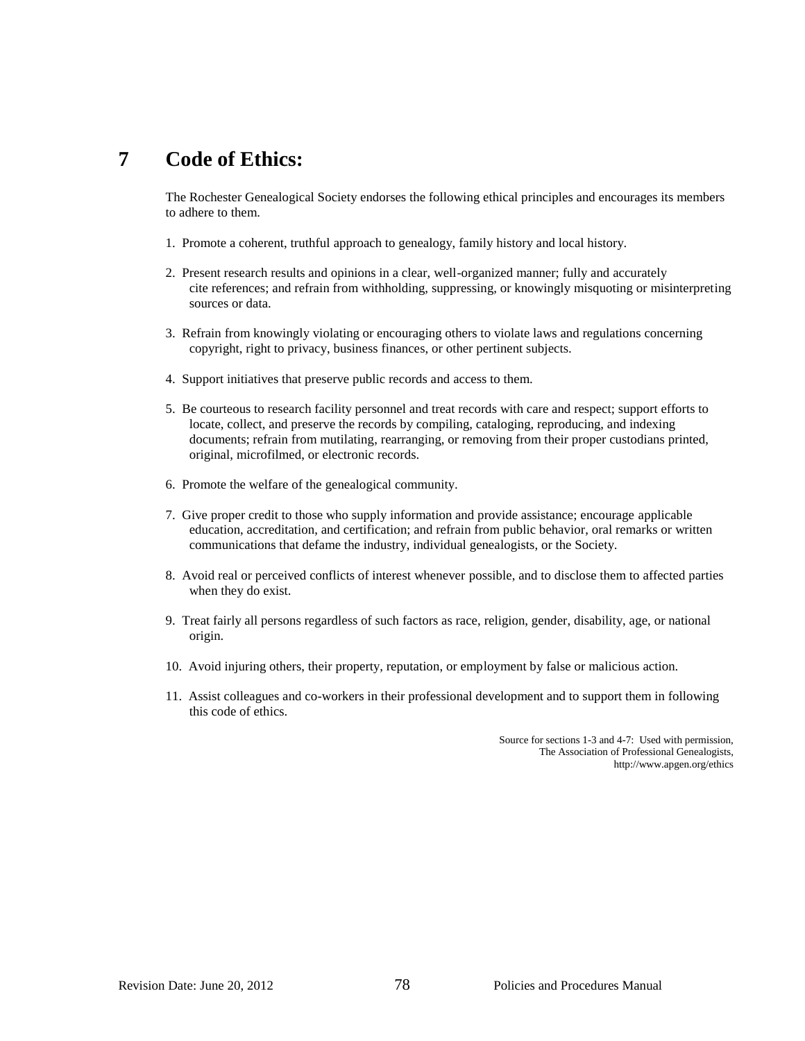# 7 Code of Ethics:

The Rochester Genealogical Society endorses the following ethical principles and encourages its members to adhere to them.

1. Promote a coherent, truthful approach to genealogy, family history and local history.

2. Present research results and opinions in a clear, well-organized manner; fully and accurately cite references; and refrain from withholding, suppressing, or knowingly misquoting or misinterpreting sources or data.

3. Refrain from knowingly violating or encouraging others to violate laws and regulations concerning copyright, right to privacy, business finances, or other pertinent subjects.

4. Support initiatives that preserve public records and access to them.

5. Be courteous to research facility personnel and treat records with care and respect; support efforts to locate, collect, and preserve the records by compiling, cataloging, reproducing, and indexing documents; refrain from mutilating, rearranging, or removing from their proper custodians printed, original, microfilmed, or electronic records.

6. Promote the welfare of the genealogical community.

7. Give proper credit to those who supply information and provide assistance; encourage applicable education, accreditation, and certification; and refrain from public behavior, oral remarks or written communications that defame the industry, individual genealogists, or the Society.

8. Avoid real or perceived conflicts of interest whenever possible, and to disclose them to affected parties when they do exist.

9. Treat fairly all persons regardless of such factors as race, religion, gender, disability, age, or national origin.

10. Avoid injuring others, their property, reputation, or employment by false or malicious action.

11. Assist colleagues and co-workers in their professional development and to support them in following this code of ethics.

Source for sections 1-3 and 4-7: Used with permission,
The Association of Professional Genealogists,
http://www.apgen.org/ethics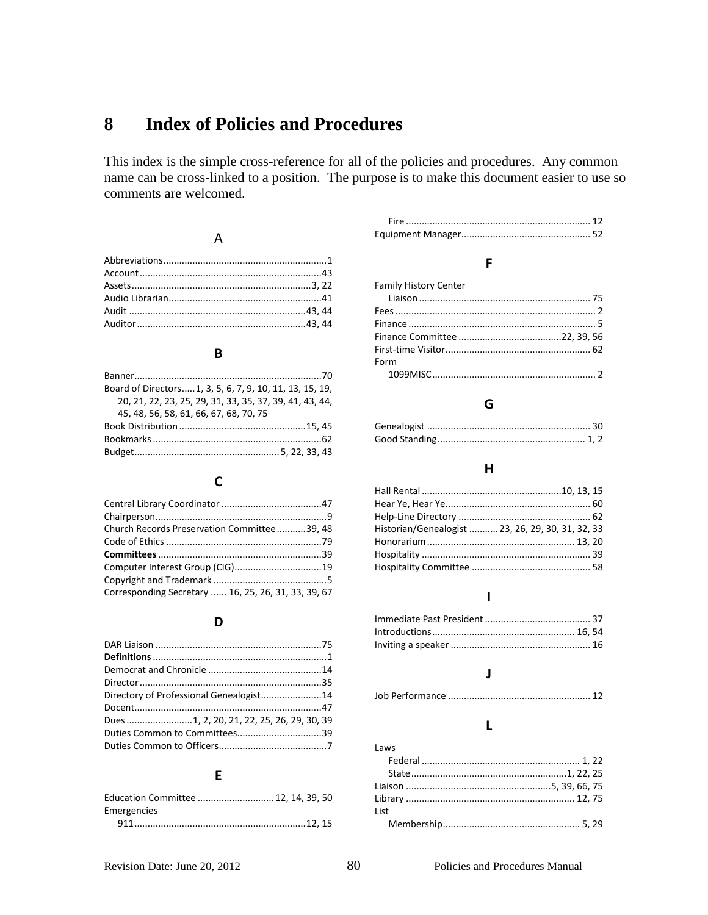# 8 Index of Policies and Procedures

This index is the simple cross-reference for all of the policies and procedures. Any common name can be cross-linked to a position. The purpose is to make this document easier to use so comments are welcomed.

### A

Abbreviations....1
Account....43
Assets....3, 22
Audio Librarian....41
Audit....43, 44
Auditor....43, 44

### B

Banner....70
Board of Directors....1, 3, 5, 6, 7, 9, 10, 11, 13, 15, 19, 20, 21, 22, 23, 25, 29, 31, 33, 35, 37, 39, 41, 43, 44, 45, 48, 56, 58, 61, 66, 67, 68, 70, 75
Book Distribution....15, 45
Bookmarks....62
Budget....5, 22, 33, 43

### C

Central Library Coordinator....47
Chairperson....9
Church Records Preservation Committee....39, 48
Code of Ethics....79
**Committees**....39
Computer Interest Group (CIG)....19
Copyright and Trademark....5
Corresponding Secretary....16, 25, 26, 31, 33, 39, 67

### D

DAR Liaison....75
**Definitions**....1
Democrat and Chronicle....14
Director....35
Directory of Professional Genealogist....14
Docent....47
Dues....1, 2, 20, 21, 22, 25, 26, 29, 30, 39
Duties Common to Committees....39
Duties Common to Officers....7

### E

Education Committee....12, 14, 39, 50
Emergencies
  911....12, 15
  Fire....12
Equipment Manager....52

### F

Family History Center
  Liaison....75
Fees....2
Finance....5
Finance Committee....22, 39, 56
First-time Visitor....62
Form
  1099MISC....2

### G

Genealogist....30
Good Standing....1, 2

### H

Hall Rental....10, 13, 15
Hear Ye, Hear Ye....60
Help-Line Directory....62
Historian/Genealogist....23, 26, 29, 30, 31, 32, 33
Honorarium....13, 20
Hospitality....39
Hospitality Committee....58

### I

Immediate Past President....37
Introductions....16, 54
Inviting a speaker....16

### J

Job Performance....12

### L

Laws
  Federal....1, 22
  State....1, 22, 25
Liaison....5, 39, 66, 75
Library....12, 75
List
  Membership....5, 29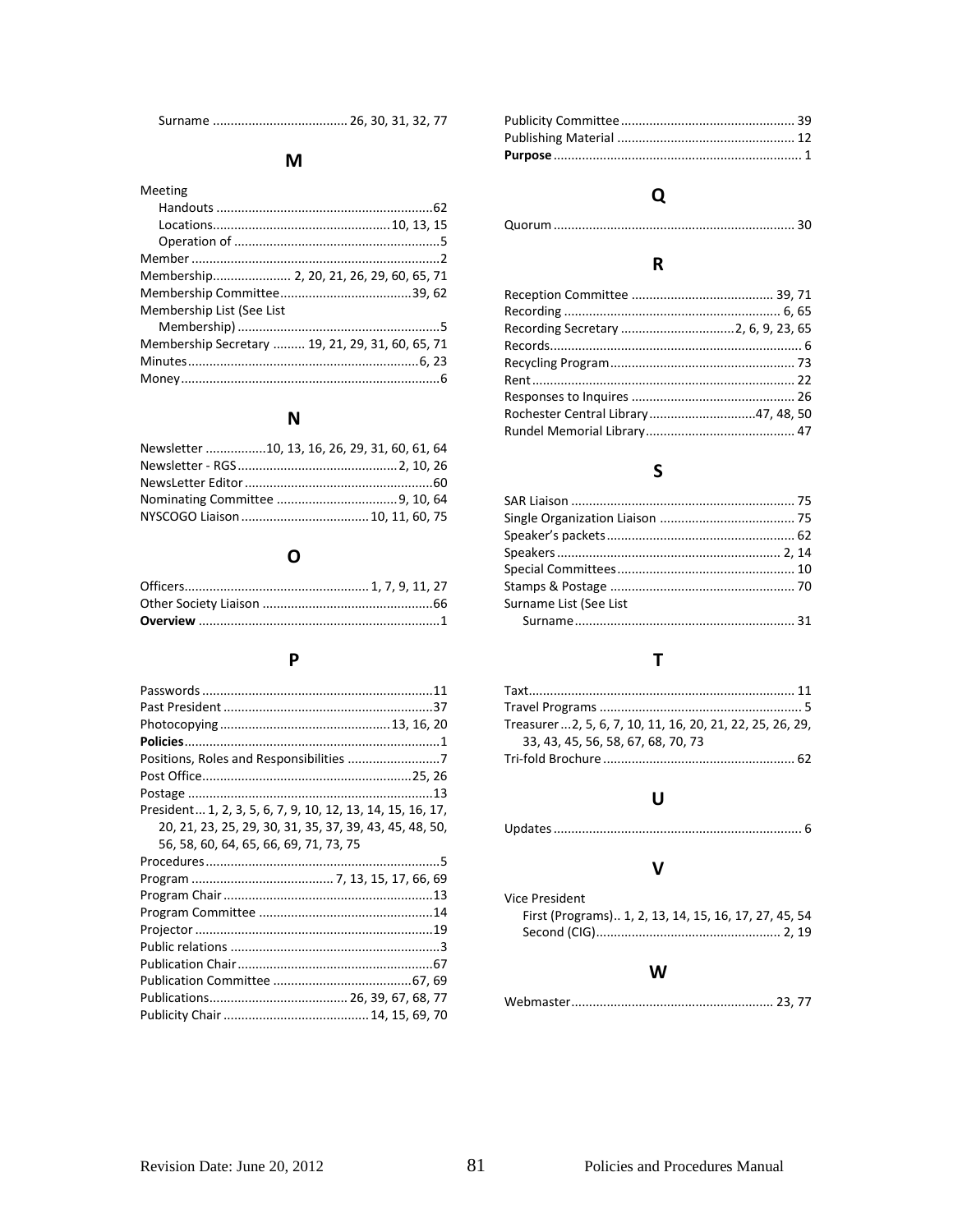Surname ...................................... 26, 30, 31, 32, 77

## M

Meeting
- Handouts ............................................................62
- Locations.................................................10, 13, 15
- Operation of .........................................................5

Member .....................................................................2
Membership..................... 2, 20, 21, 26, 29, 60, 65, 71
Membership Committee....................................39, 62
Membership List (See List
- Membership) .........................................................5

Membership Secretary ......... 19, 21, 29, 31, 60, 65, 71
Minutes................................................................6, 23
Money.......................................................................6

## N

Newsletter ................10, 13, 16, 26, 29, 31, 60, 61, 64
Newsletter - RGS............................................2, 10, 26
NewsLetter Editor ....................................................60
Nominating Committee .................................9, 10, 64
NYSCOGO Liaison ...................................10, 11, 60, 75

## O

Officers...................................................1, 7, 9, 11, 27
Other Society Liaison ................................................66
**Overview** ...................................................................1

## P

Passwords ................................................................11
Past President ..........................................................37
Photocopying ...............................................13, 16, 20
**Policies**.......................................................................1
Positions, Roles and Responsibilities ..........................7
Post Office...........................................................25, 26
Postage ....................................................................13
President... 1, 2, 3, 5, 6, 7, 9, 10, 12, 13, 14, 15, 16, 17, 20, 21, 23, 25, 29, 30, 31, 35, 37, 39, 43, 45, 48, 50, 56, 58, 60, 64, 65, 66, 69, 71, 73, 75
Procedures .................................................................5
Program .......................................7, 13, 15, 17, 66, 69
Program Chair ..........................................................13
Program Committee .................................................14
Projector ..................................................................19
Public relations ...........................................................3
Publication Chair ......................................................67
Publication Committee ......................................67, 69
Publications...................................... 26, 39, 67, 68, 77
Publicity Chair .........................................14, 15, 69, 70
Publicity Committee ................................................ 39
Publishing Material ................................................. 12
**Purpose** ..................................................................... 1

## Q

Quorum ................................................................... 30

## R

Reception Committee ....................................... 39, 71
Recording ............................................................ 6, 65
Recording Secretary ...............................2, 6, 9, 23, 65
Records...................................................................... 6
Recycling Program................................................... 73
Rent ......................................................................... 22
Responses to Inquires ............................................. 26
Rochester Central Library.............................47, 48, 50
Rundel Memorial Library.......................................... 47

## S

SAR Liaison .............................................................. 75
Single Organization Liaison ..................................... 75
Speaker's packets .................................................... 62
Speakers ............................................................. 2, 14
Special Committees ................................................. 10
Stamps & Postage ................................................... 70
Surname List (See List
- Surname ............................................................ 31

## T

Taxt.......................................................................... 11
Travel Programs ........................................................ 5
Treasurer ...2, 5, 6, 7, 10, 11, 16, 20, 21, 22, 25, 26, 29, 33, 43, 45, 56, 58, 67, 68, 70, 73
Tri-fold Brochure ..................................................... 62

## U

Updates ..................................................................... 6

## V

Vice President
- First (Programs).. 1, 2, 13, 14, 15, 16, 17, 27, 45, 54
- Second (CIG)................................................... 2, 19

## W

Webmaster........................................................ 23, 77